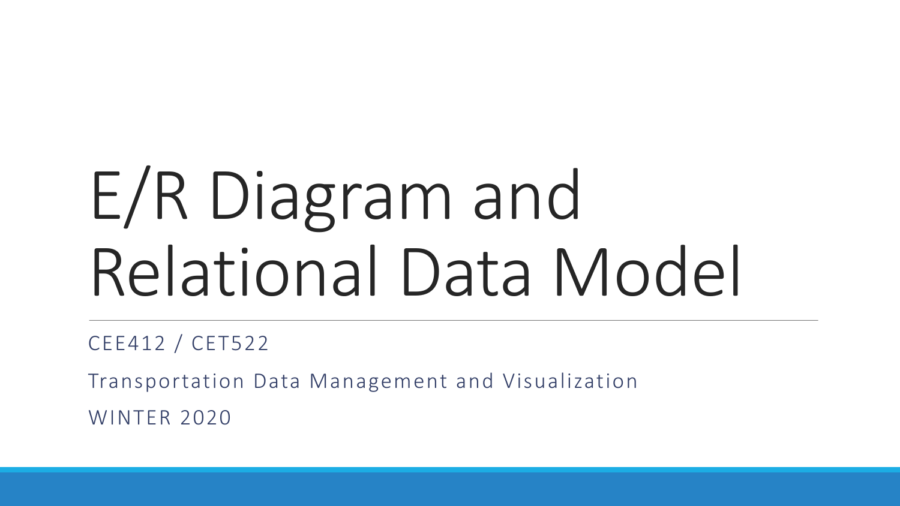# E/R Diagram and Relational Data Model

CEE412 / CET522

Transportation Data Management and Visualization

WINTER 2020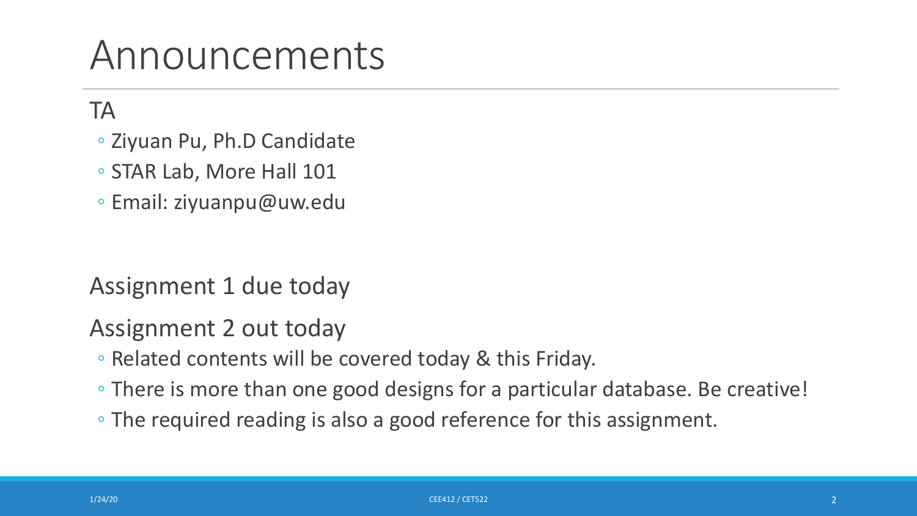# Announcements

TA

- Ziyuan Pu, Ph.D Candidate
- STAR Lab, More Hall 101
- Email: ziyuanpu@uw.edu

Assignment 1 due today

Assignment 2 out today

- Related contents will be covered today & this Friday.
- There is more than one good designs for a particular database. Be creative!
- The required reading is also a good reference for this assignment.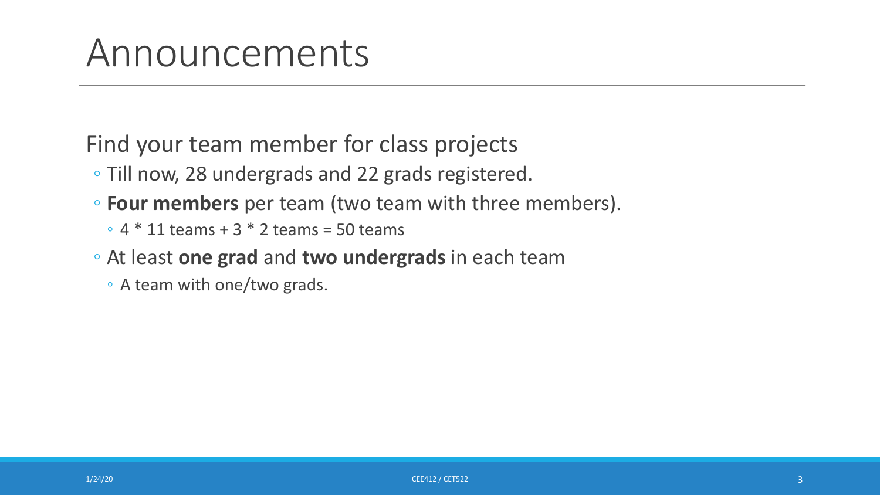# Announcements

Find your team member for class projects

- Till now, 28 undergrads and 22 grads registered.
- **Four members** per team (two team with three members).
  - 4 * 11 teams + 3 * 2 teams = 50 teams
- At least **one grad** and **two undergrads** in each team
  - A team with one/two grads.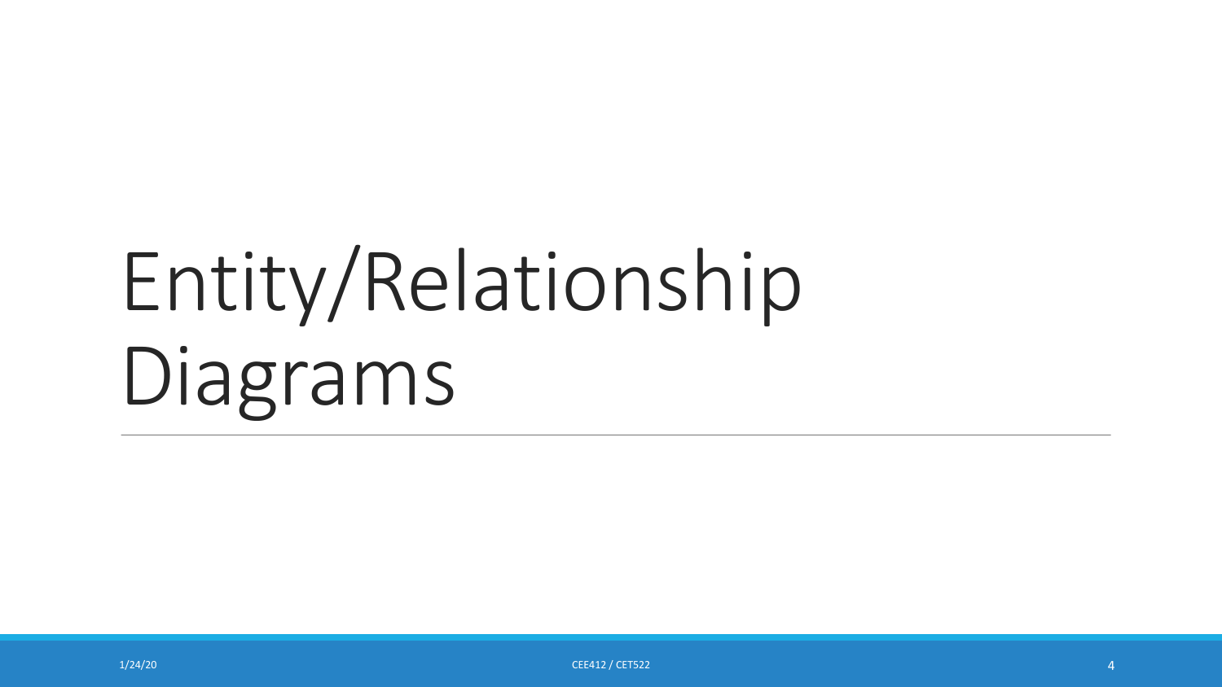# Entity/Relationship Diagrams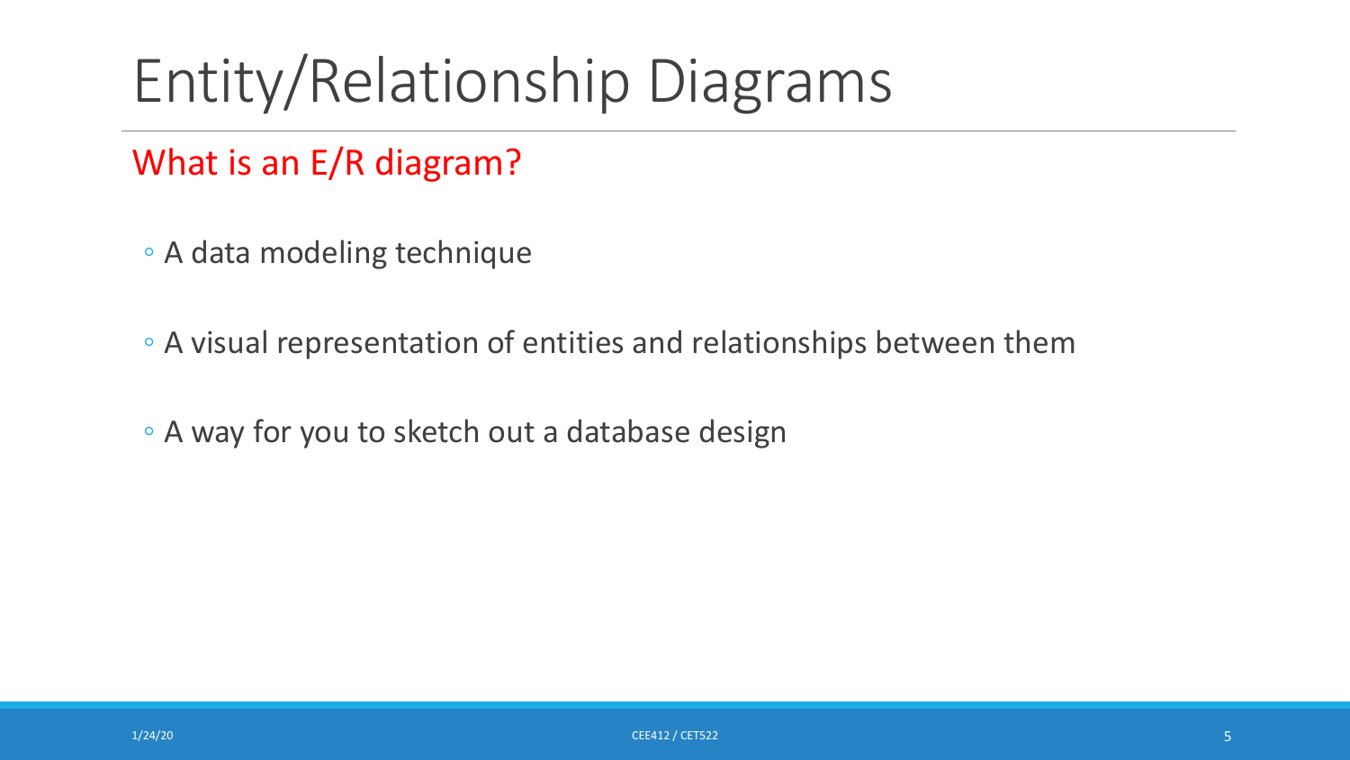# Entity/Relationship Diagrams

## What is an E/R diagram?

- A data modeling technique
- A visual representation of entities and relationships between them
- A way for you to sketch out a database design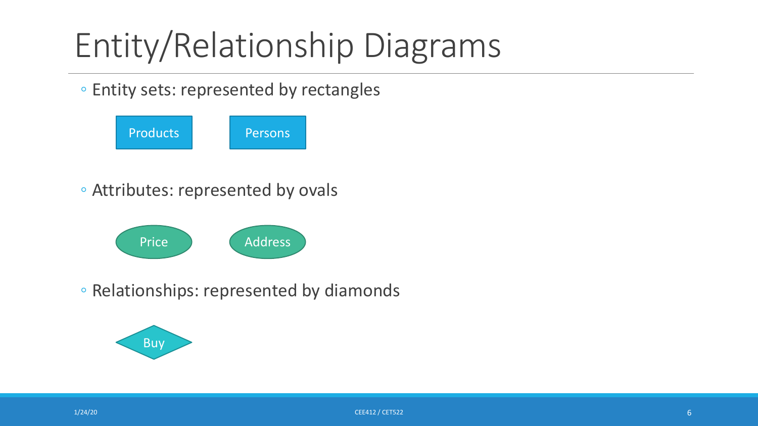# Entity/Relationship Diagrams

- Entity sets: represented by rectangles

Products

Persons

- Attributes: represented by ovals

Price

Address

- Relationships: represented by diamonds

Buy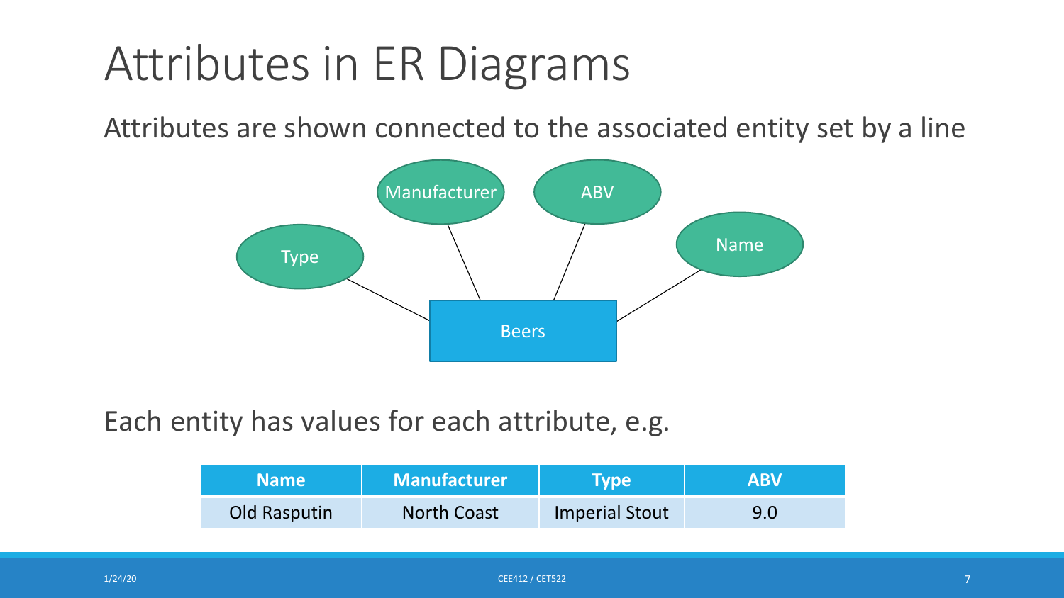# Attributes in ER Diagrams

Attributes are shown connected to the associated entity set by a line

Each entity has values for each attribute, e.g.

| Name | Manufacturer | Type | ABV |
| --- | --- | --- | --- |
| Old Rasputin | North Coast | Imperial Stout | 9.0 |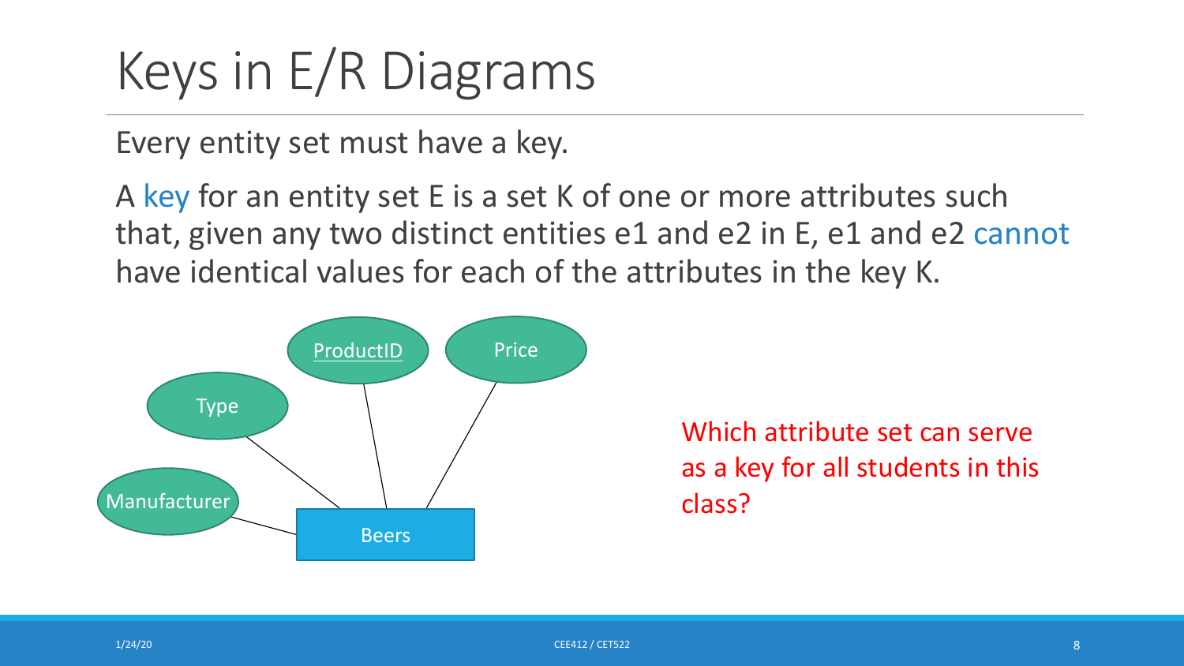# Keys in E/R Diagrams

Every entity set must have a key.

A key for an entity set E is a set K of one or more attributes such that, given any two distinct entities e1 and e2 in E, e1 and e2 cannot have identical values for each of the attributes in the key K.

Beers

- Manufacturer
- Type
- ProductID
- Price

Which attribute set can serve as a key for all students in this class?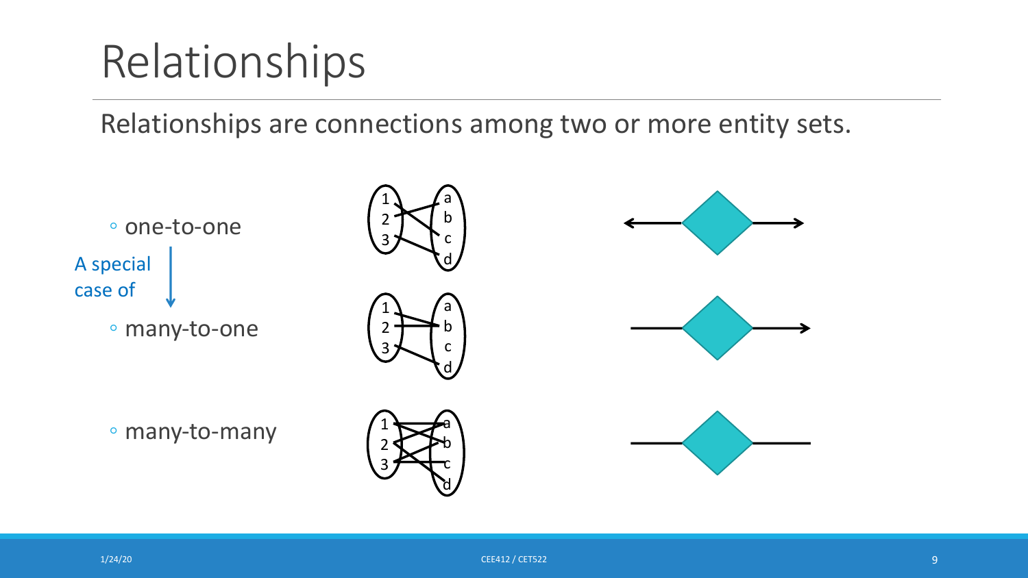# Relationships

Relationships are connections among two or more entity sets.

- one-to-one

A special case of ↓

- many-to-one
- many-to-many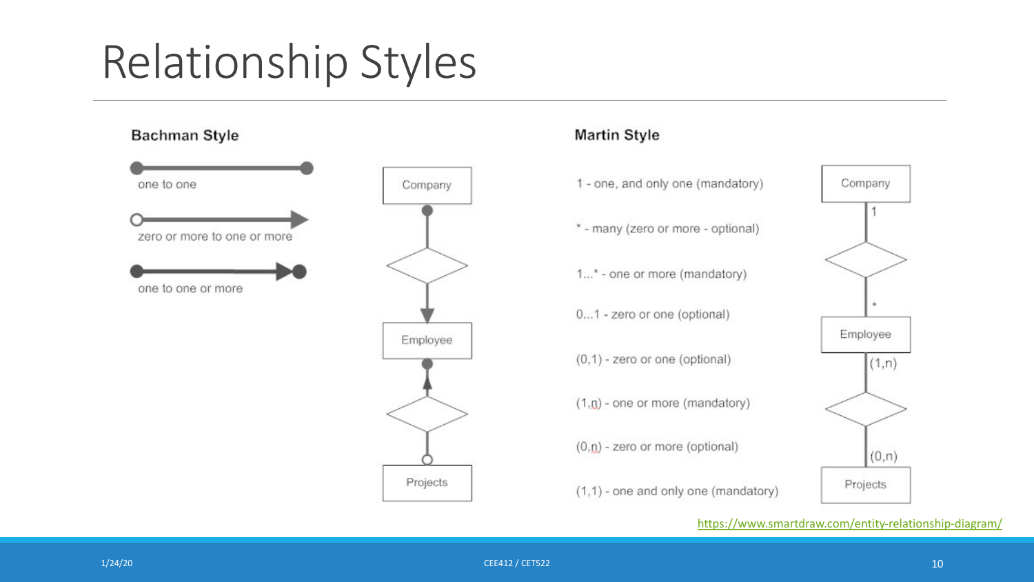# Relationship Styles

**Bachman Style**

one to one

zero or more to one or more

one to one or more

Company

Employee

Projects

**Martin Style**

1 - one, and only one (mandatory)

* - many (zero or more - optional)

1...* - one or more (mandatory)

0...1 - zero or one (optional)

(0,1) - zero or one (optional)

(1,n) - one or more (mandatory)

(0,n) - zero or more (optional)

(1,1) - one and only one (mandatory)

Company

1

*

Employee

(1,n)

(0,n)

Projects

https://www.smartdraw.com/entity-relationship-diagram/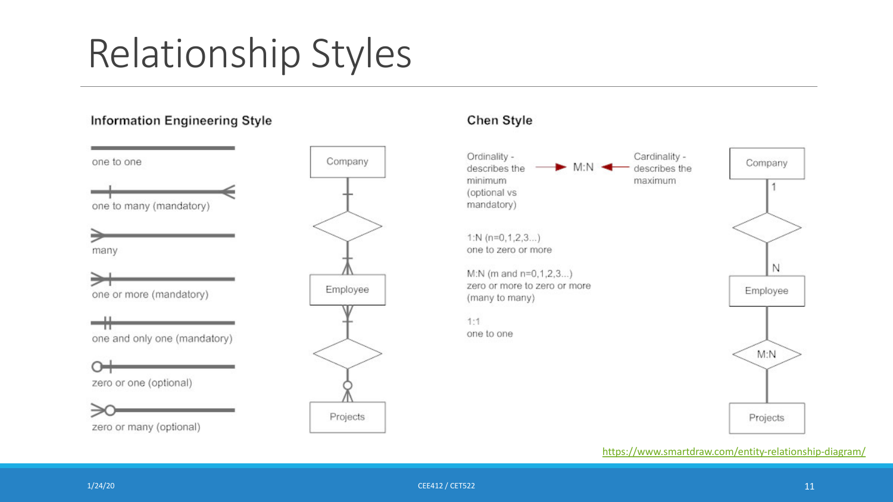# Relationship Styles

## Information Engineering Style

- one to one
- one to many (mandatory)
- many
- one or more (mandatory)
- one and only one (mandatory)
- zero or one (optional)
- zero or many (optional)

Company

Employee

Projects

## Chen Style

Ordinality - describes the minimum (optional vs mandatory) → M:N ← Cardinality - describes the maximum

1:N (n=0,1,2,3...)
one to zero or more

M:N (m and n=0,1,2,3...)
zero or more to zero or more (many to many)

1:1
one to one

Company

1

N

Employee

M:N

Projects

https://www.smartdraw.com/entity-relationship-diagram/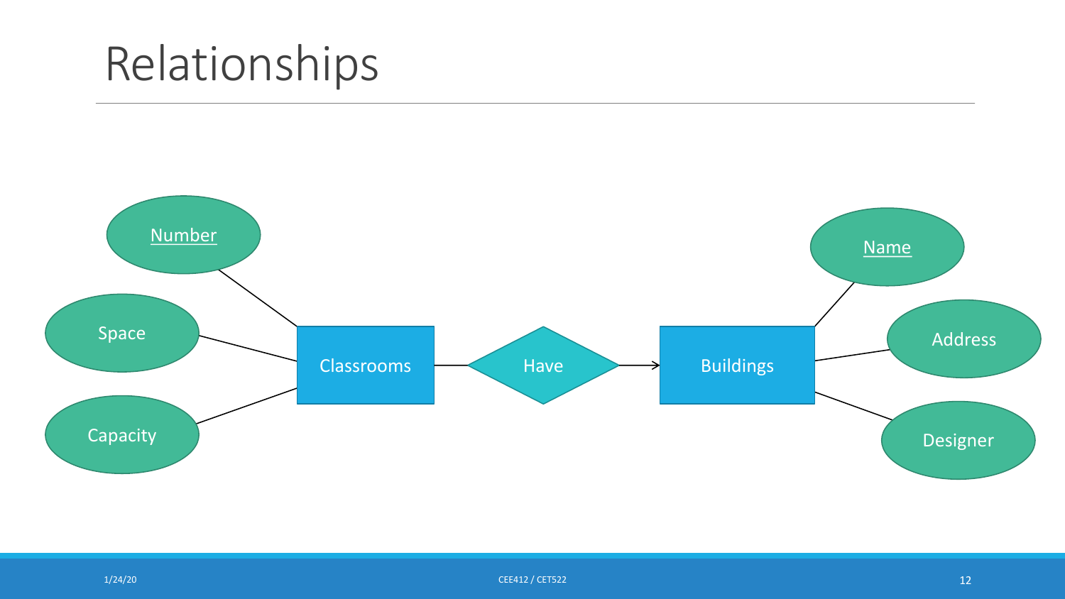# Relationships

Number

Space

Capacity

Classrooms

Have

Buildings

Name

Address

Designer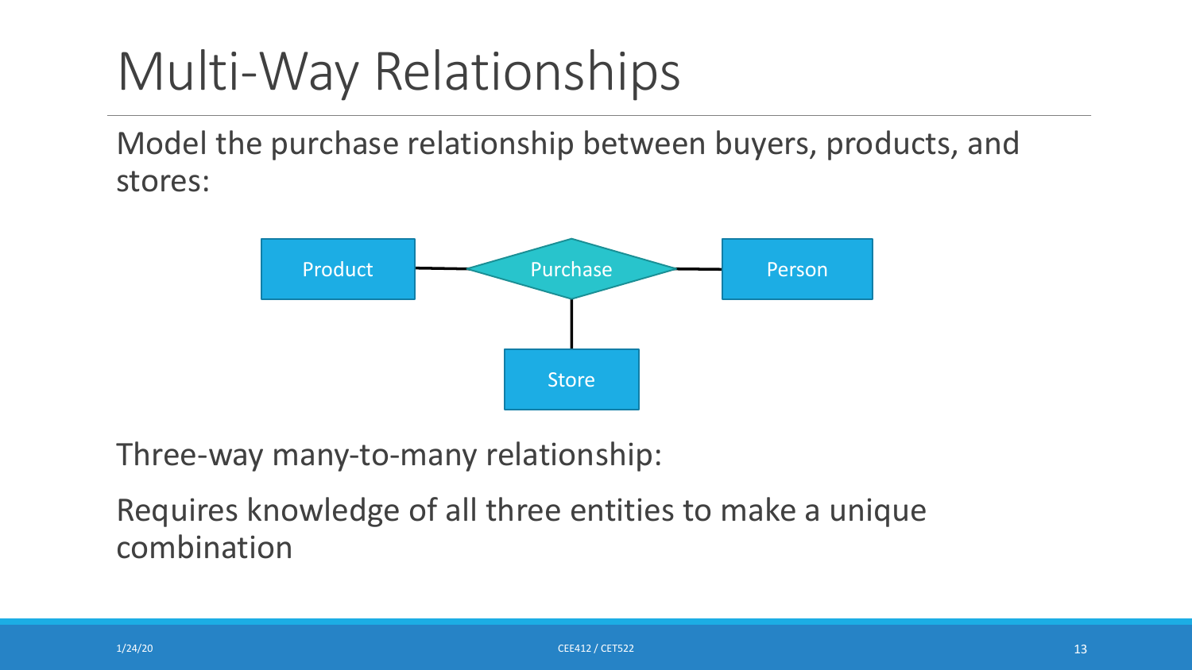# Multi-Way Relationships

Model the purchase relationship between buyers, products, and stores:

Product — Purchase — Person

Store

Three-way many-to-many relationship:

Requires knowledge of all three entities to make a unique combination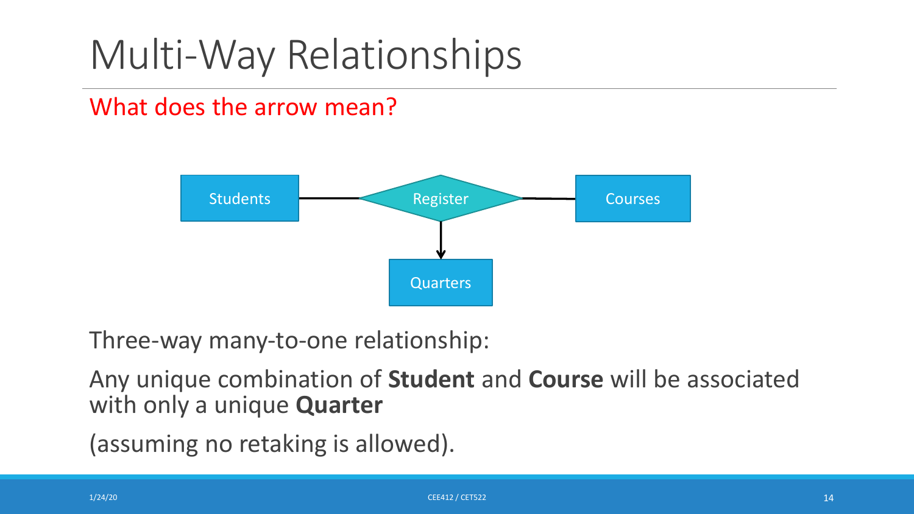# Multi-Way Relationships

What does the arrow mean?

Students — Register — Courses
Register → Quarters

Three-way many-to-one relationship:

Any unique combination of **Student** and **Course** will be associated with only a unique **Quarter**

(assuming no retaking is allowed).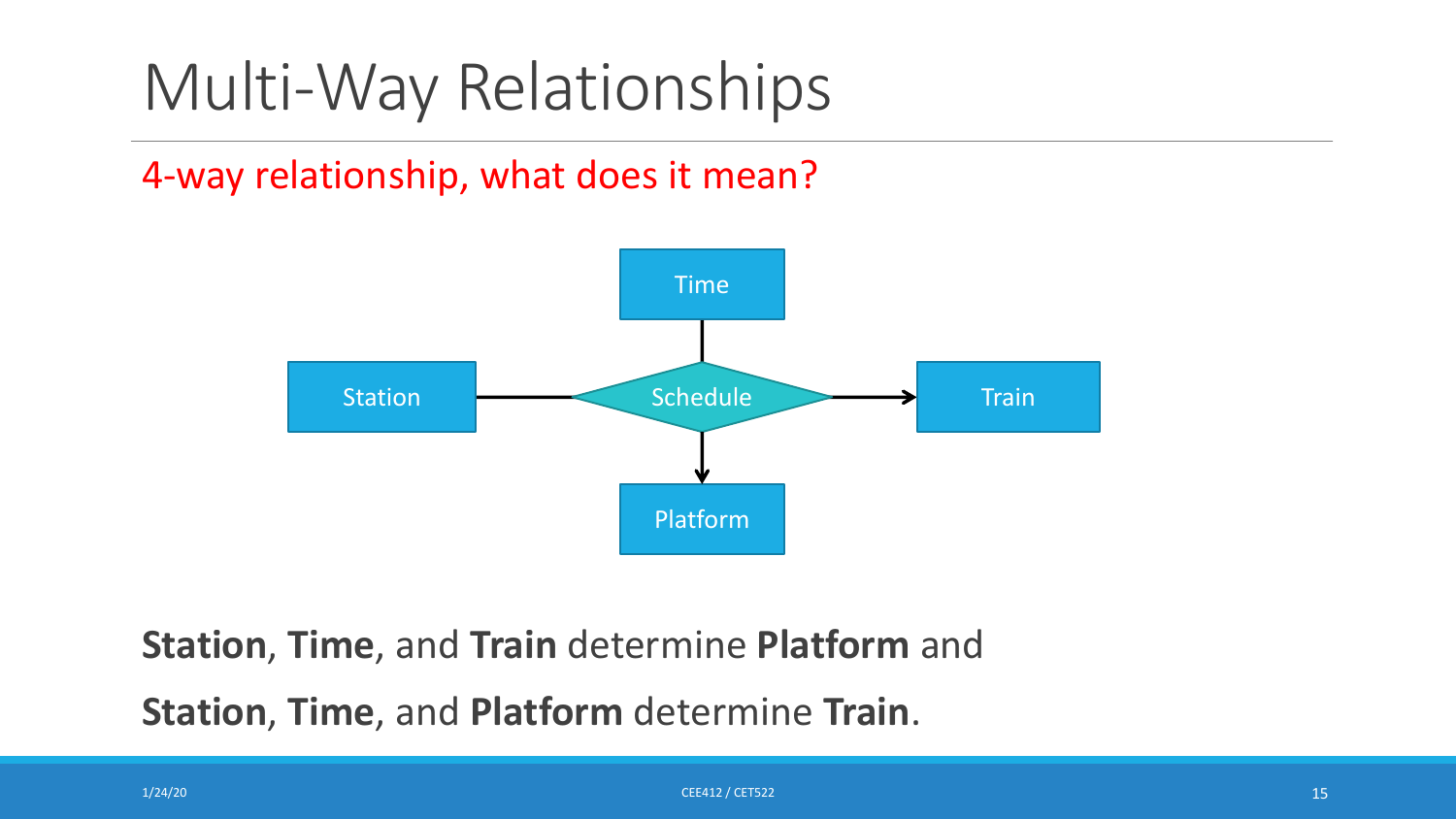# Multi-Way Relationships

4-way relationship, what does it mean?

**Station**, **Time**, and **Train** determine **Platform** and

**Station**, **Time**, and **Platform** determine **Train**.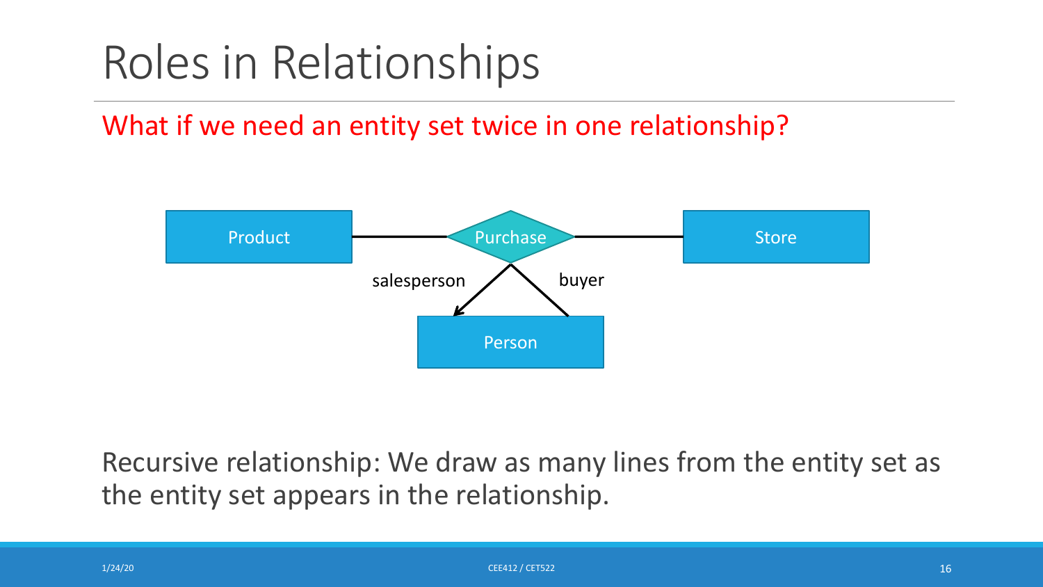# Roles in Relationships

What if we need an entity set twice in one relationship?

Recursive relationship: We draw as many lines from the entity set as the entity set appears in the relationship.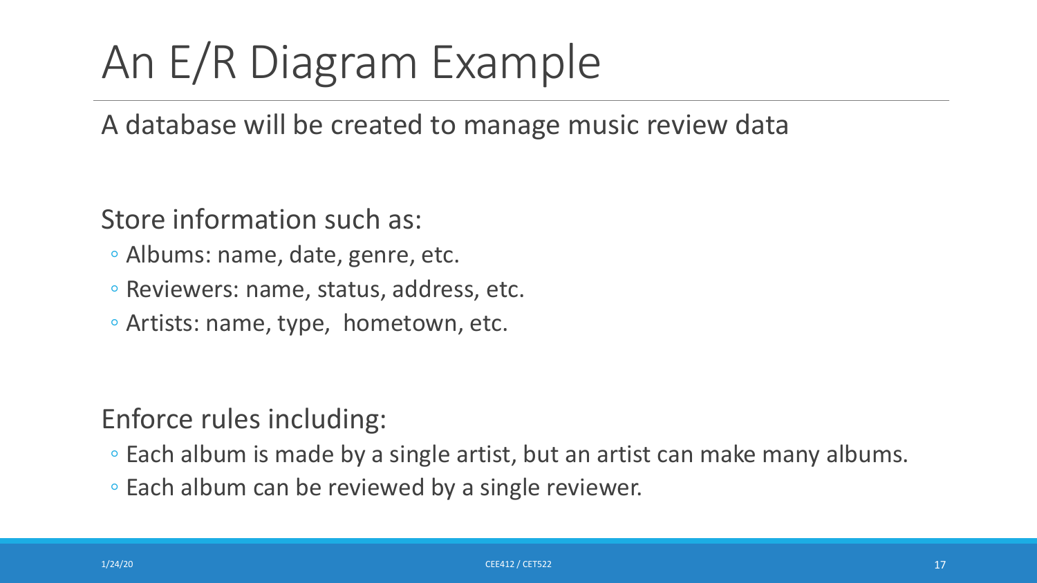# An E/R Diagram Example

A database will be created to manage music review data

Store information such as:

- Albums: name, date, genre, etc.
- Reviewers: name, status, address, etc.
- Artists: name, type, hometown, etc.

Enforce rules including:

- Each album is made by a single artist, but an artist can make many albums.
- Each album can be reviewed by a single reviewer.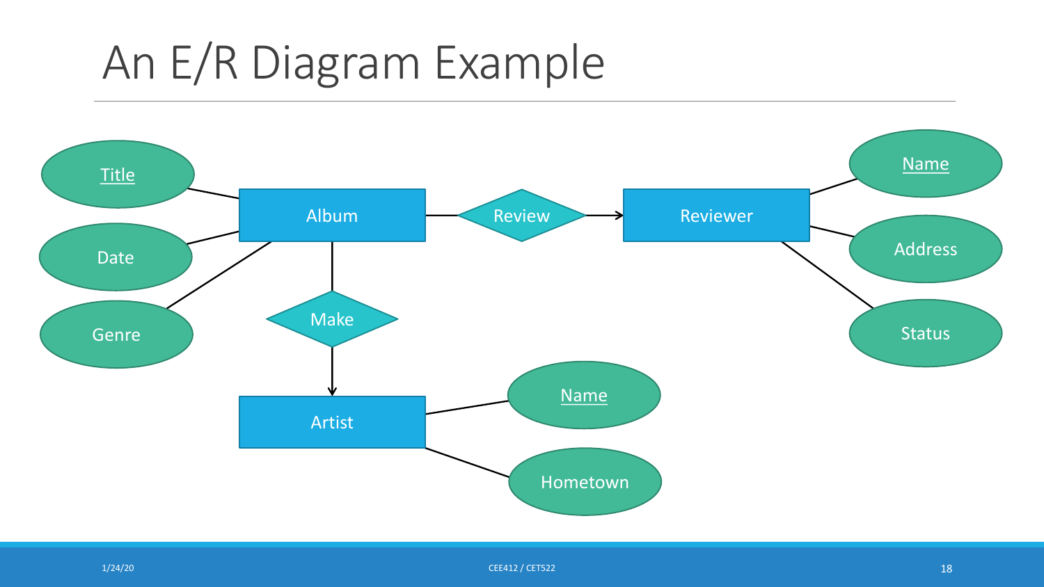# An E/R Diagram Example

Title

Date

Genre

Album

Review

Reviewer

Name

Address

Status

Make

Artist

Name

Hometown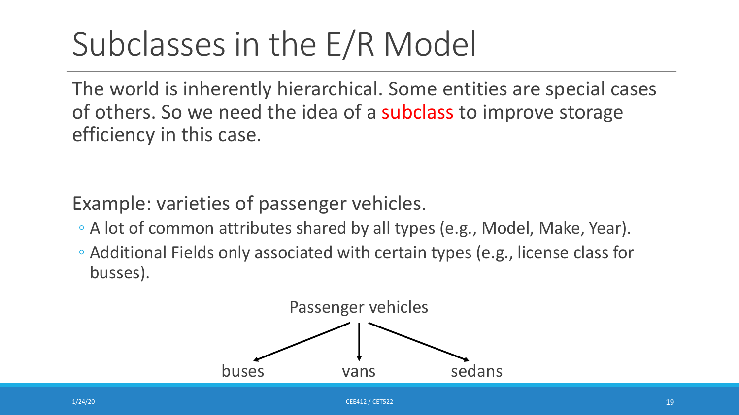# Subclasses in the E/R Model

The world is inherently hierarchical. Some entities are special cases of others. So we need the idea of a subclass to improve storage efficiency in this case.

Example: varieties of passenger vehicles.

- A lot of common attributes shared by all types (e.g., Model, Make, Year).
- Additional Fields only associated with certain types (e.g., license class for busses).

Passenger vehicles

buses vans sedans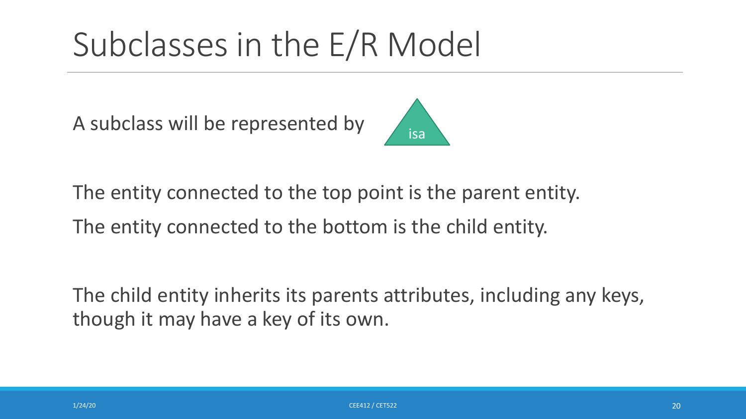# Subclasses in the E/R Model

A subclass will be represented by isa

The entity connected to the top point is the parent entity.

The entity connected to the bottom is the child entity.

The child entity inherits its parents attributes, including any keys, though it may have a key of its own.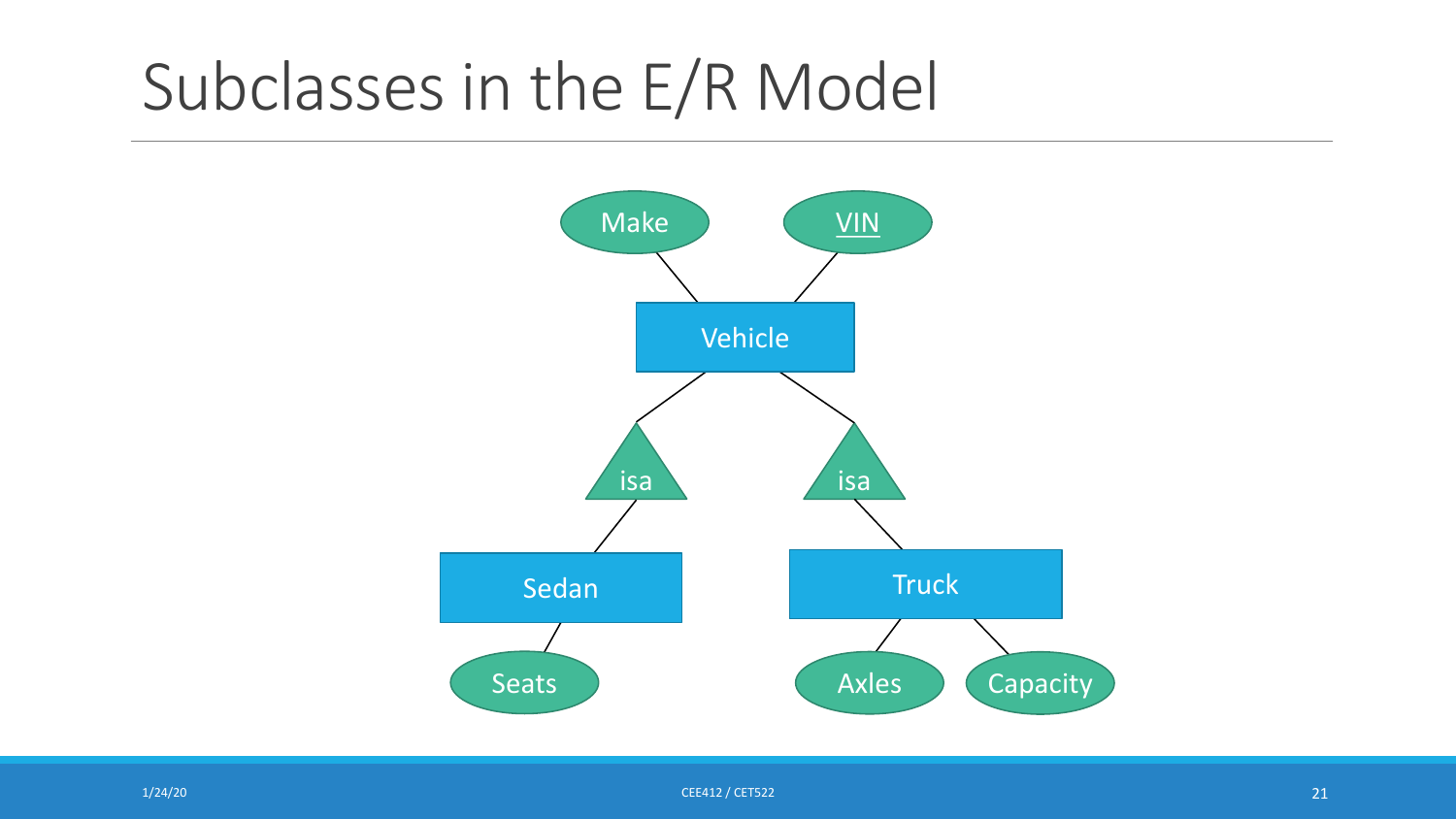# Subclasses in the E/R Model

Make

VIN

Vehicle

isa

isa

Sedan

Truck

Seats

Axles

Capacity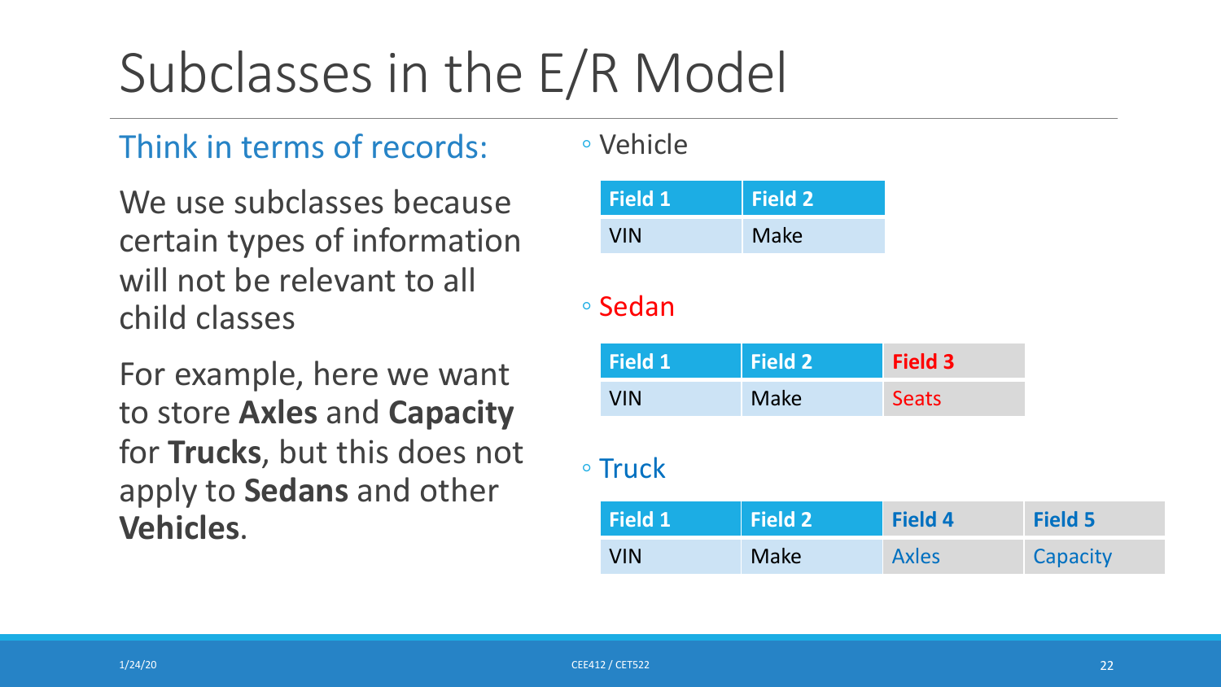# Subclasses in the E/R Model

Think in terms of records:

We use subclasses because certain types of information will not be relevant to all child classes

For example, here we want to store **Axles** and **Capacity** for **Trucks**, but this does not apply to **Sedans** and other **Vehicles**.

- Vehicle

| Field 1 | Field 2 |
| --- | --- |
| VIN | Make |

- Sedan

| Field 1 | Field 2 | Field 3 |
| --- | --- | --- |
| VIN | Make | Seats |

- Truck

| Field 1 | Field 2 | Field 4 | Field 5 |
| --- | --- | --- | --- |
| VIN | Make | Axles | Capacity |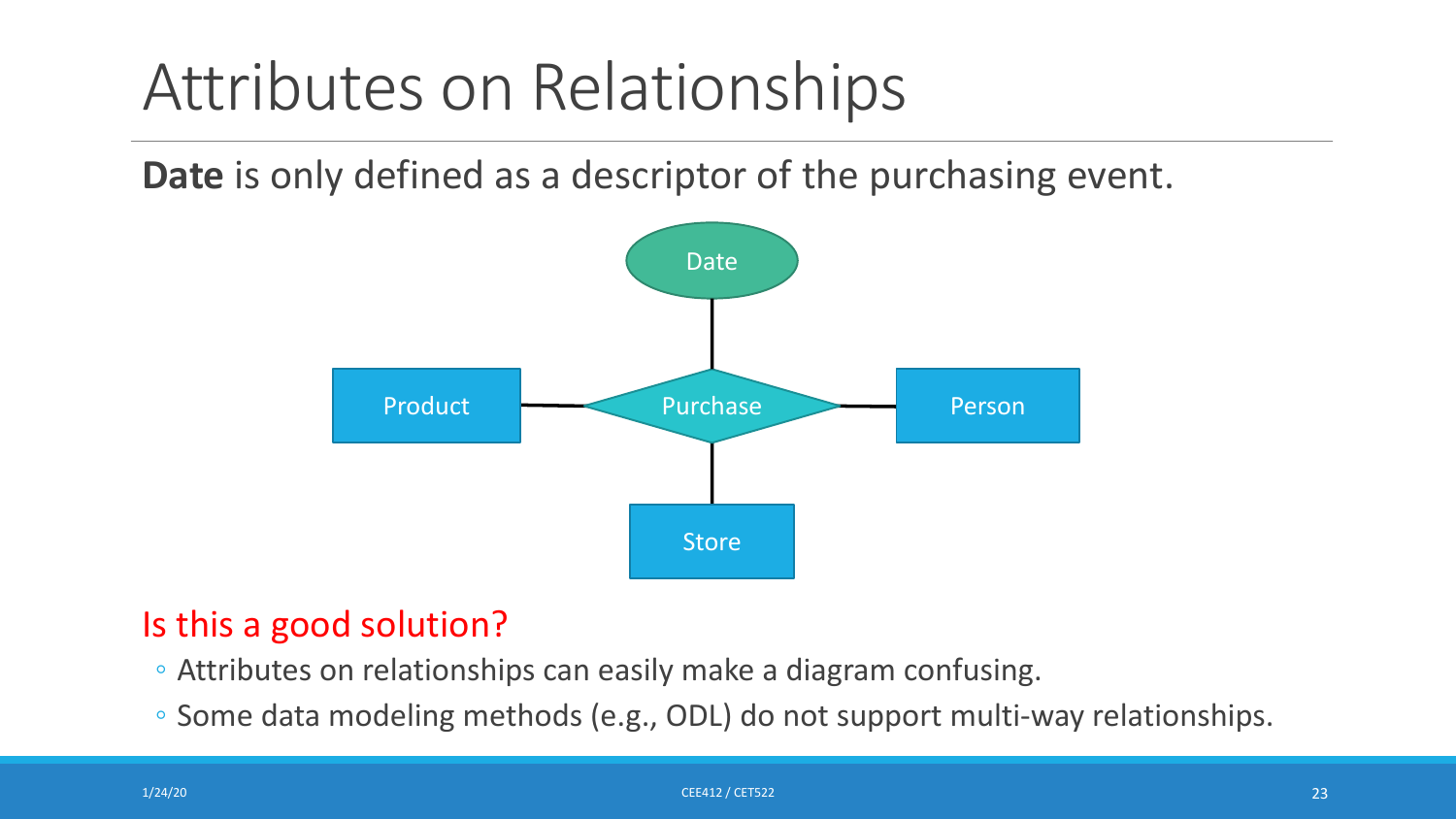# Attributes on Relationships

**Date** is only defined as a descriptor of the purchasing event.

Date

Product — Purchase — Person

Store

Is this a good solution?

- Attributes on relationships can easily make a diagram confusing.
- Some data modeling methods (e.g., ODL) do not support multi-way relationships.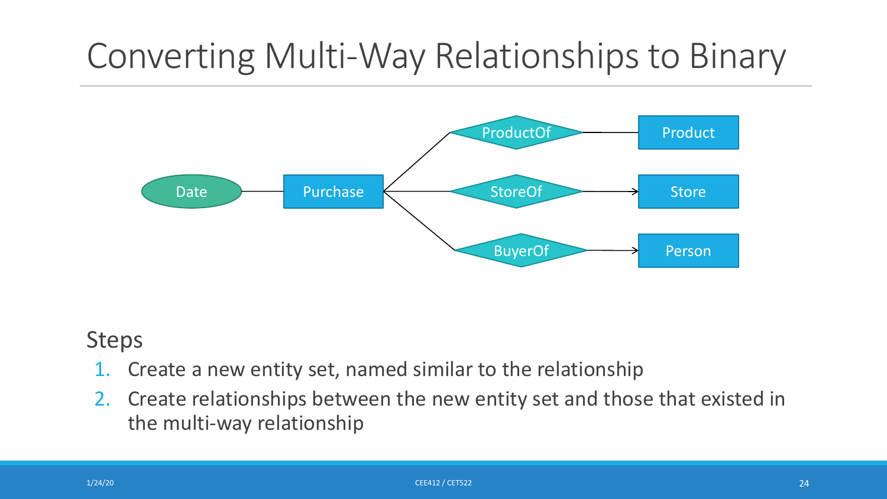# Converting Multi-Way Relationships to Binary

Date — Purchase

Purchase — ProductOf — Product

Purchase — StoreOf → Store

Purchase — BuyerOf → Person

Steps

1. Create a new entity set, named similar to the relationship
2. Create relationships between the new entity set and those that existed in the multi-way relationship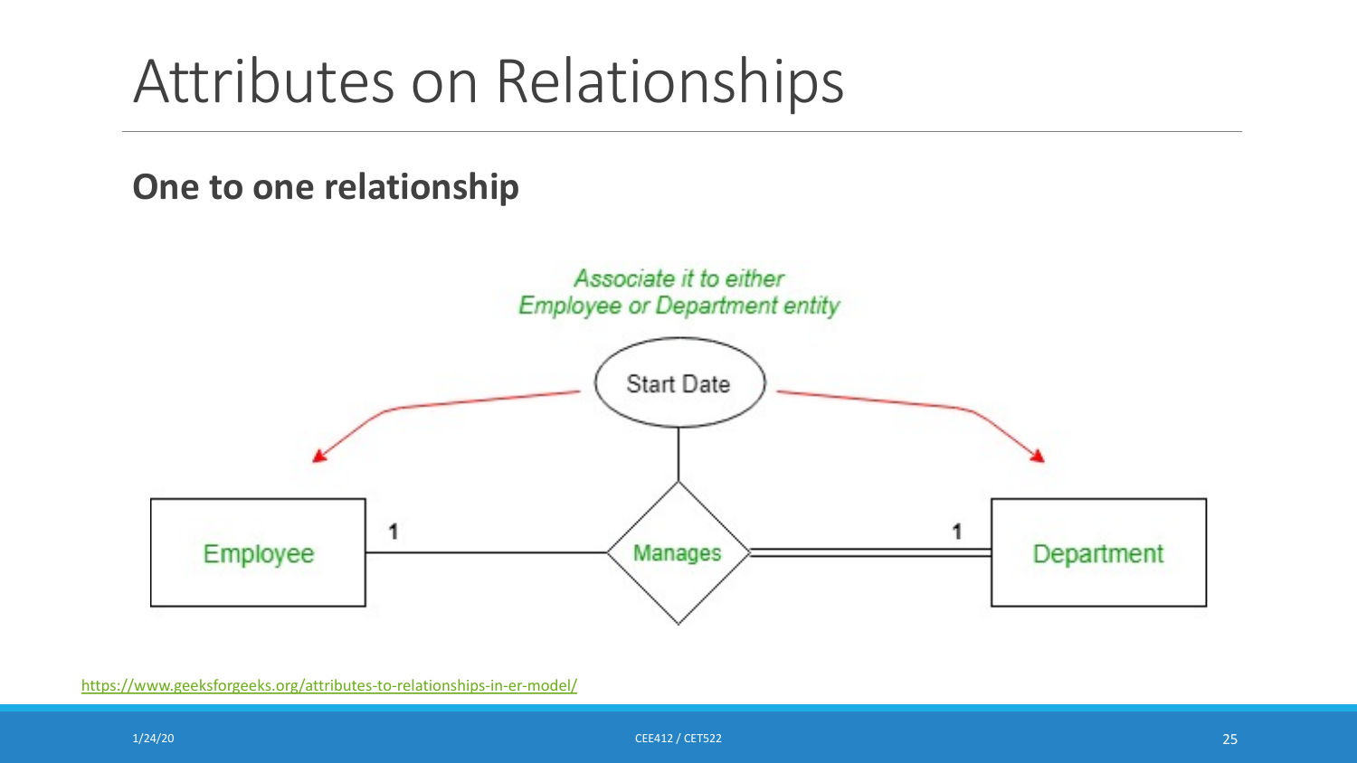# Attributes on Relationships

**One to one relationship**

*Associate it to either Employee or Department entity*

Start Date

Employee 1 — Manages — 1 Department

https://www.geeksforgeeks.org/attributes-to-relationships-in-er-model/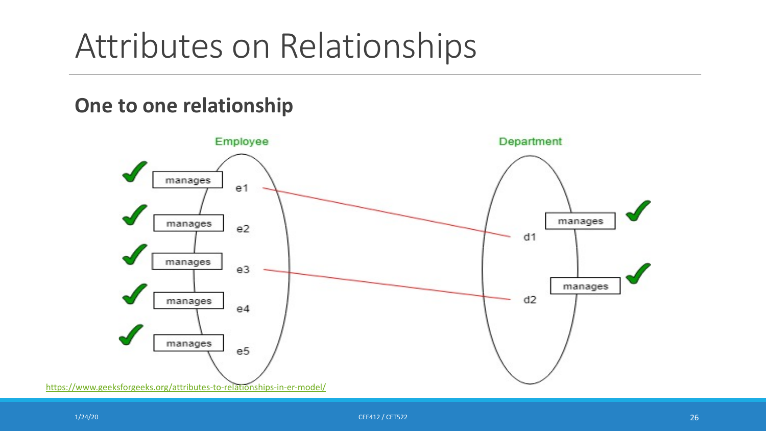# Attributes on Relationships

## One to one relationship

Employee

manages e1

manages e2

manages e3

manages e4

manages e5

Department

d1 manages

d2 manages

https://www.geeksforgeeks.org/attributes-to-relationships-in-er-model/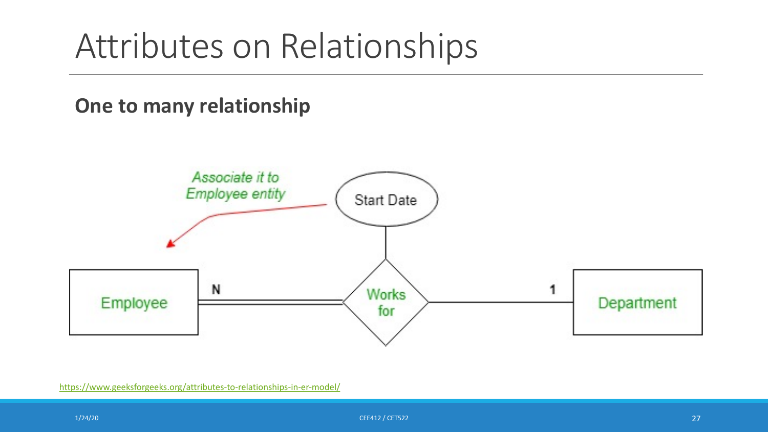# Attributes on Relationships

**One to many relationship**

*Associate it to Employee entity*

Start Date

Employee — N — Works for — 1 — Department

https://www.geeksforgeeks.org/attributes-to-relationships-in-er-model/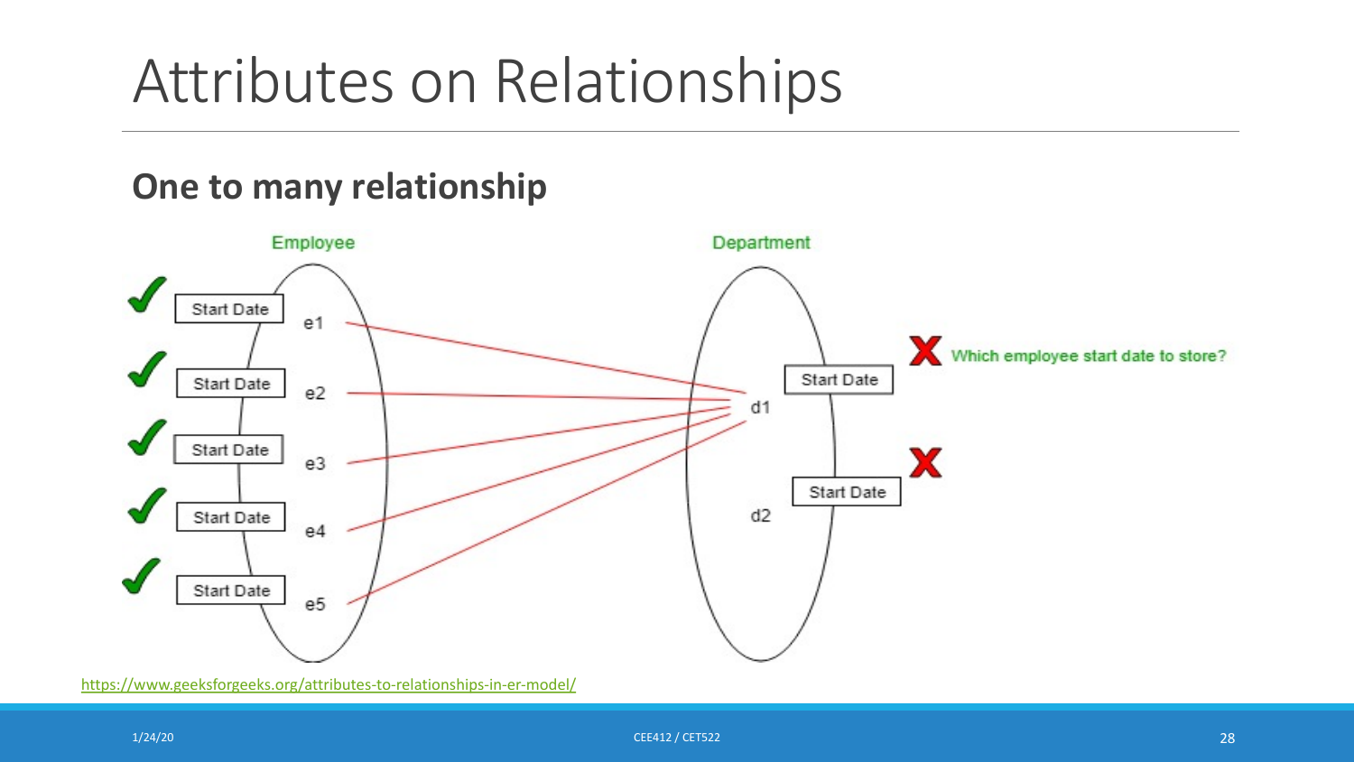# Attributes on Relationships

## One to many relationship

Employee

Department

Start Date

e1

Start Date

e2

Start Date

e3

Start Date

e4

Start Date

e5

Start Date

d1

Start Date

d2

Which employee start date to store?

https://www.geeksforgeeks.org/attributes-to-relationships-in-er-model/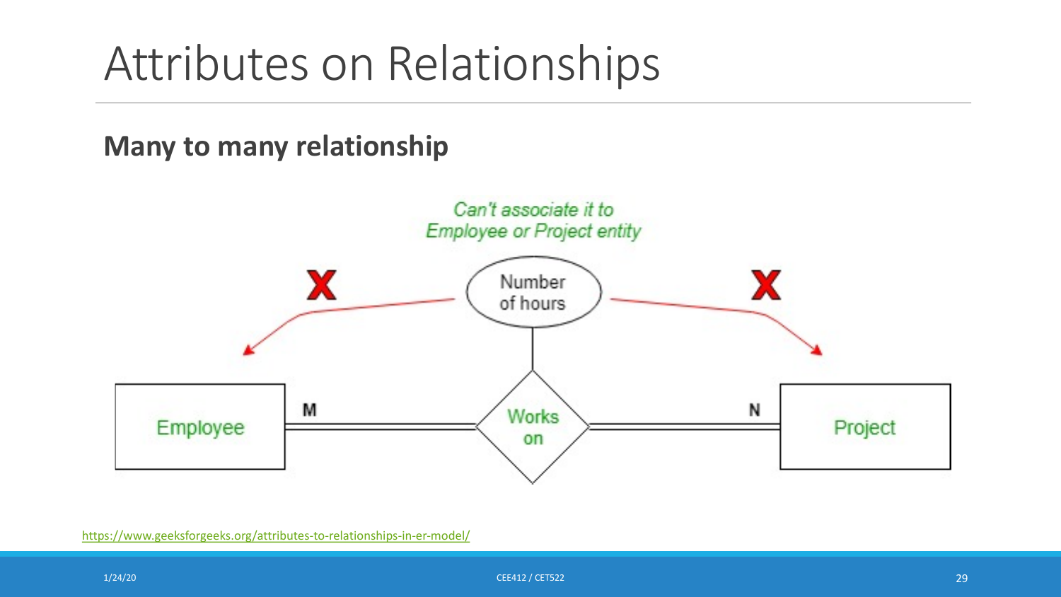# Attributes on Relationships

**Many to many relationship**

*Can't associate it to Employee or Project entity*

Number of hours

Employee — M — Works on — N — Project

https://www.geeksforgeeks.org/attributes-to-relationships-in-er-model/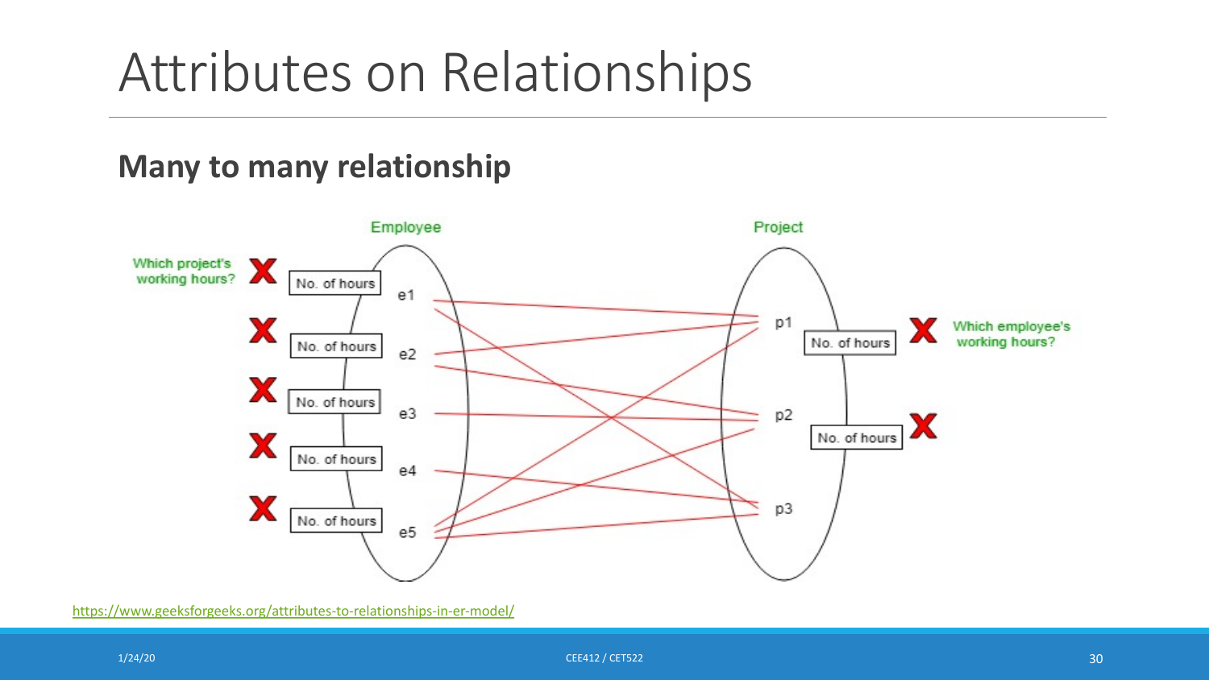# Attributes on Relationships

## Many to many relationship

Employee

Project

Which project's working hours?

No. of hours

No. of hours

No. of hours

No. of hours

No. of hours

e1

e2

e3

e4

e5

p1

p2

p3

No. of hours

No. of hours

Which employee's working hours?

https://www.geeksforgeeks.org/attributes-to-relationships-in-er-model/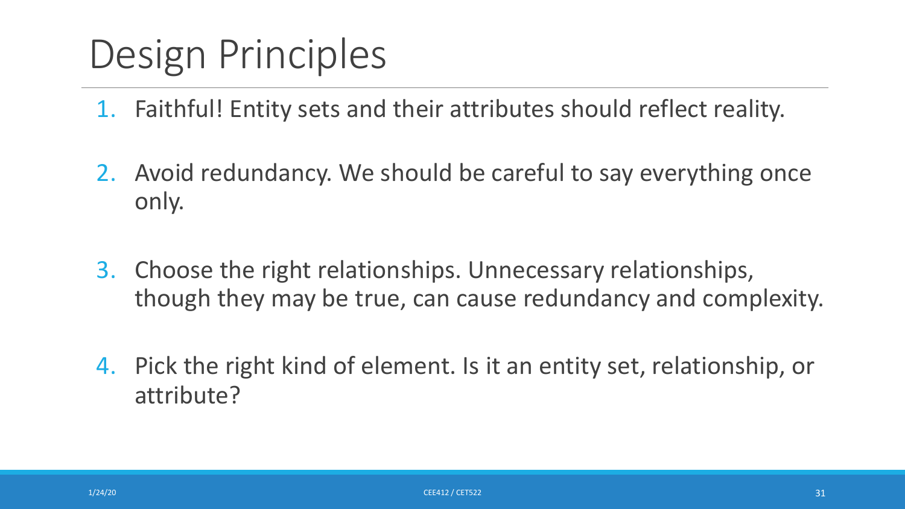# Design Principles

1. Faithful! Entity sets and their attributes should reflect reality.
2. Avoid redundancy. We should be careful to say everything once only.
3. Choose the right relationships. Unnecessary relationships, though they may be true, can cause redundancy and complexity.
4. Pick the right kind of element. Is it an entity set, relationship, or attribute?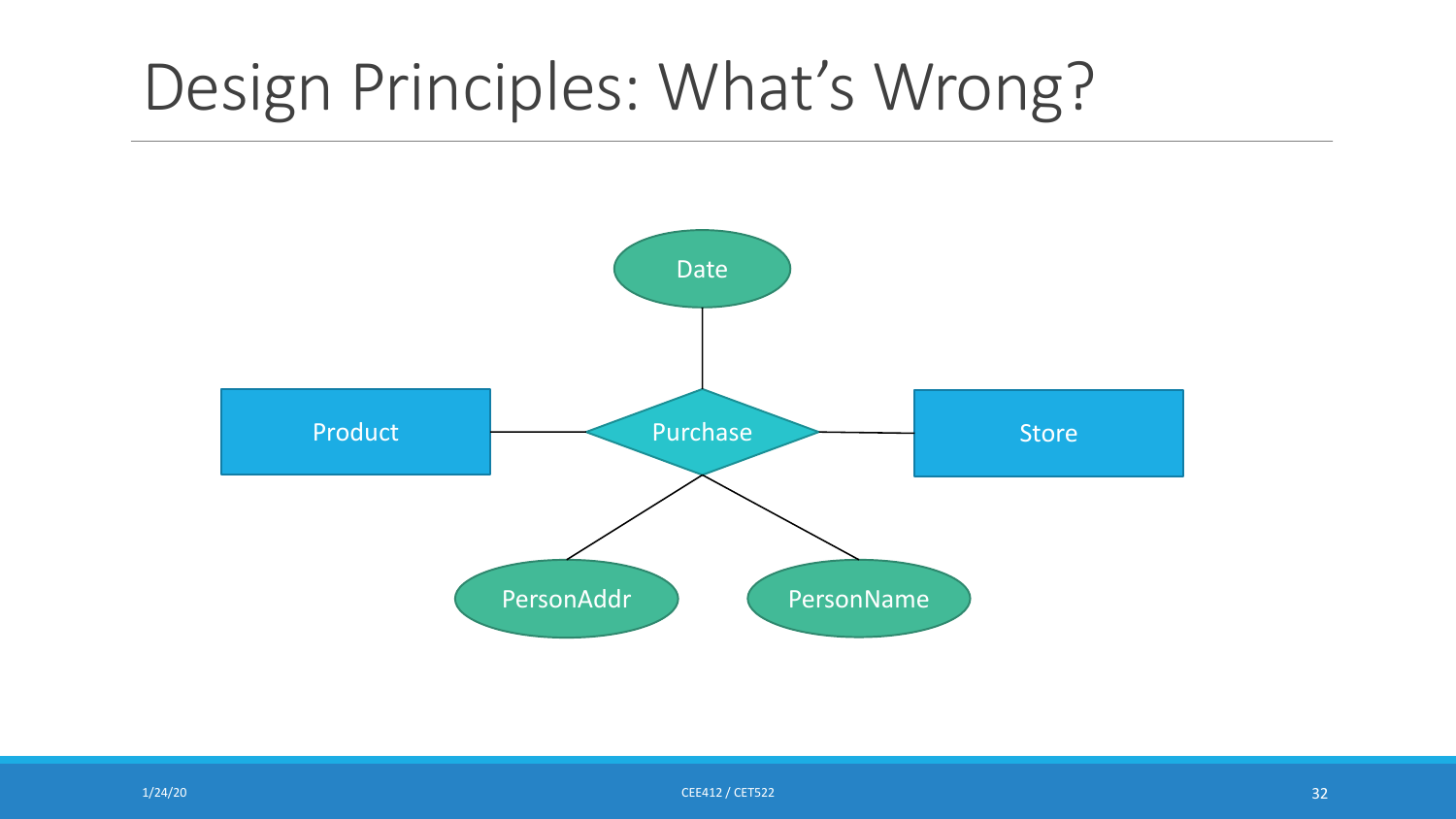# Design Principles: What's Wrong?

Date

Product

Purchase

Store

PersonAddr

PersonName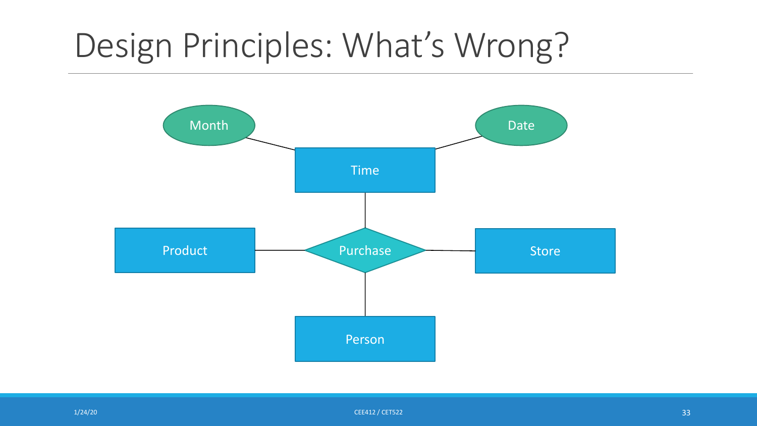# Design Principles: What's Wrong?

Month

Date

Time

Product

Purchase

Store

Person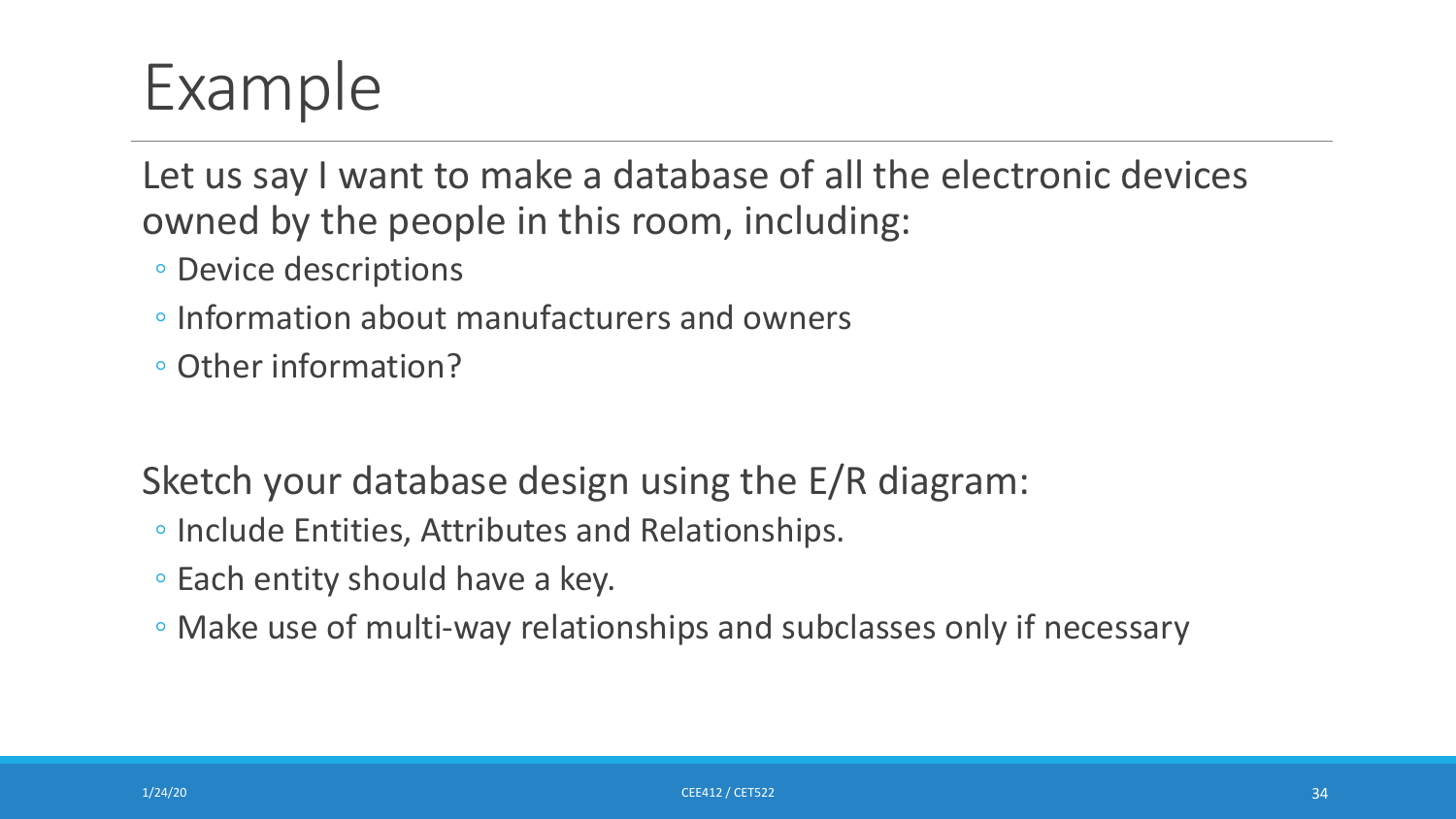# Example

Let us say I want to make a database of all the electronic devices owned by the people in this room, including:

- Device descriptions
- Information about manufacturers and owners
- Other information?

Sketch your database design using the E/R diagram:

- Include Entities, Attributes and Relationships.
- Each entity should have a key.
- Make use of multi-way relationships and subclasses only if necessary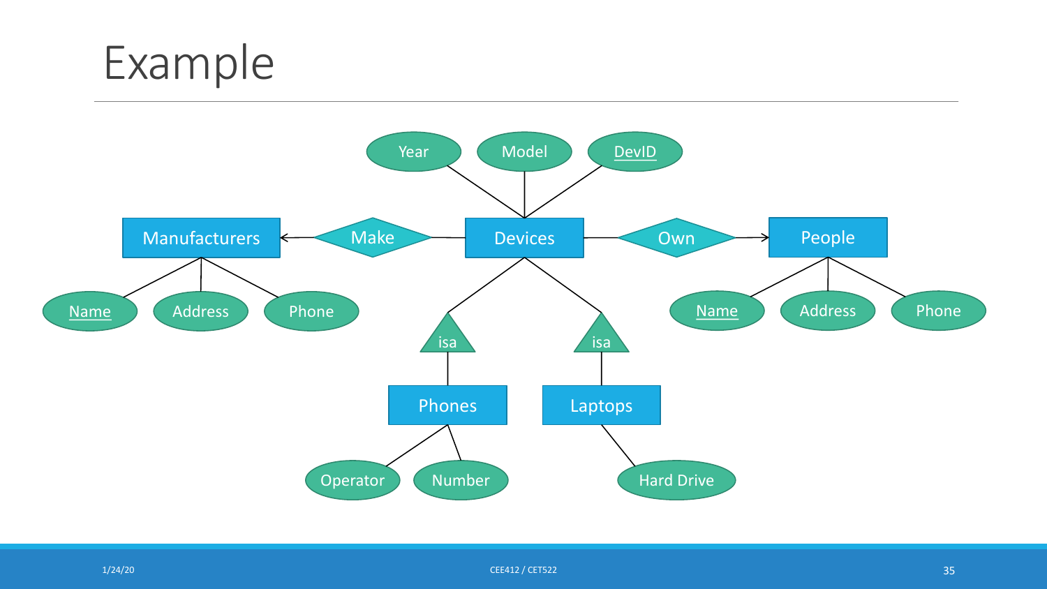# Example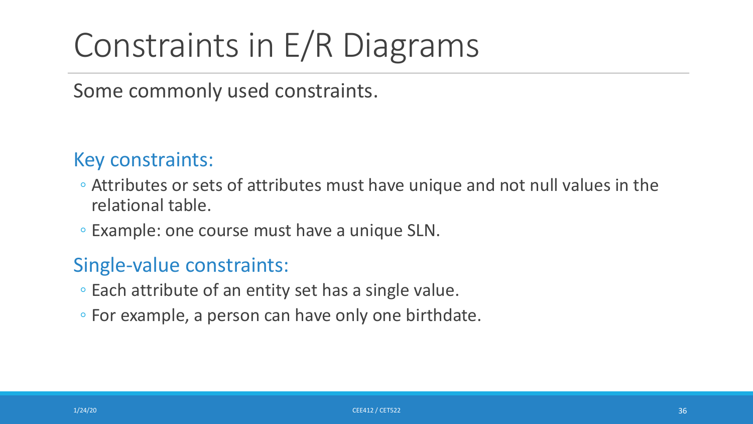# Constraints in E/R Diagrams

Some commonly used constraints.

## Key constraints:

- Attributes or sets of attributes must have unique and not null values in the relational table.
- Example: one course must have a unique SLN.

## Single-value constraints:

- Each attribute of an entity set has a single value.
- For example, a person can have only one birthdate.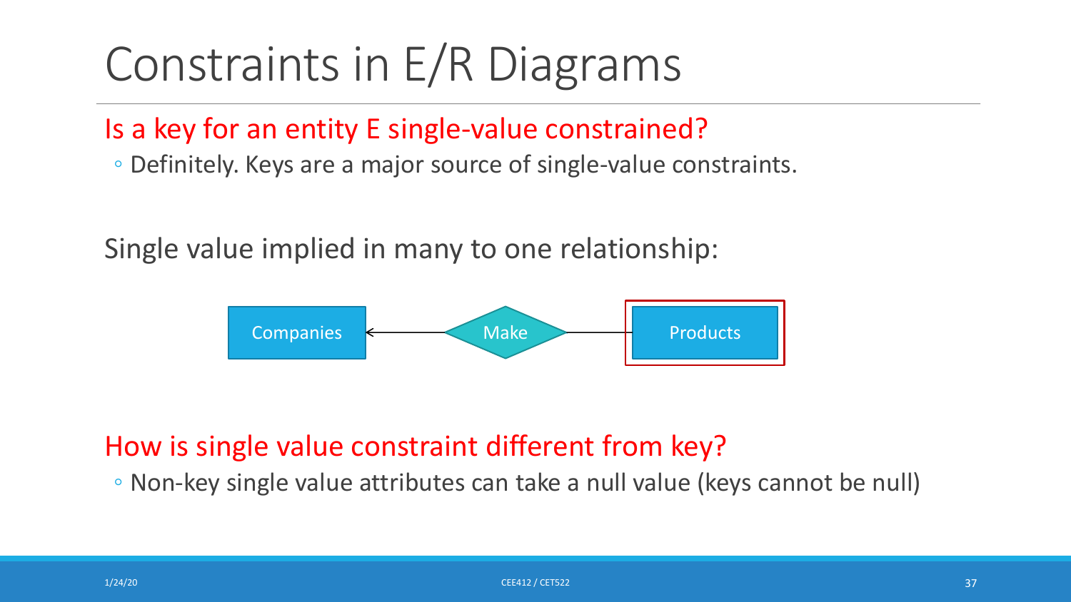# Constraints in E/R Diagrams

**Is a key for an entity E single-value constrained?**

- Definitely. Keys are a major source of single-value constraints.

Single value implied in many to one relationship:

Companies ← Make — Products

**How is single value constraint different from key?**

- Non-key single value attributes can take a null value (keys cannot be null)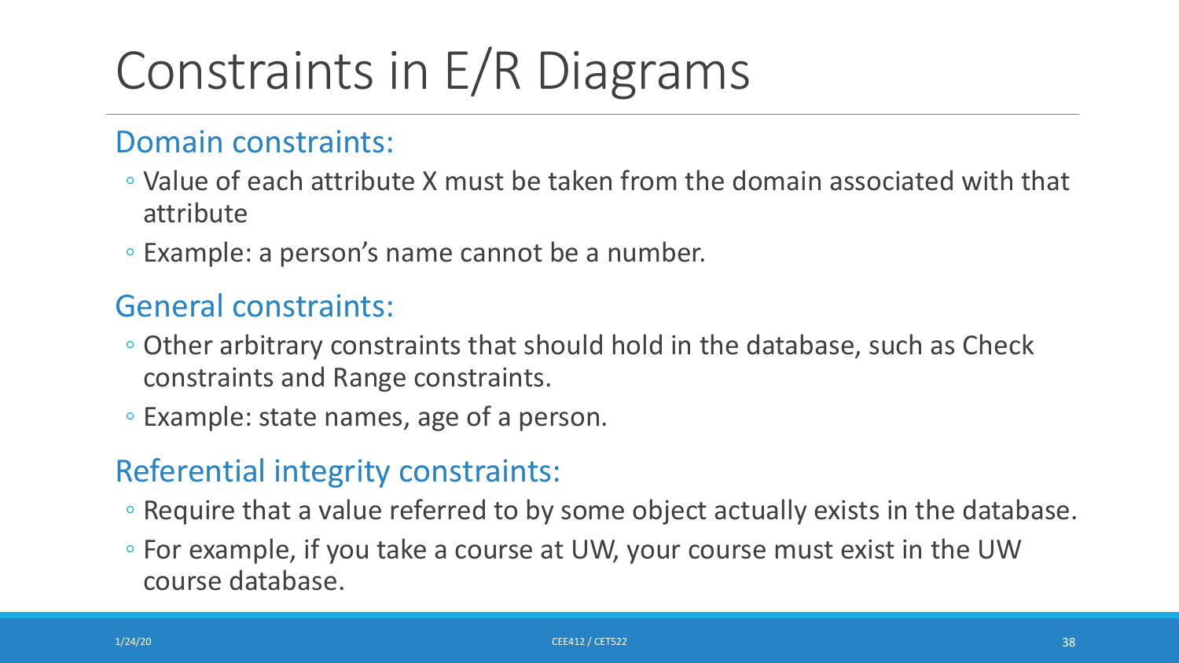# Constraints in E/R Diagrams

## Domain constraints:

- Value of each attribute X must be taken from the domain associated with that attribute
- Example: a person's name cannot be a number.

## General constraints:

- Other arbitrary constraints that should hold in the database, such as Check constraints and Range constraints.
- Example: state names, age of a person.

## Referential integrity constraints:

- Require that a value referred to by some object actually exists in the database.
- For example, if you take a course at UW, your course must exist in the UW course database.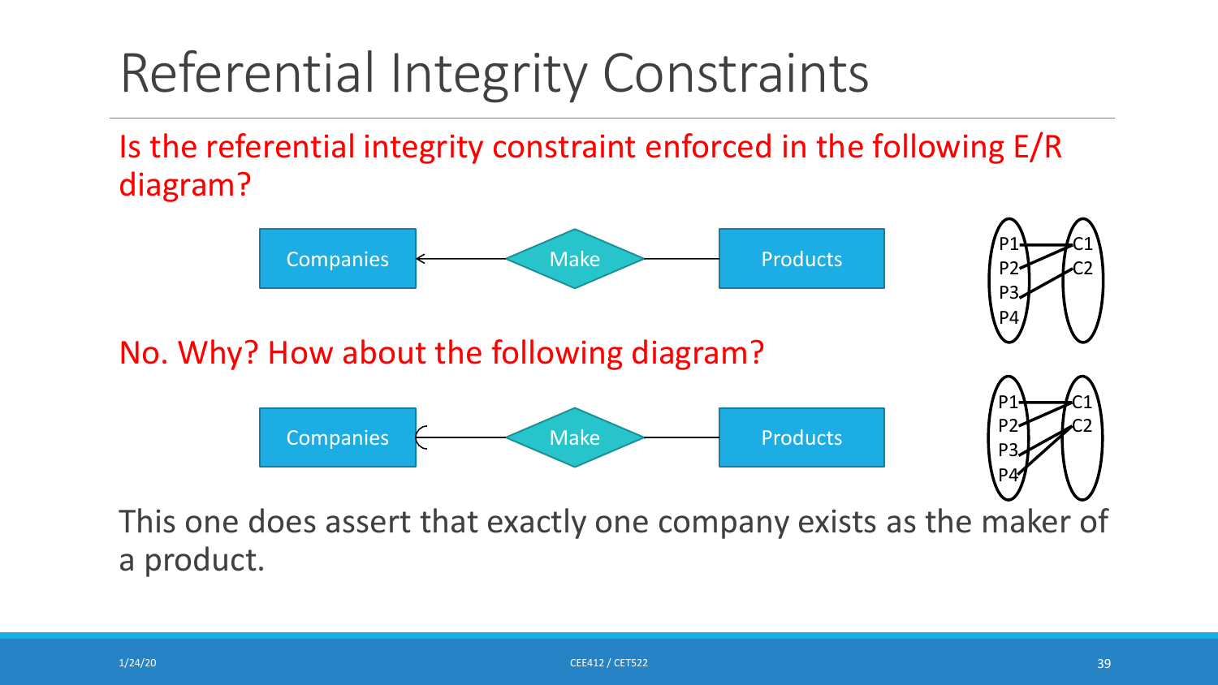# Referential Integrity Constraints

Is the referential integrity constraint enforced in the following E/R diagram?

No. Why? How about the following diagram?

This one does assert that exactly one company exists as the maker of a product.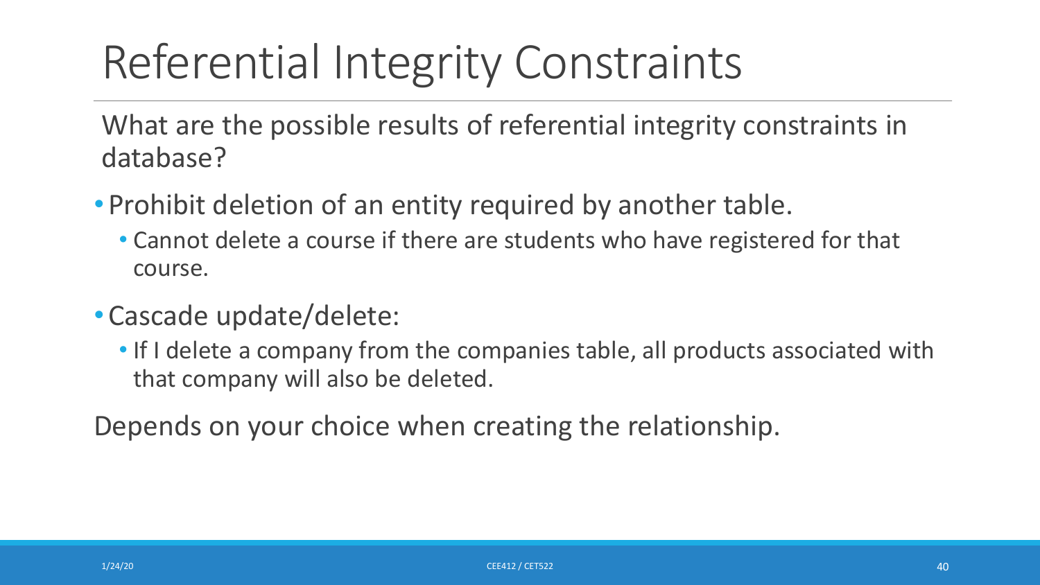# Referential Integrity Constraints

What are the possible results of referential integrity constraints in database?

- Prohibit deletion of an entity required by another table.
  - Cannot delete a course if there are students who have registered for that course.
- Cascade update/delete:
  - If I delete a company from the companies table, all products associated with that company will also be deleted.

Depends on your choice when creating the relationship.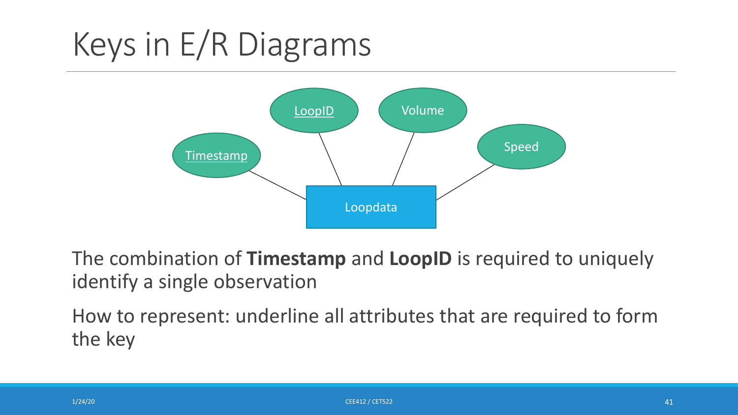# Keys in E/R Diagrams

The combination of **Timestamp** and **LoopID** is required to uniquely identify a single observation

How to represent: underline all attributes that are required to form the key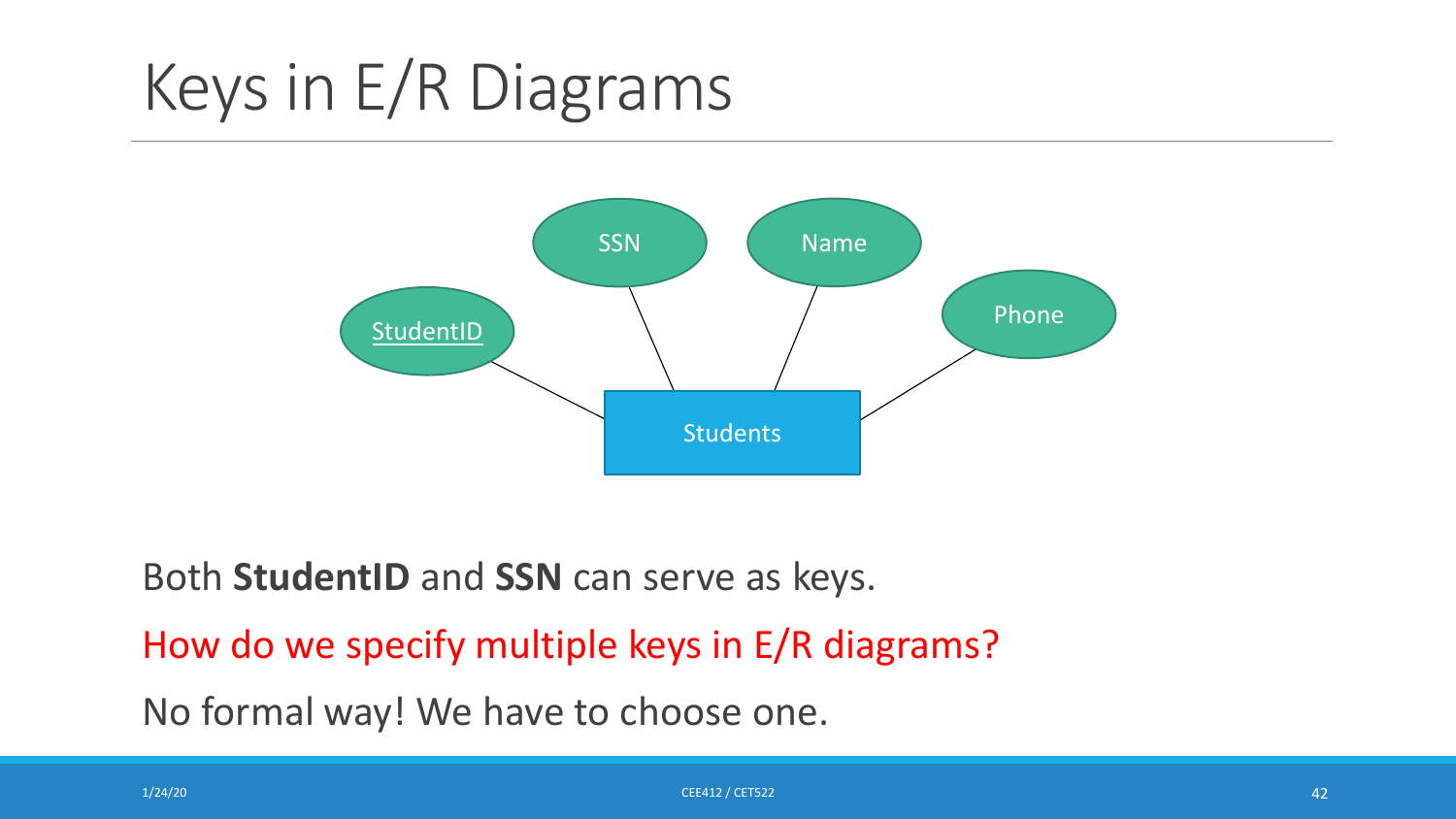# Keys in E/R Diagrams

Both **StudentID** and **SSN** can serve as keys.

How do we specify multiple keys in E/R diagrams?

No formal way! We have to choose one.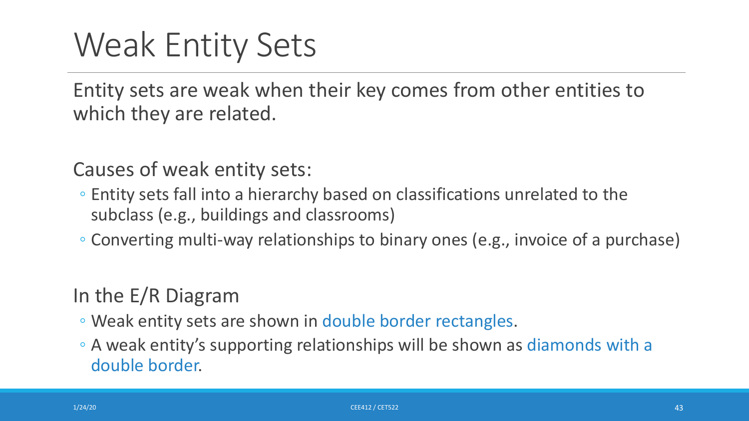# Weak Entity Sets

Entity sets are weak when their key comes from other entities to which they are related.

Causes of weak entity sets:

- Entity sets fall into a hierarchy based on classifications unrelated to the subclass (e.g., buildings and classrooms)
- Converting multi-way relationships to binary ones (e.g., invoice of a purchase)

In the E/R Diagram

- Weak entity sets are shown in double border rectangles.
- A weak entity's supporting relationships will be shown as diamonds with a double border.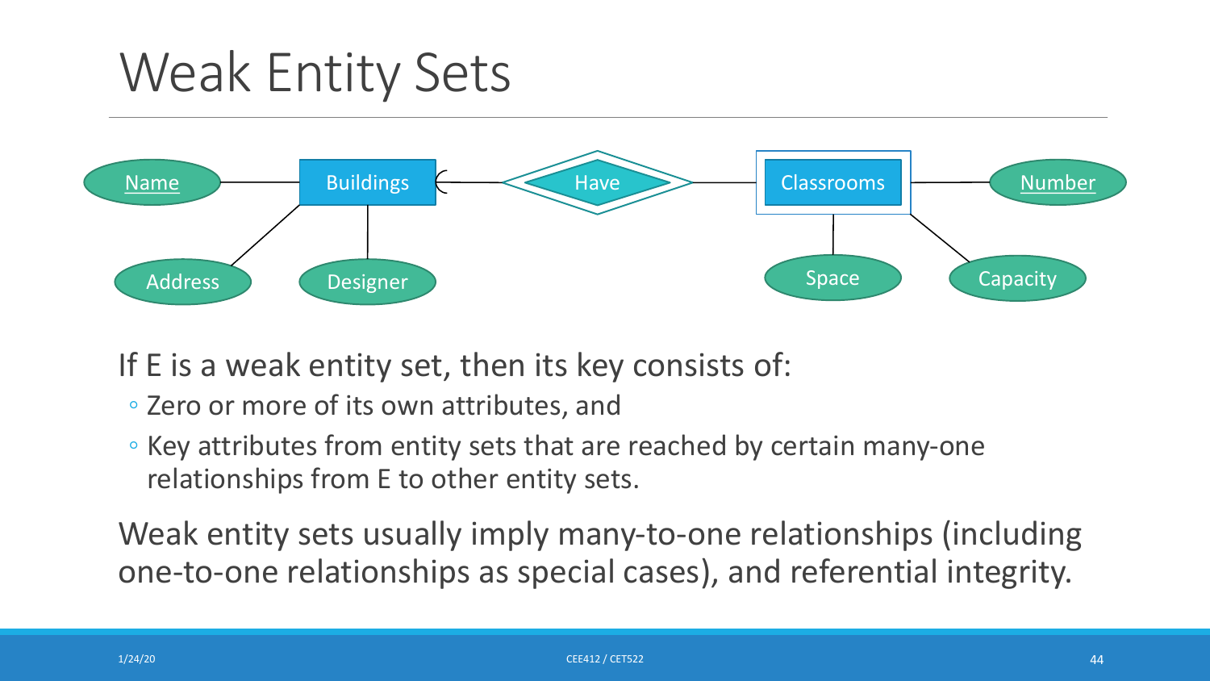# Weak Entity Sets

If E is a weak entity set, then its key consists of:

- Zero or more of its own attributes, and
- Key attributes from entity sets that are reached by certain many-one relationships from E to other entity sets.

Weak entity sets usually imply many-to-one relationships (including one-to-one relationships as special cases), and referential integrity.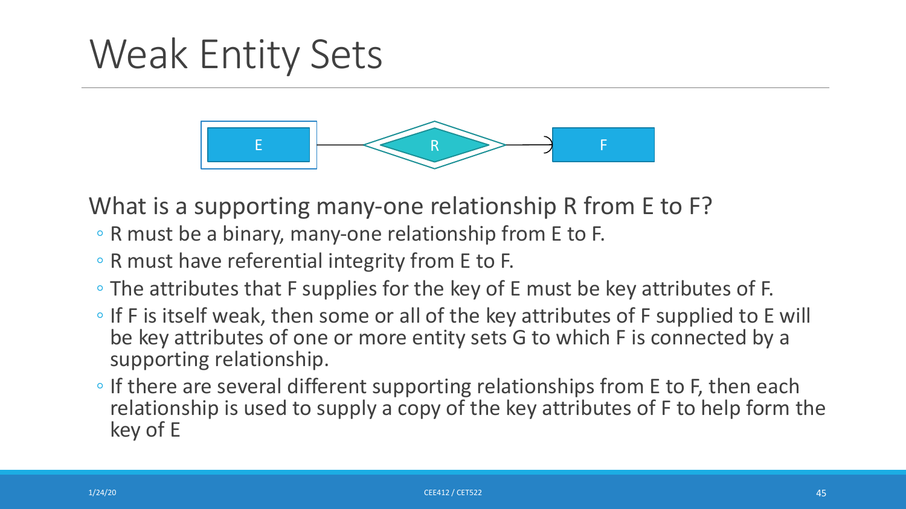# Weak Entity Sets

What is a supporting many-one relationship R from E to F?

- R must be a binary, many-one relationship from E to F.
- R must have referential integrity from E to F.
- The attributes that F supplies for the key of E must be key attributes of F.
- If F is itself weak, then some or all of the key attributes of F supplied to E will be key attributes of one or more entity sets G to which F is connected by a supporting relationship.
- If there are several different supporting relationships from E to F, then each relationship is used to supply a copy of the key attributes of F to help form the key of E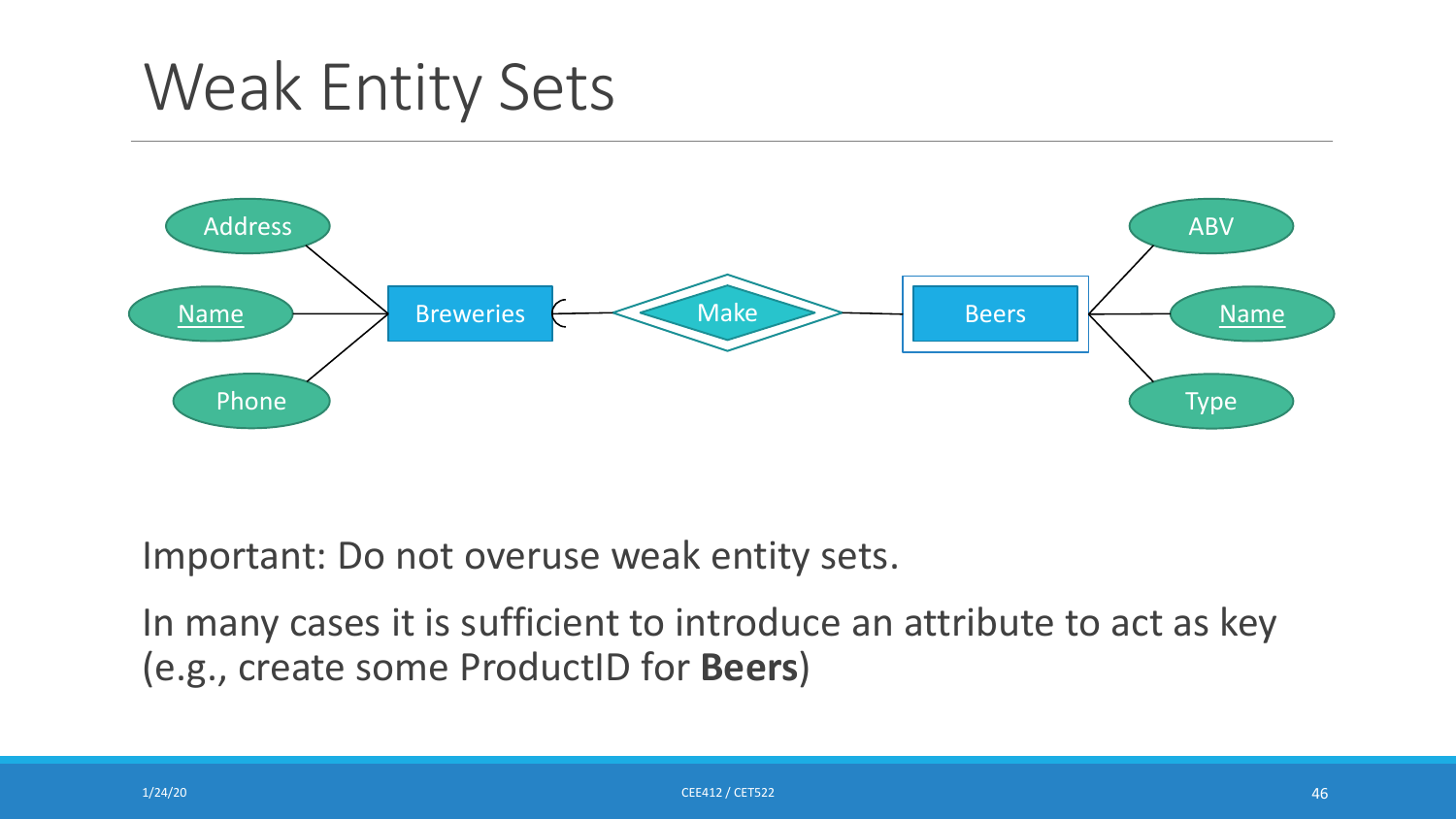# Weak Entity Sets

Important: Do not overuse weak entity sets.

In many cases it is sufficient to introduce an attribute to act as key (e.g., create some ProductID for **Beers**)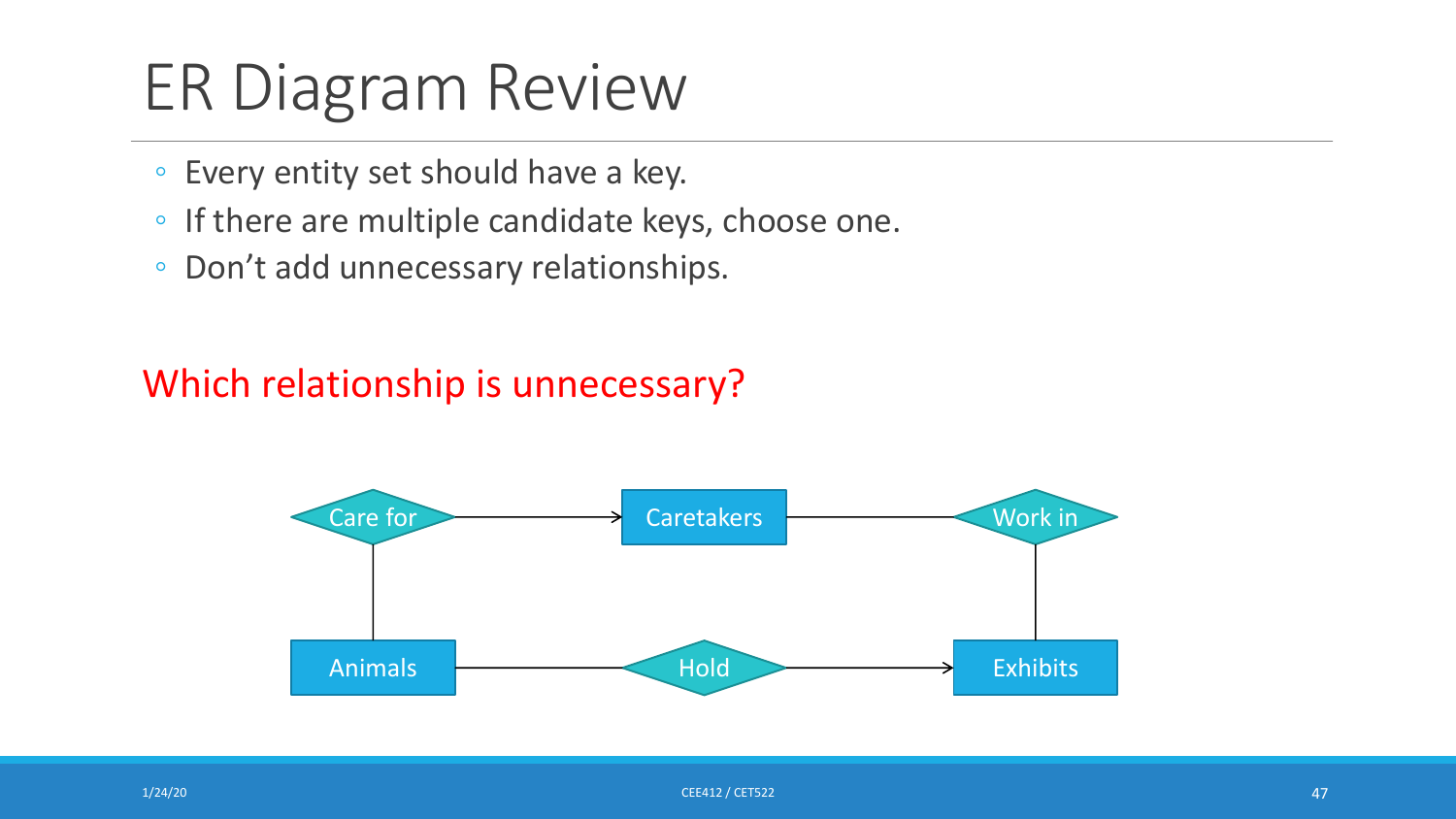# ER Diagram Review

- Every entity set should have a key.
- If there are multiple candidate keys, choose one.
- Don't add unnecessary relationships.

Which relationship is unnecessary?

Care for → Caretakers — Work in

Animals — Hold → Exhibits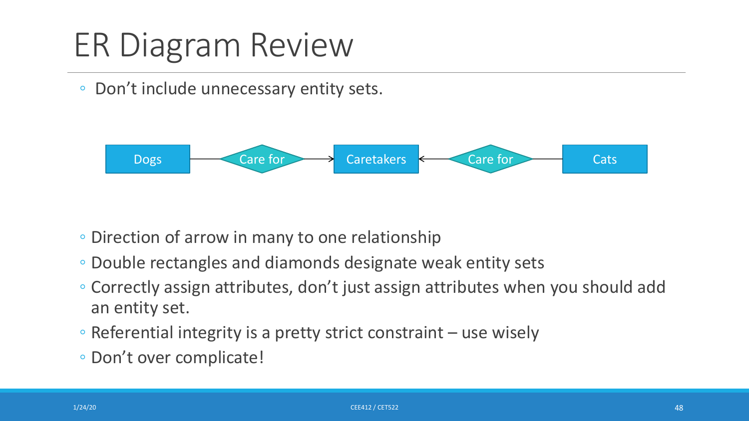# ER Diagram Review

- Don’t include unnecessary entity sets.

Dogs — Care for → Caretakers ← Care for — Cats

- Direction of arrow in many to one relationship
- Double rectangles and diamonds designate weak entity sets
- Correctly assign attributes, don’t just assign attributes when you should add an entity set.
- Referential integrity is a pretty strict constraint – use wisely
- Don’t over complicate!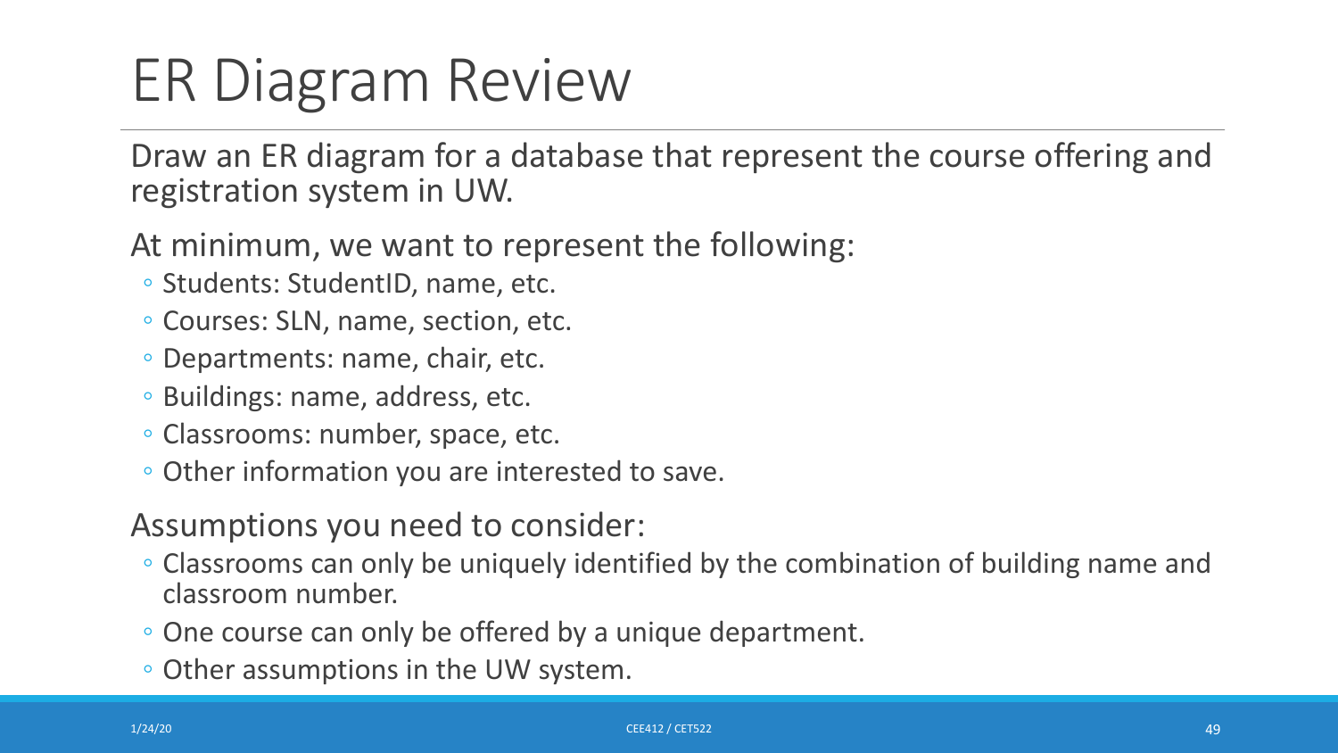# ER Diagram Review

Draw an ER diagram for a database that represent the course offering and registration system in UW.

At minimum, we want to represent the following:

- Students: StudentID, name, etc.
- Courses: SLN, name, section, etc.
- Departments: name, chair, etc.
- Buildings: name, address, etc.
- Classrooms: number, space, etc.
- Other information you are interested to save.

Assumptions you need to consider:

- Classrooms can only be uniquely identified by the combination of building name and classroom number.
- One course can only be offered by a unique department.
- Other assumptions in the UW system.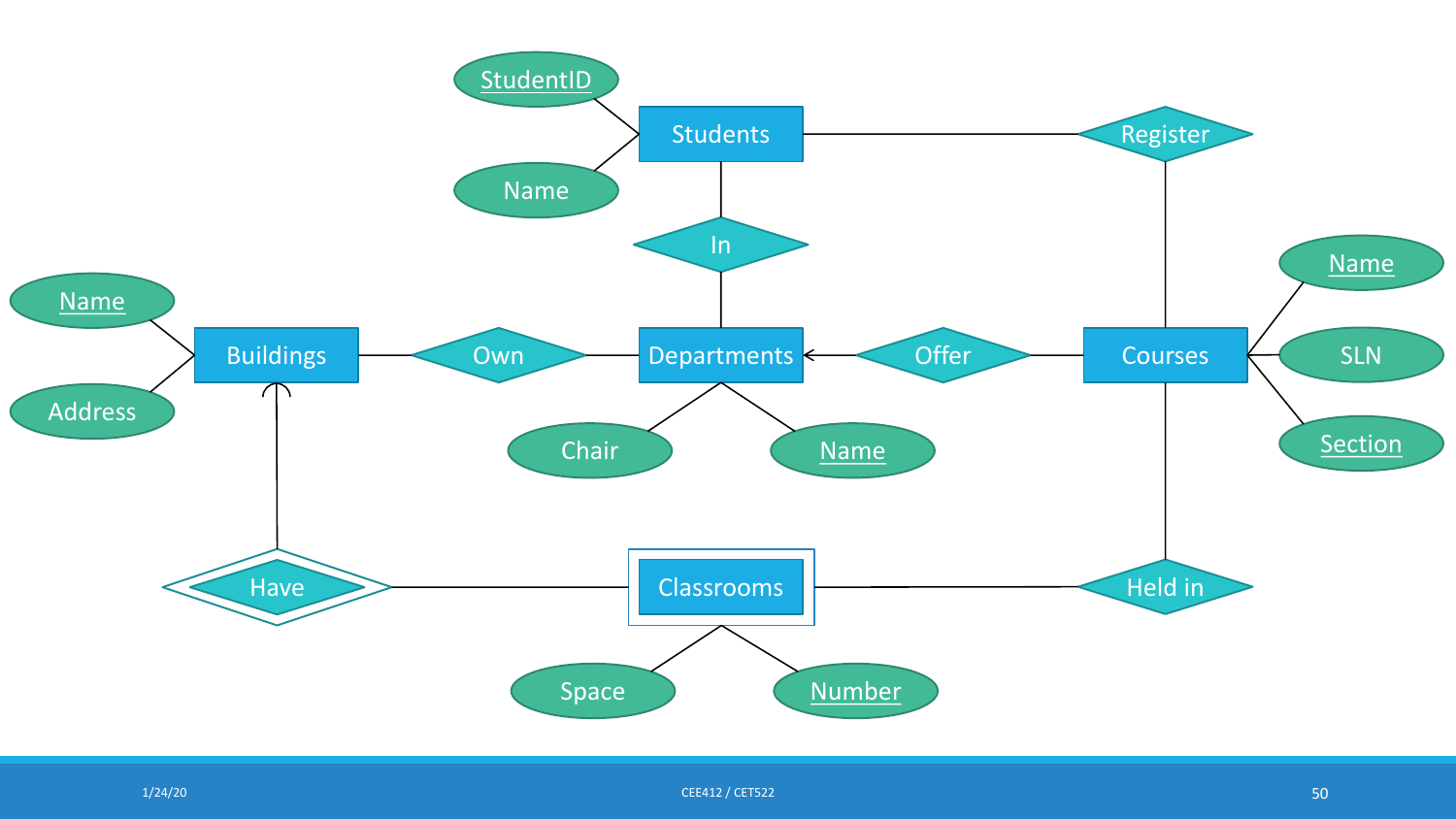StudentID

Students

Register

Name

In

Name

Name

Buildings

Own

Departments

Offer

Courses

SLN

Address

Chair

Name

Section

Have

Classrooms

Held in

Space

Number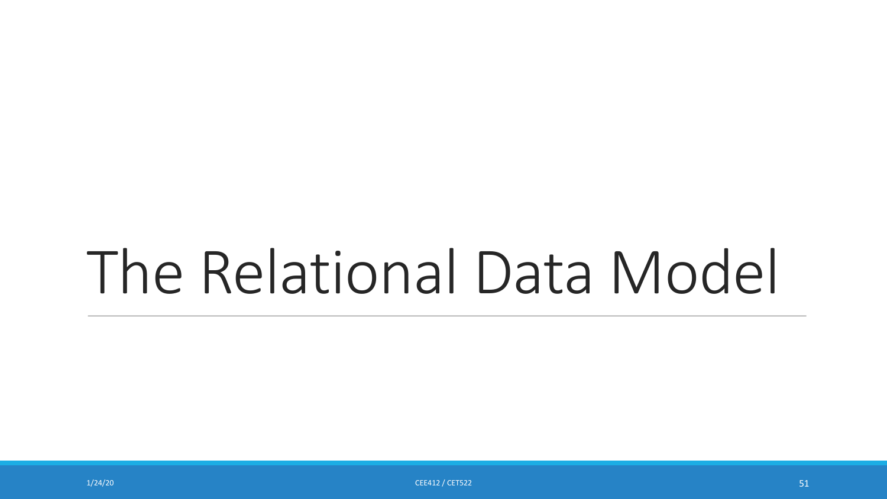# The Relational Data Model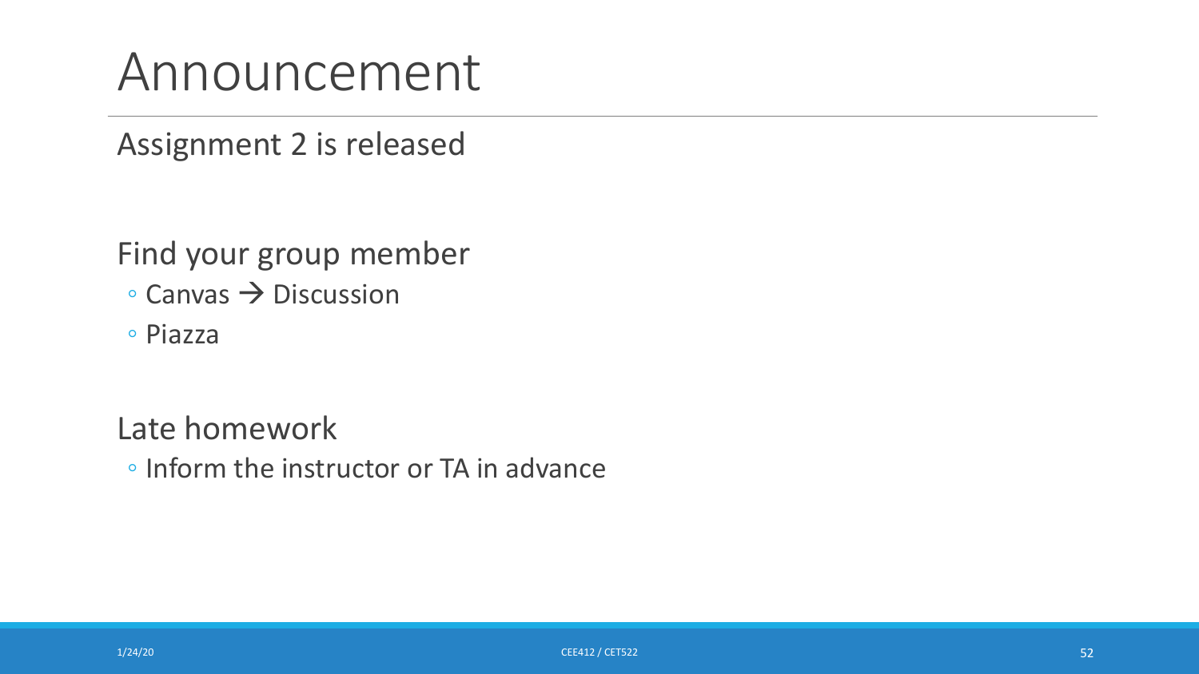# Announcement

Assignment 2 is released

Find your group member

- Canvas → Discussion
- Piazza

Late homework

- Inform the instructor or TA in advance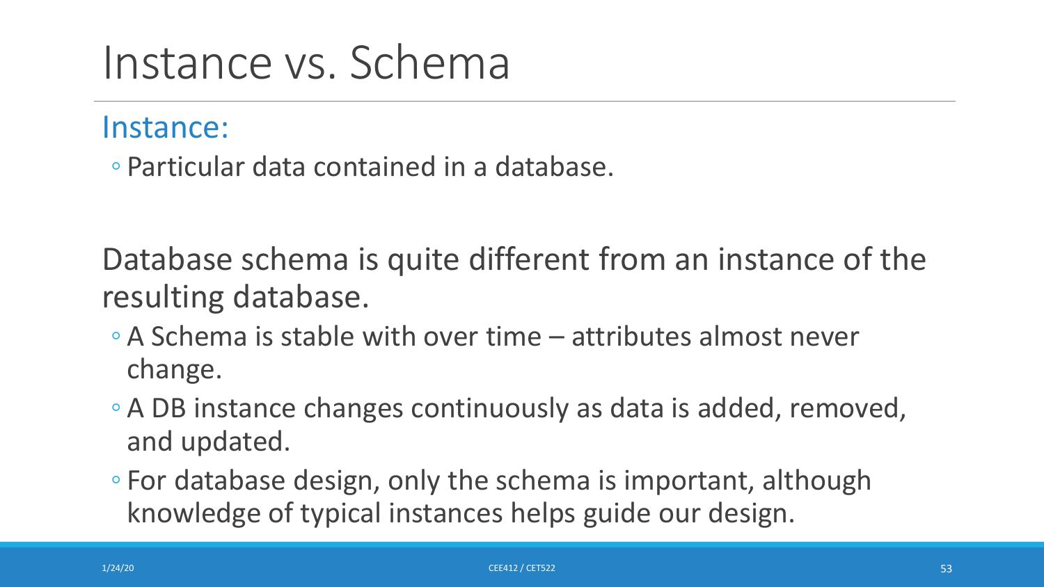# Instance vs. Schema

## Instance:

- Particular data contained in a database.

Database schema is quite different from an instance of the resulting database.

- A Schema is stable with over time – attributes almost never change.
- A DB instance changes continuously as data is added, removed, and updated.
- For database design, only the schema is important, although knowledge of typical instances helps guide our design.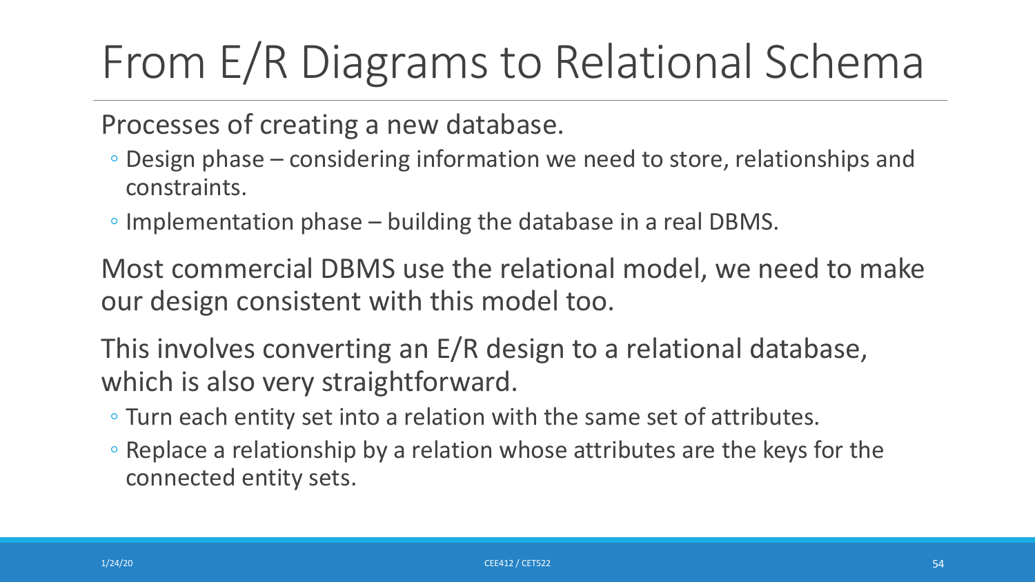# From E/R Diagrams to Relational Schema

Processes of creating a new database.

- Design phase – considering information we need to store, relationships and constraints.
- Implementation phase – building the database in a real DBMS.

Most commercial DBMS use the relational model, we need to make our design consistent with this model too.

This involves converting an E/R design to a relational database, which is also very straightforward.

- Turn each entity set into a relation with the same set of attributes.
- Replace a relationship by a relation whose attributes are the keys for the connected entity sets.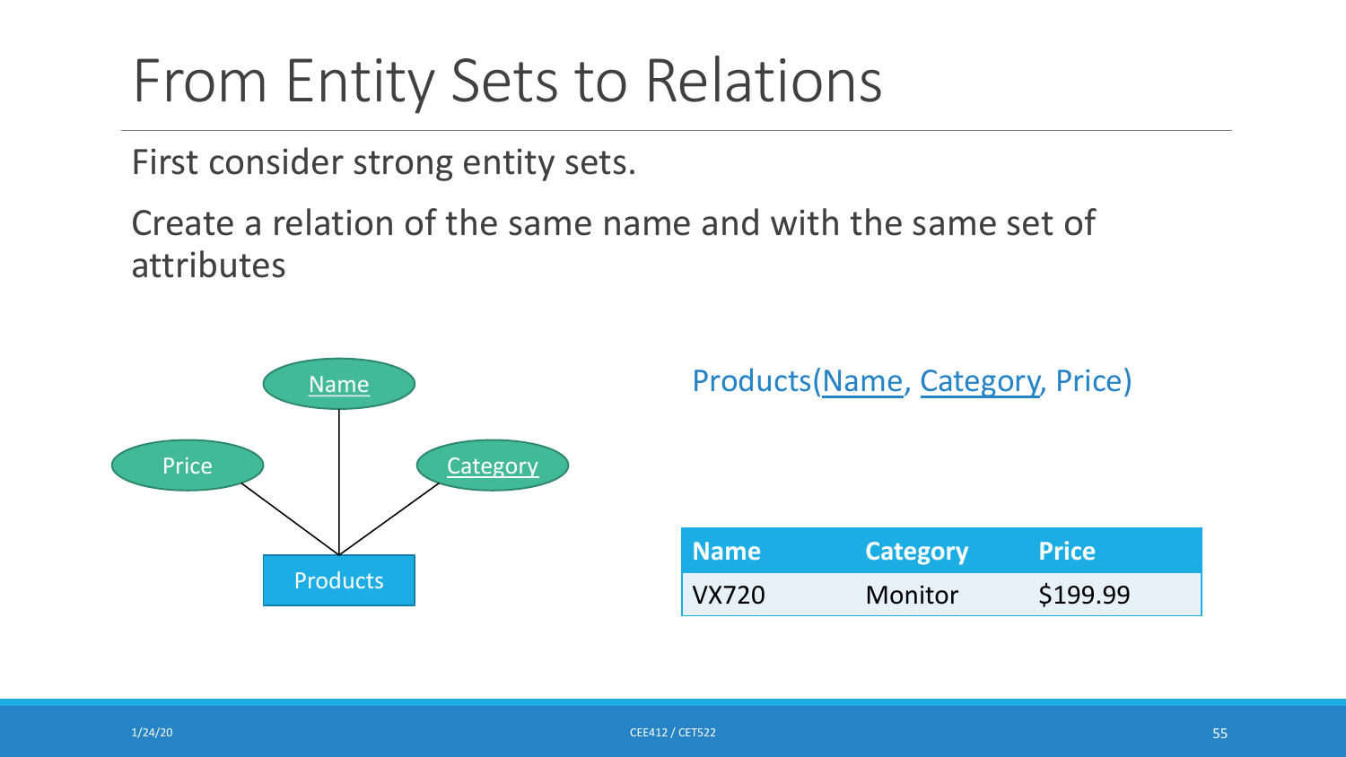# From Entity Sets to Relations

First consider strong entity sets.

Create a relation of the same name and with the same set of attributes

Products(<u>Name</u>, <u>Category</u>, Price)

| Name | Category | Price |
| --- | --- | --- |
| VX720 | Monitor | $199.99 |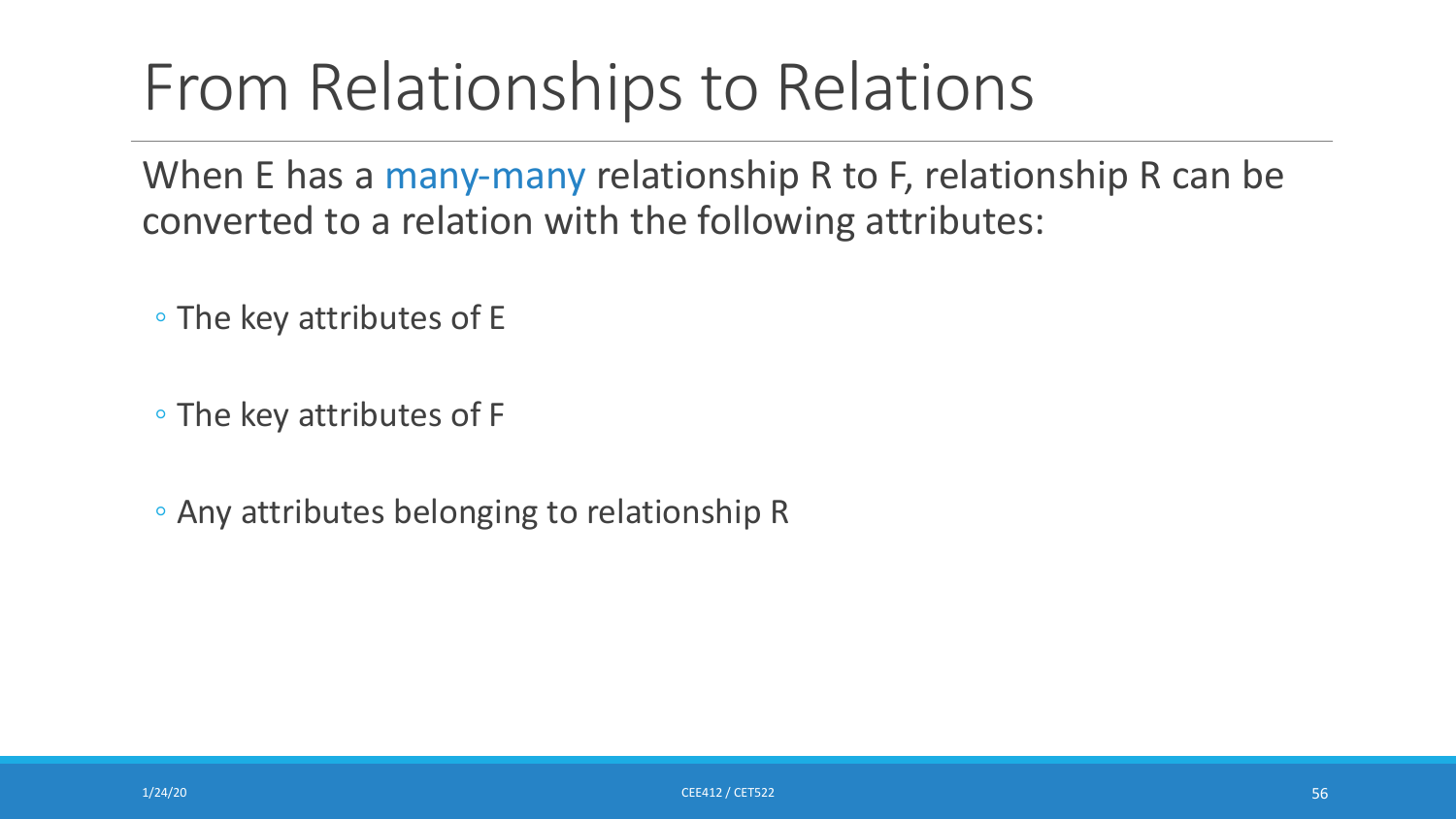# From Relationships to Relations

When E has a many-many relationship R to F, relationship R can be converted to a relation with the following attributes:

- The key attributes of E
- The key attributes of F
- Any attributes belonging to relationship R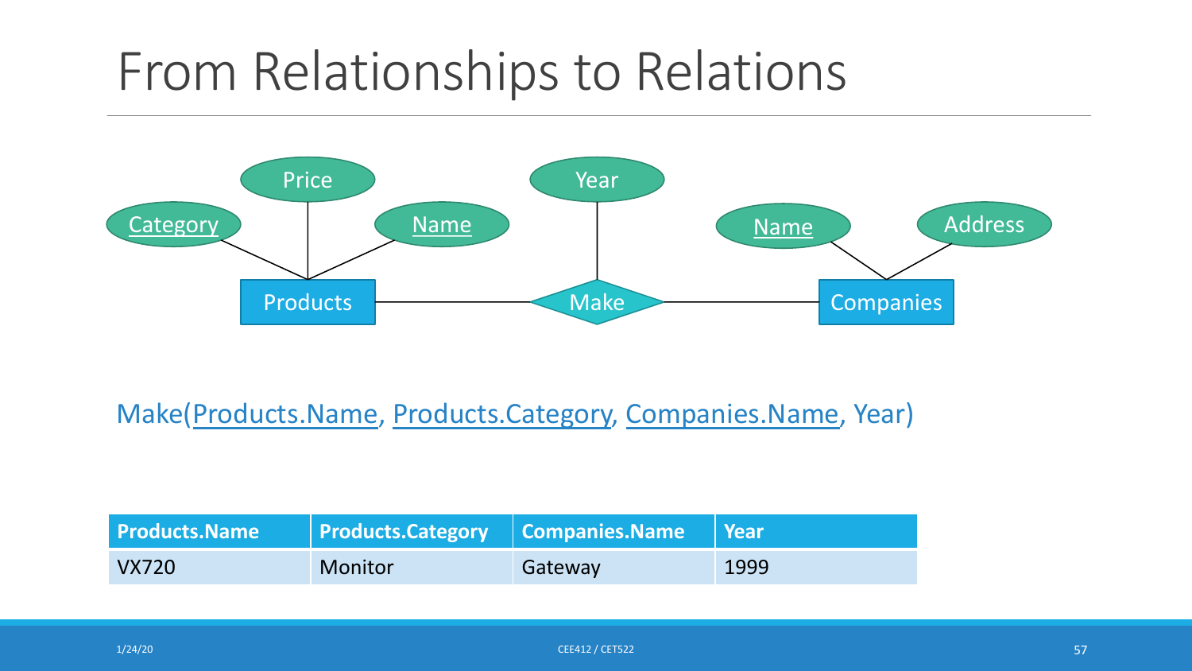# From Relationships to Relations

Make(<u>Products.Name</u>, <u>Products.Category</u>, <u>Companies.Name</u>, Year)

| Products.Name | Products.Category | Companies.Name | Year |
|---|---|---|---|
| VX720 | Monitor | Gateway | 1999 |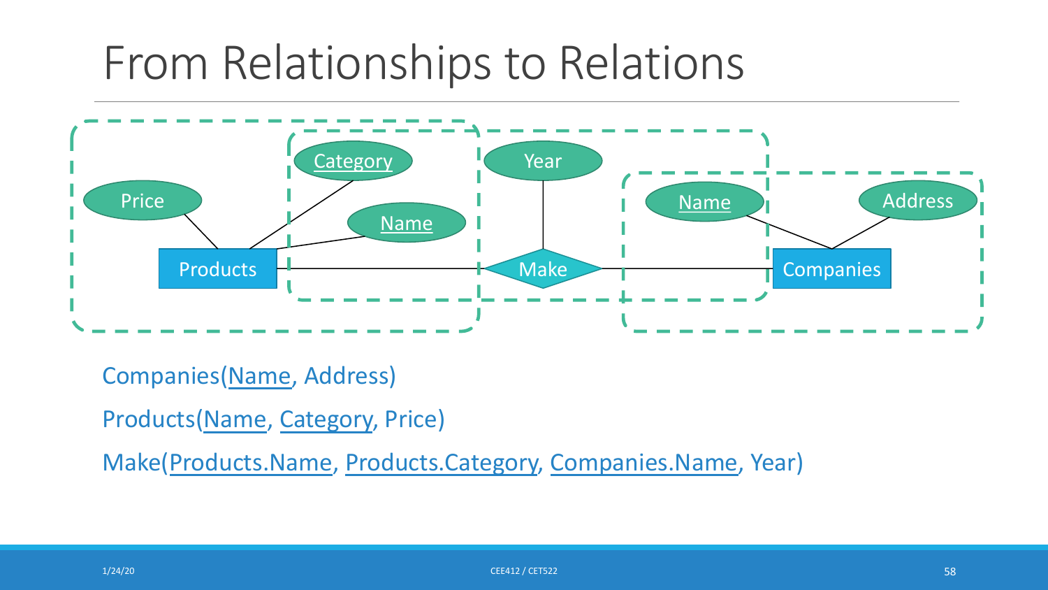# From Relationships to Relations

Companies(<u>Name</u>, Address)

Products(<u>Name</u>, <u>Category</u>, Price)

Make(<u>Products.Name</u>, <u>Products.Category</u>, <u>Companies.Name</u>, Year)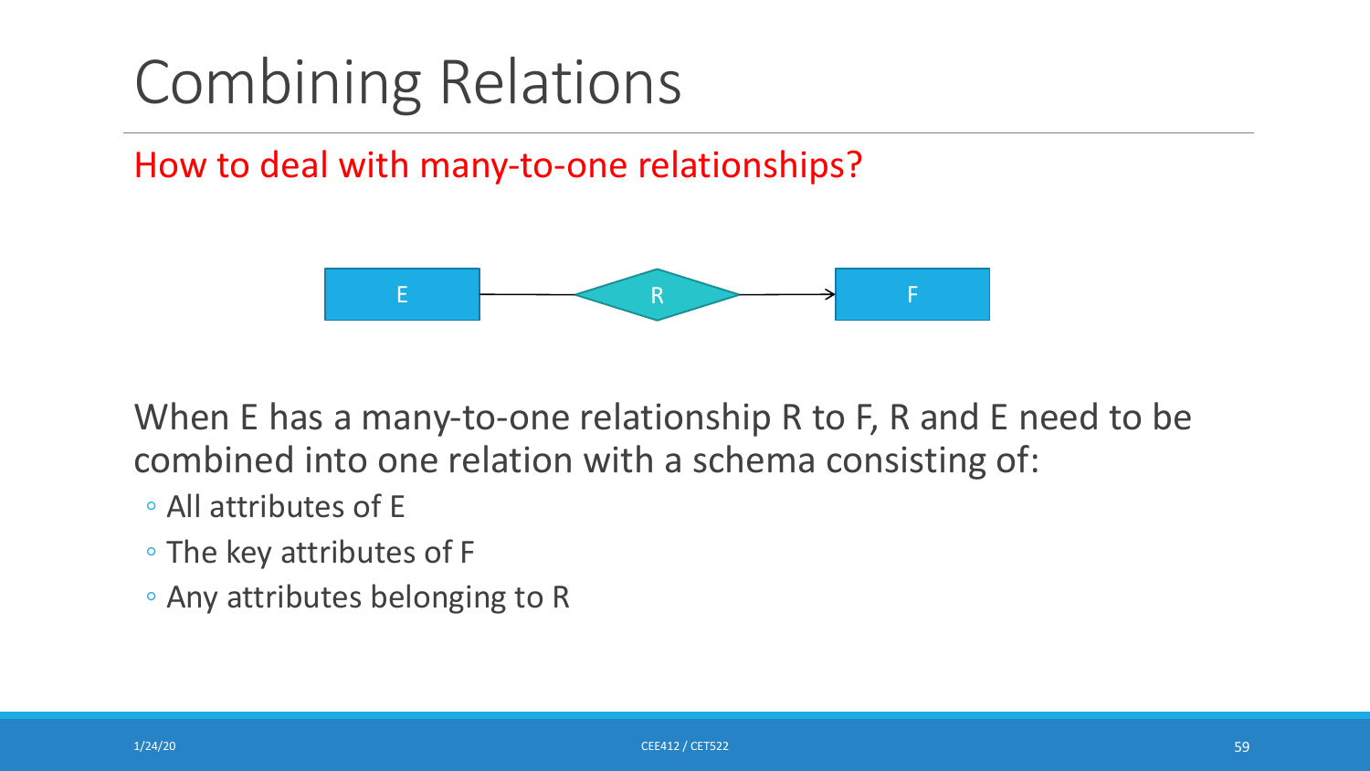# Combining Relations

How to deal with many-to-one relationships?

E —— R ——> F

When E has a many-to-one relationship R to F, R and E need to be combined into one relation with a schema consisting of:

- All attributes of E
- The key attributes of F
- Any attributes belonging to R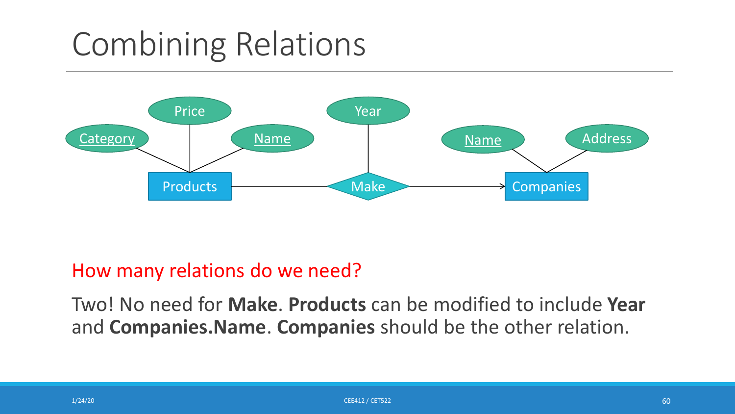# Combining Relations

How many relations do we need?

Two! No need for **Make**. **Products** can be modified to include **Year** and **Companies.Name**. **Companies** should be the other relation.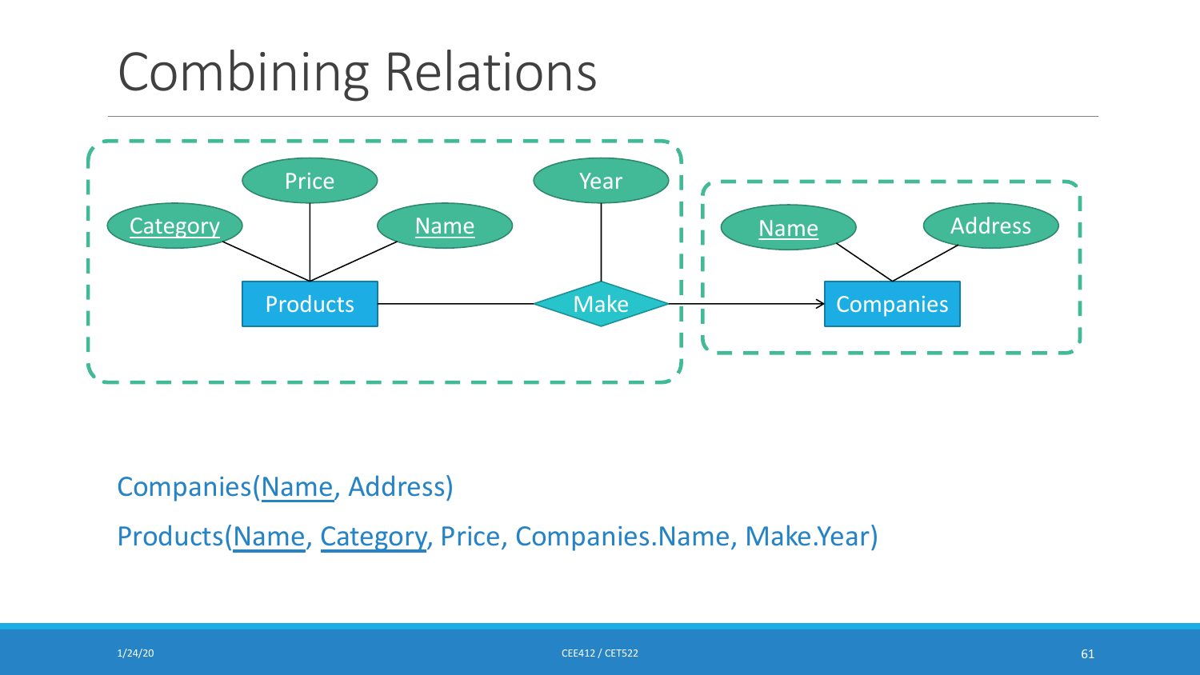# Combining Relations

Companies(<u>Name</u>, Address)

Products(<u>Name</u>, <u>Category</u>, Price, Companies.Name, Make.Year)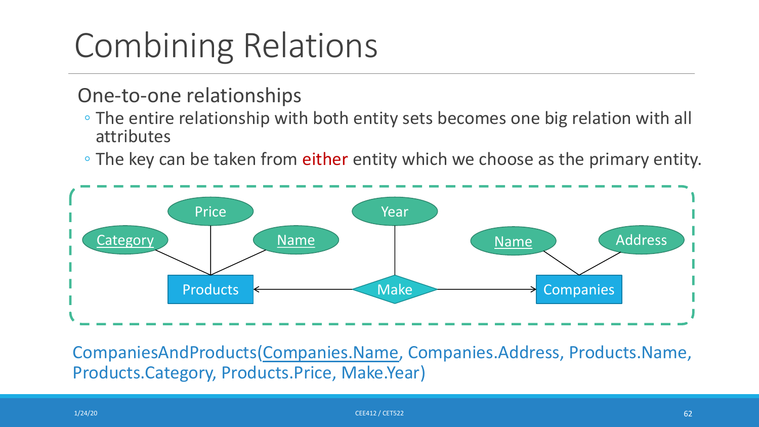# Combining Relations

One-to-one relationships

- The entire relationship with both entity sets becomes one big relation with all attributes
- The key can be taken from either entity which we choose as the primary entity.

CompaniesAndProducts(<u>Companies.Name</u>, Companies.Address, Products.Name, Products.Category, Products.Price, Make.Year)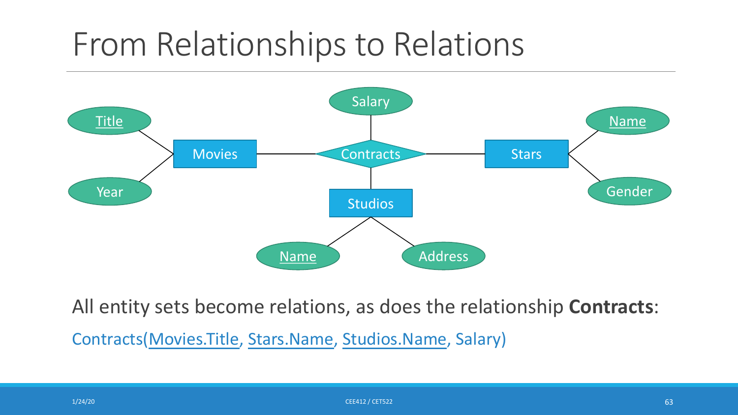# From Relationships to Relations

All entity sets become relations, as does the relationship **Contracts**:

Contracts(<u>Movies.Title</u>, <u>Stars.Name</u>, <u>Studios.Name</u>, Salary)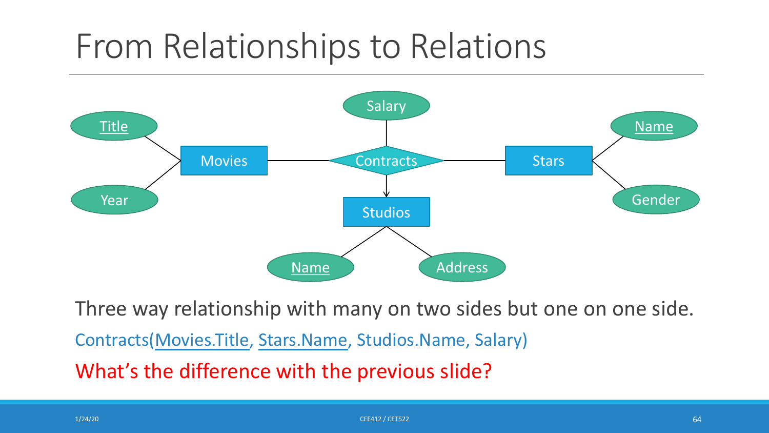# From Relationships to Relations

Three way relationship with many on two sides but one on one side.

Contracts(<u>Movies.Title</u>, <u>Stars.Name</u>, Studios.Name, Salary)

What's the difference with the previous slide?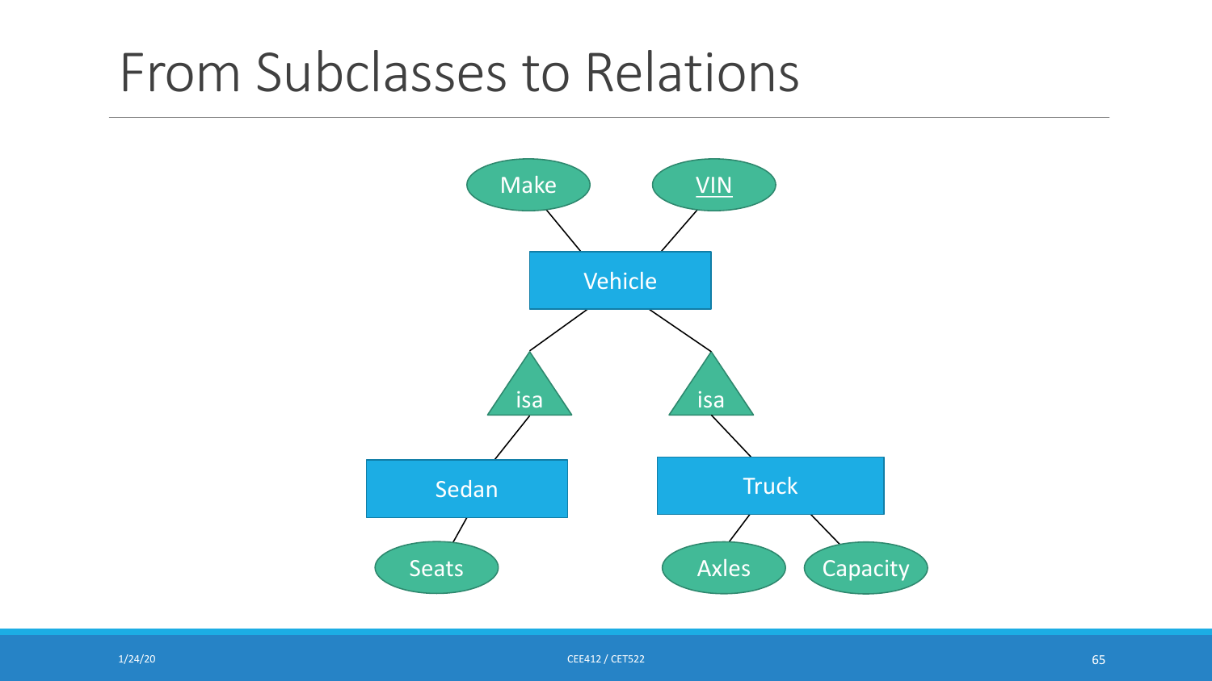# From Subclasses to Relations

Make

VIN

Vehicle

isa

isa

Sedan

Truck

Seats

Axles

Capacity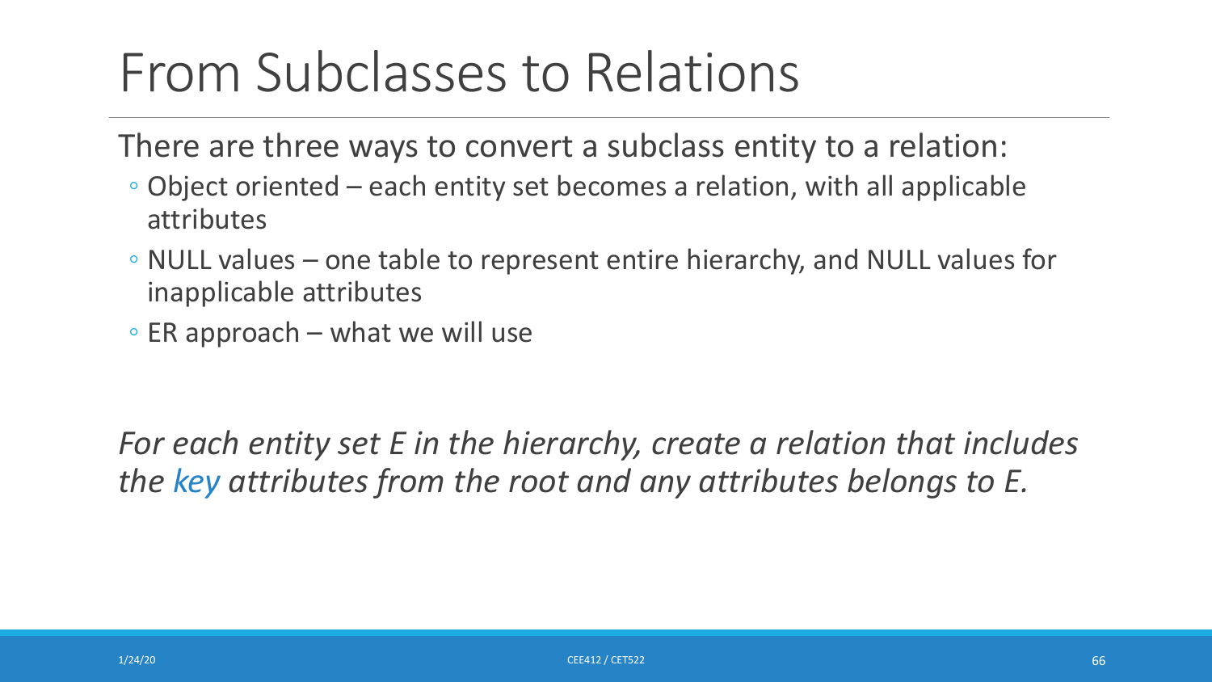# From Subclasses to Relations

There are three ways to convert a subclass entity to a relation:

- Object oriented – each entity set becomes a relation, with all applicable attributes
- NULL values – one table to represent entire hierarchy, and NULL values for inapplicable attributes
- ER approach – what we will use

*For each entity set E in the hierarchy, create a relation that includes the key attributes from the root and any attributes belongs to E.*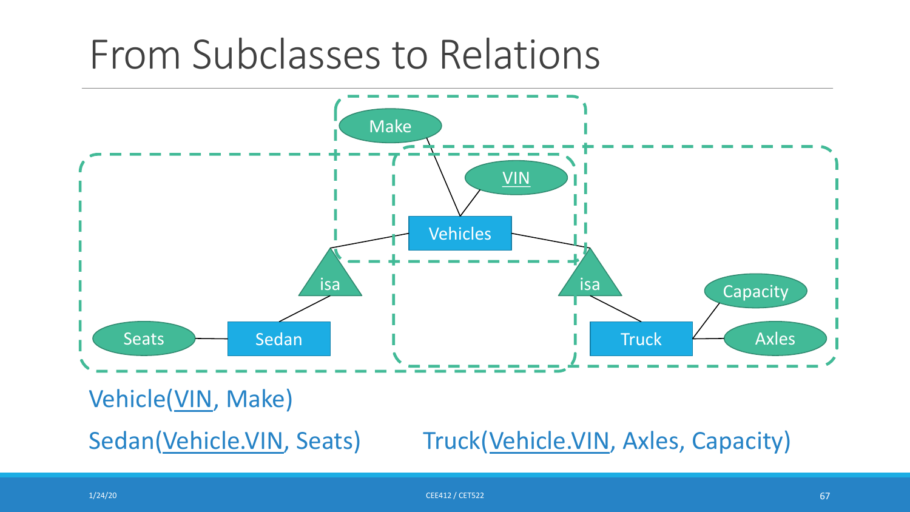# From Subclasses to Relations

Make

VIN

Vehicles

isa

isa

Capacity

Seats

Sedan

Truck

Axles

Vehicle(<u>VIN</u>, Make)

Sedan(<u>Vehicle.VIN</u>, Seats)

Truck(<u>Vehicle.VIN</u>, Axles, Capacity)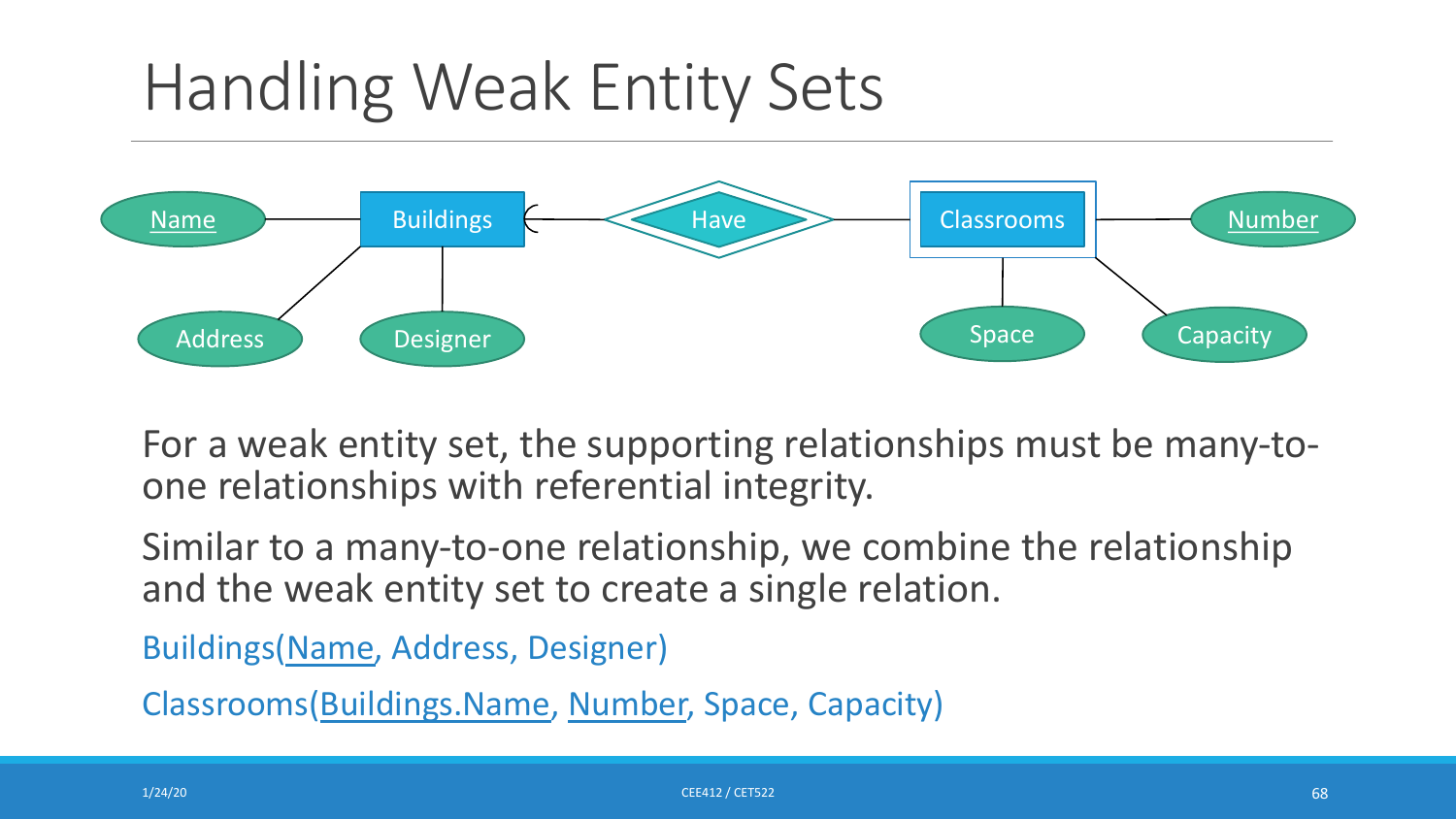# Handling Weak Entity Sets

For a weak entity set, the supporting relationships must be many-to-one relationships with referential integrity.

Similar to a many-to-one relationship, we combine the relationship and the weak entity set to create a single relation.

Buildings(<u>Name</u>, Address, Designer)

Classrooms(<u>Buildings.Name</u>, <u>Number</u>, Space, Capacity)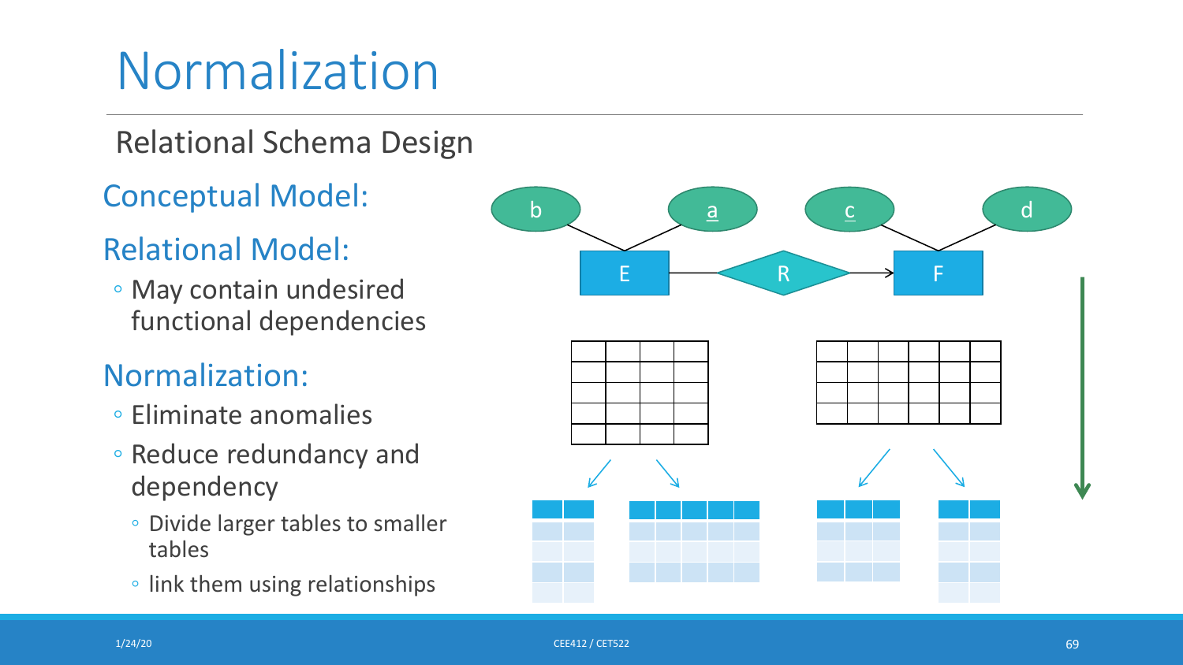# Normalization

Relational Schema Design

## Conceptual Model:

## Relational Model:

- May contain undesired functional dependencies

## Normalization:

- Eliminate anomalies
- Reduce redundancy and dependency
  - Divide larger tables to smaller tables
  - link them using relationships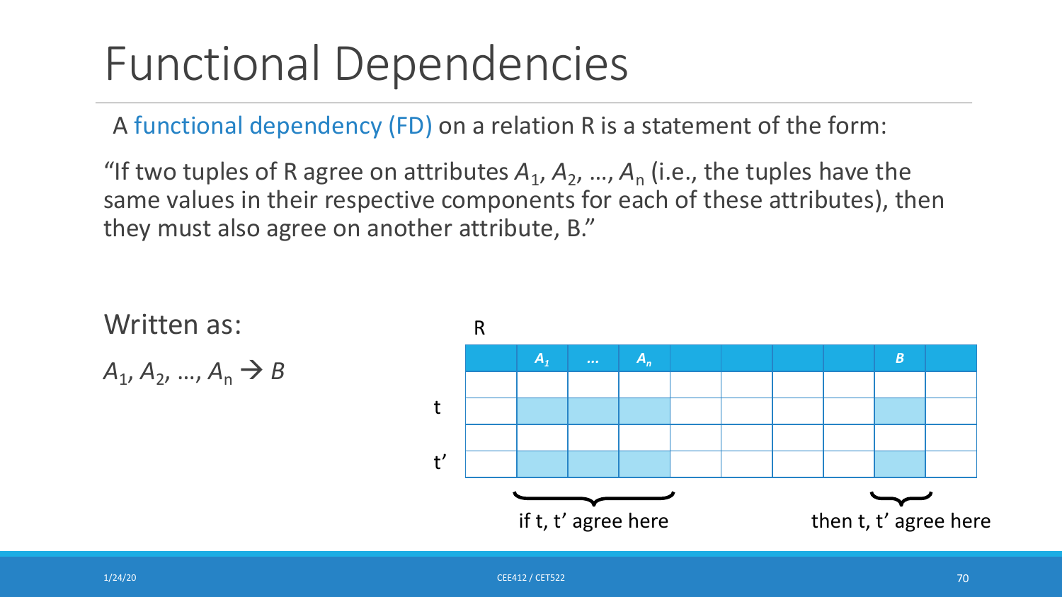# Functional Dependencies

A functional dependency (FD) on a relation R is a statement of the form:

"If two tuples of R agree on attributes $A_1$, $A_2$, …, $A_n$ (i.e., the tuples have the same values in their respective components for each of these attributes), then they must also agree on another attribute, B."

Written as:

$A_1, A_2, \ldots, A_n \rightarrow B$

R

| | $A_1$ | … | $A_n$ | | | | | B | |
|---|---|---|---|---|---|---|---|---|---|
| | | | | | | | | | |
| t | | | | | | | | | |
| | | | | | | | | | |
| t' | | | | | | | | | |

if t, t' agree here — then t, t' agree here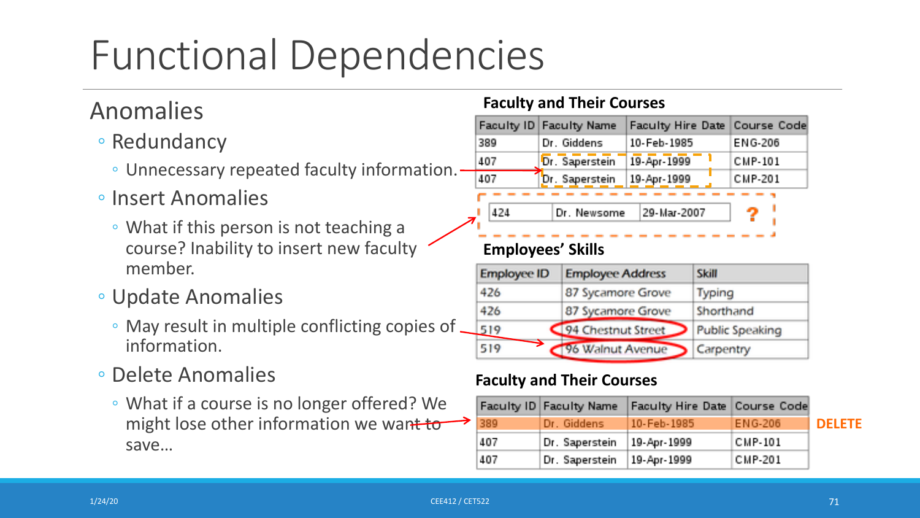# Functional Dependencies

## Anomalies

- Redundancy
  - Unnecessary repeated faculty information.
- Insert Anomalies
  - What if this person is not teaching a course? Inability to insert new faculty member.
- Update Anomalies
  - May result in multiple conflicting copies of information.
- Delete Anomalies
  - What if a course is no longer offered? We might lose other information we want to save…

**Faculty and Their Courses**

| Faculty ID | Faculty Name | Faculty Hire Date | Course Code |
|---|---|---|---|
| 389 | Dr. Giddens | 10-Feb-1985 | ENG-206 |
| 407 | Dr. Saperstein | 19-Apr-1999 | CMP-101 |
| 407 | Dr. Saperstein | 19-Apr-1999 | CMP-201 |

| | | | |
|---|---|---|---|
| 424 | Dr. Newsome | 29-Mar-2007 | ? |

**Employees' Skills**

| Employee ID | Employee Address | Skill |
|---|---|---|
| 426 | 87 Sycamore Grove | Typing |
| 426 | 87 Sycamore Grove | Shorthand |
| 519 | 94 Chestnut Street | Public Speaking |
| 519 | 96 Walnut Avenue | Carpentry |

**Faculty and Their Courses**

| Faculty ID | Faculty Name | Faculty Hire Date | Course Code | |
|---|---|---|---|---|
| 389 | Dr. Giddens | 10-Feb-1985 | ENG-206 | DELETE |
| 407 | Dr. Saperstein | 19-Apr-1999 | CMP-101 | |
| 407 | Dr. Saperstein | 19-Apr-1999 | CMP-201 | |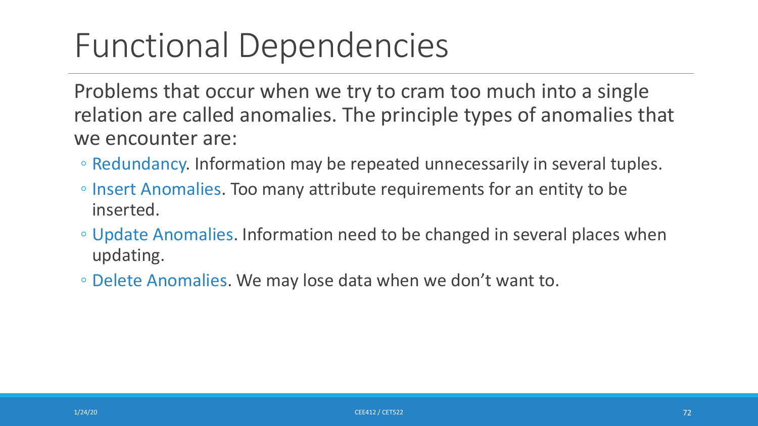# Functional Dependencies

Problems that occur when we try to cram too much into a single relation are called anomalies. The principle types of anomalies that we encounter are:

- Redundancy. Information may be repeated unnecessarily in several tuples.
- Insert Anomalies. Too many attribute requirements for an entity to be inserted.
- Update Anomalies. Information need to be changed in several places when updating.
- Delete Anomalies. We may lose data when we don't want to.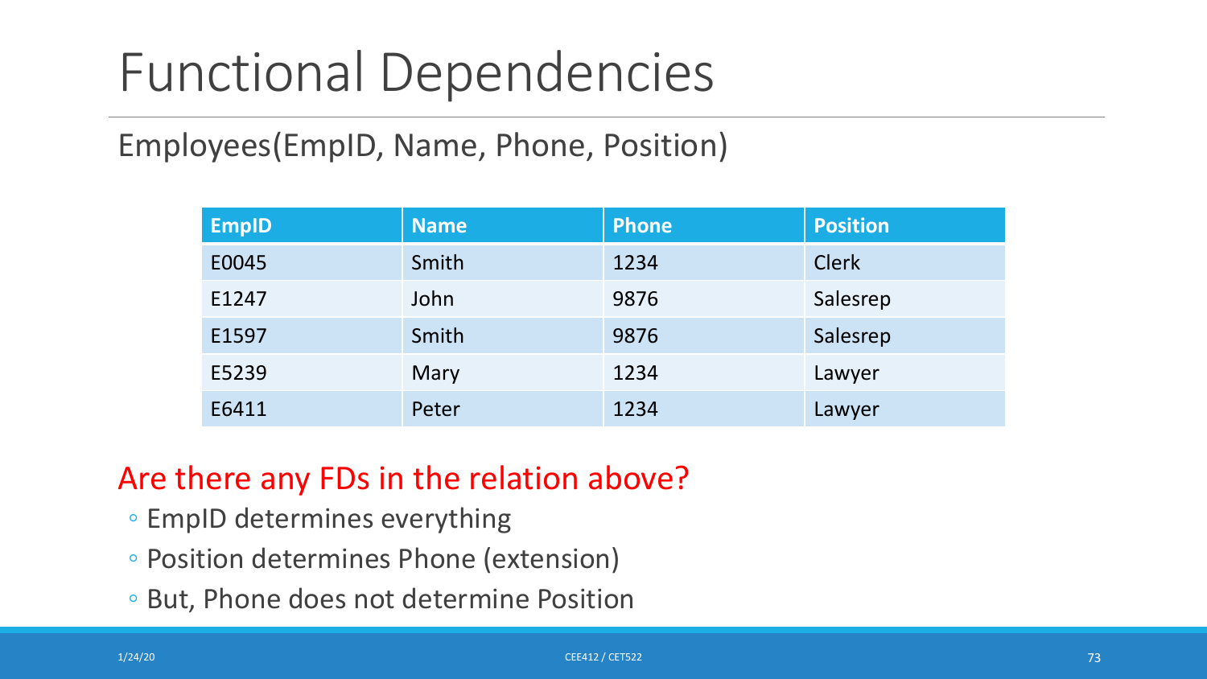# Functional Dependencies

Employees(EmpID, Name, Phone, Position)

| EmpID | Name | Phone | Position |
|---|---|---|---|
| E0045 | Smith | 1234 | Clerk |
| E1247 | John | 9876 | Salesrep |
| E1597 | Smith | 9876 | Salesrep |
| E5239 | Mary | 1234 | Lawyer |
| E6411 | Peter | 1234 | Lawyer |

Are there any FDs in the relation above?

- EmpID determines everything
- Position determines Phone (extension)
- But, Phone does not determine Position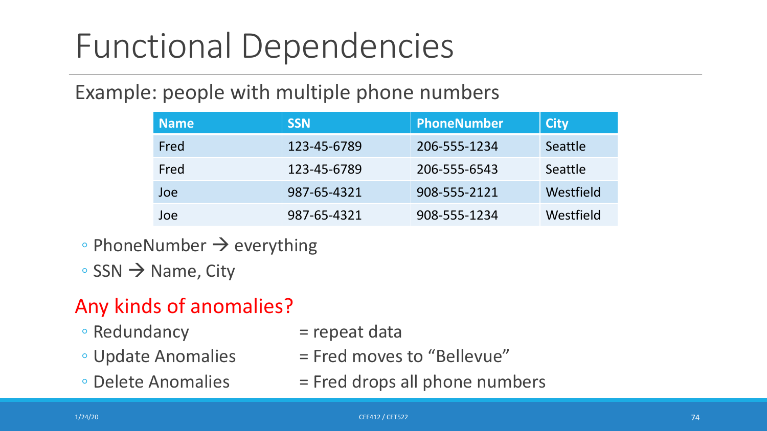# Functional Dependencies

Example: people with multiple phone numbers

| Name | SSN | PhoneNumber | City |
| --- | --- | --- | --- |
| Fred | 123-45-6789 | 206-555-1234 | Seattle |
| Fred | 123-45-6789 | 206-555-6543 | Seattle |
| Joe | 987-65-4321 | 908-555-2121 | Westfield |
| Joe | 987-65-4321 | 908-555-1234 | Westfield |

- PhoneNumber → everything
- SSN → Name, City

## Any kinds of anomalies?

- Redundancy = repeat data
- Update Anomalies = Fred moves to "Bellevue"
- Delete Anomalies = Fred drops all phone numbers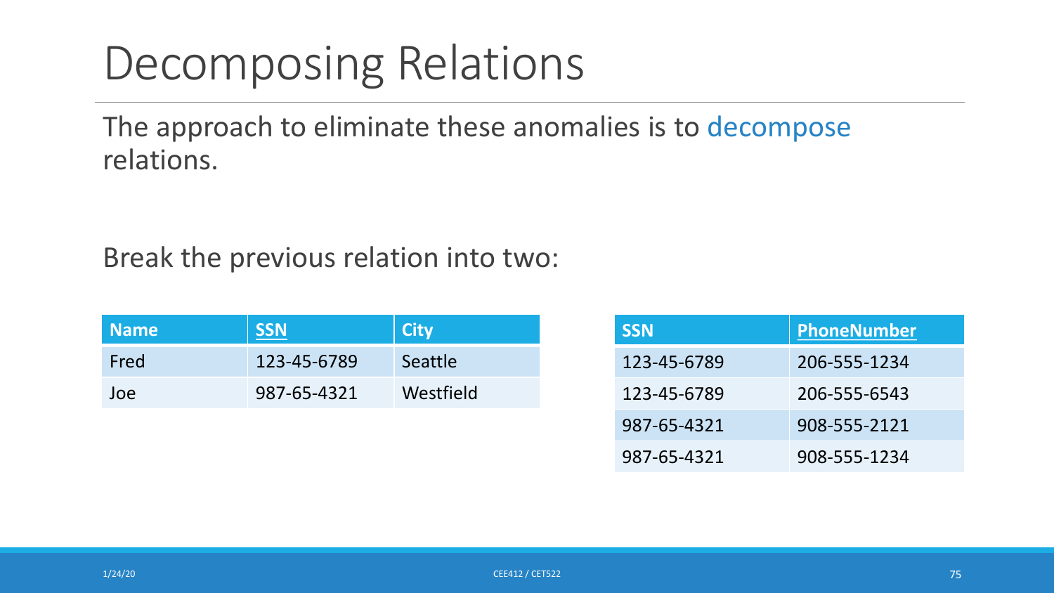# Decomposing Relations

The approach to eliminate these anomalies is to decompose relations.

Break the previous relation into two:

| Name | SSN | City |
|---|---|---|
| Fred | 123-45-6789 | Seattle |
| Joe | 987-65-4321 | Westfield |

| SSN | PhoneNumber |
|---|---|
| 123-45-6789 | 206-555-1234 |
| 123-45-6789 | 206-555-6543 |
| 987-65-4321 | 908-555-2121 |
| 987-65-4321 | 908-555-1234 |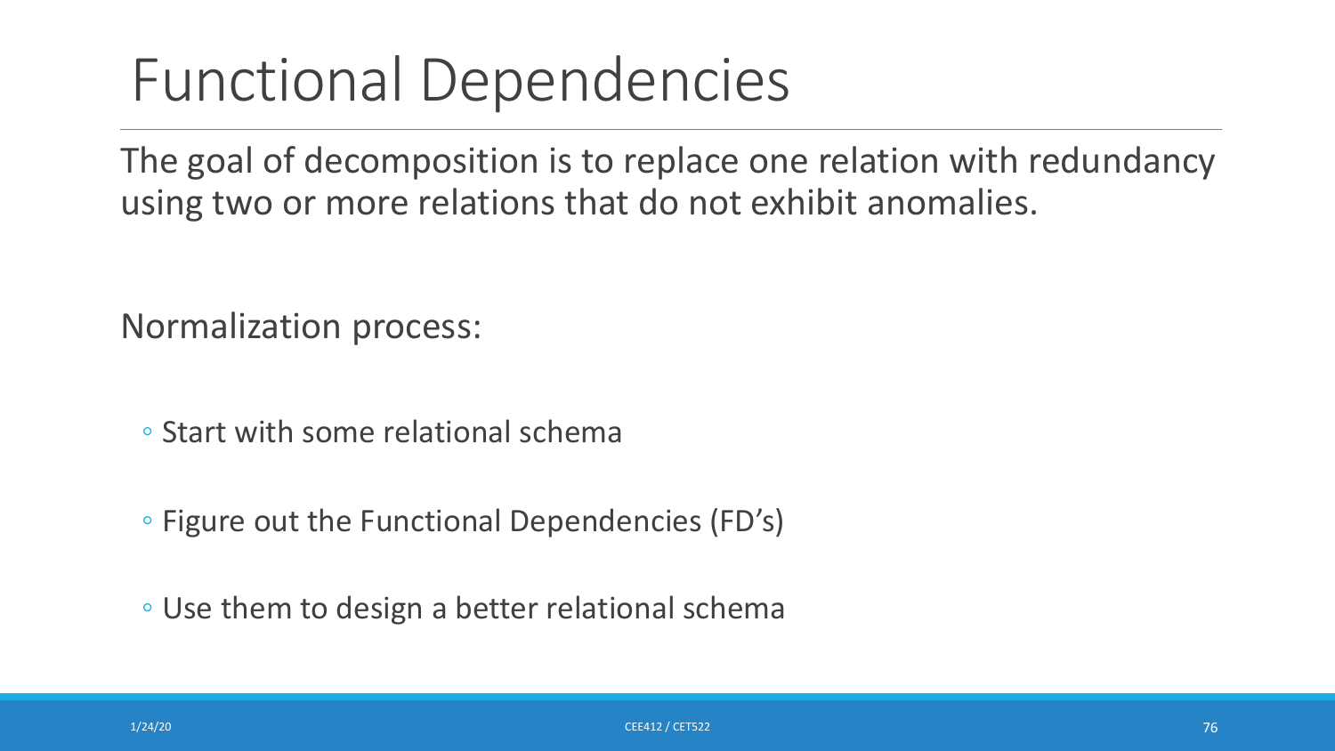# Functional Dependencies

The goal of decomposition is to replace one relation with redundancy using two or more relations that do not exhibit anomalies.

Normalization process:

- Start with some relational schema
- Figure out the Functional Dependencies (FD’s)
- Use them to design a better relational schema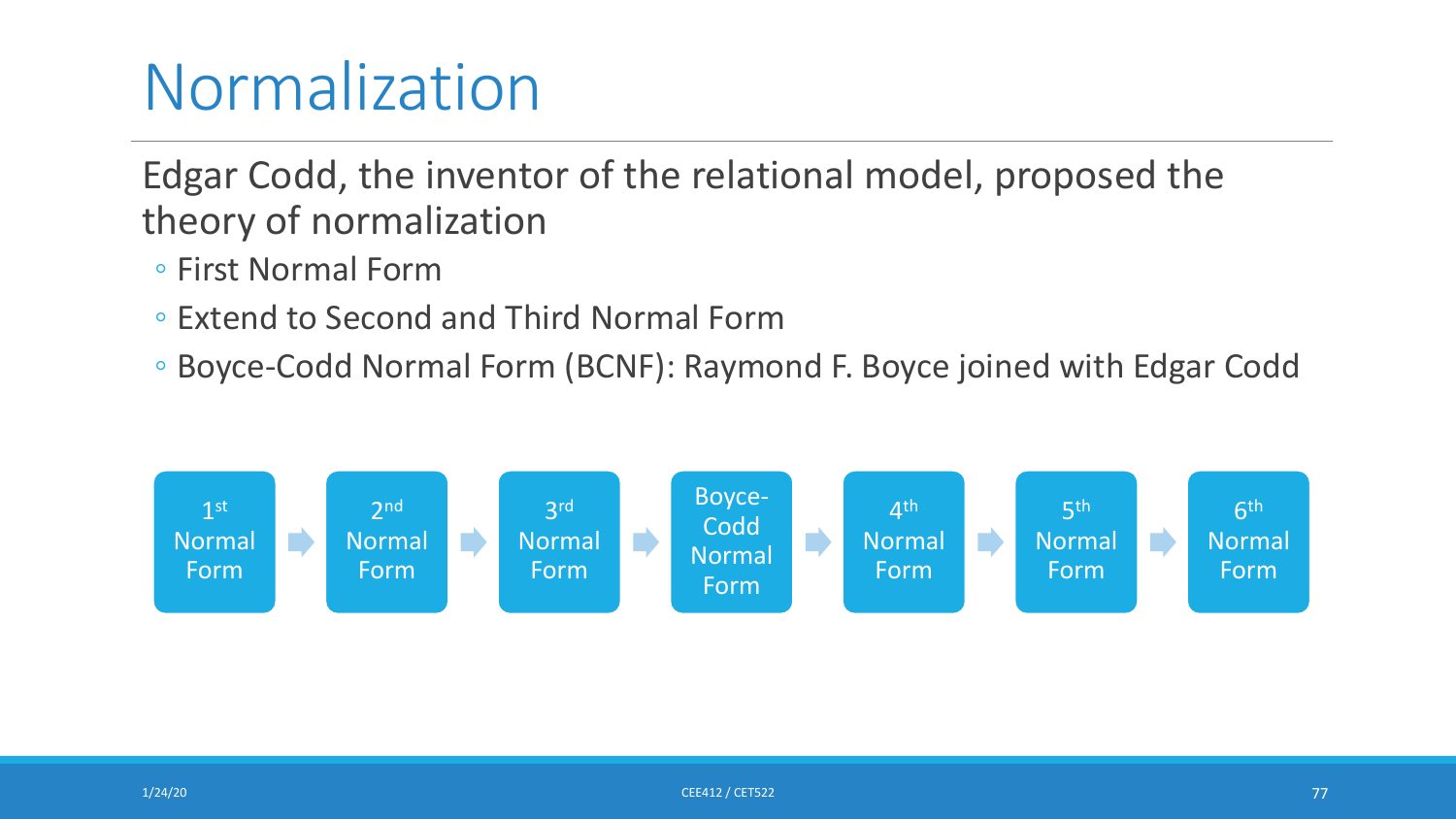# Normalization

Edgar Codd, the inventor of the relational model, proposed the theory of normalization

- First Normal Form
- Extend to Second and Third Normal Form
- Boyce-Codd Normal Form (BCNF): Raymond F. Boyce joined with Edgar Codd

1st Normal Form → 2nd Normal Form → 3rd Normal Form → Boyce-Codd Normal Form → 4th Normal Form → 5th Normal Form → 6th Normal Form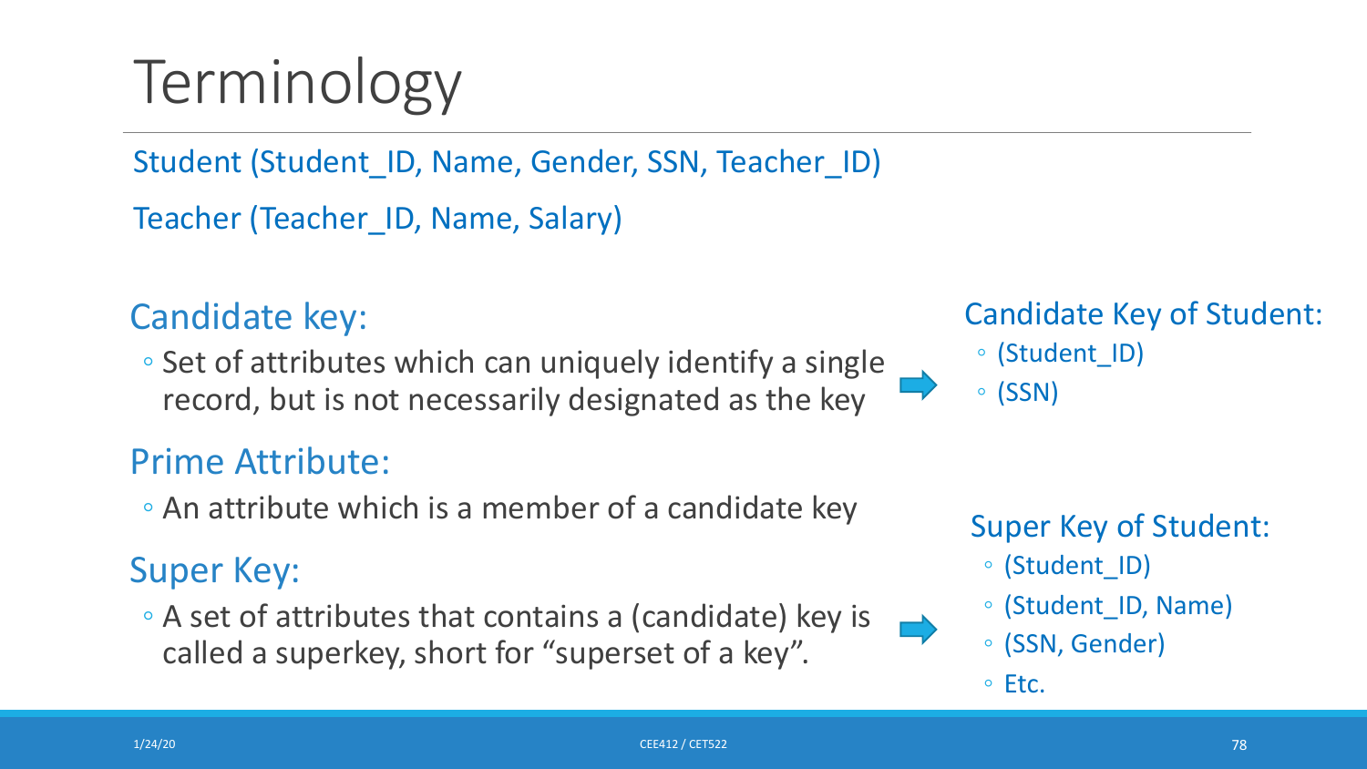# Terminology

Student (Student_ID, Name, Gender, SSN, Teacher_ID)

Teacher (Teacher_ID, Name, Salary)

## Candidate key:

- Set of attributes which can uniquely identify a single record, but is not necessarily designated as the key

Candidate Key of Student:

- (Student_ID)
- (SSN)

## Prime Attribute:

- An attribute which is a member of a candidate key

## Super Key:

- A set of attributes that contains a (candidate) key is called a superkey, short for “superset of a key”.

Super Key of Student:

- (Student_ID)
- (Student_ID, Name)
- (SSN, Gender)
- Etc.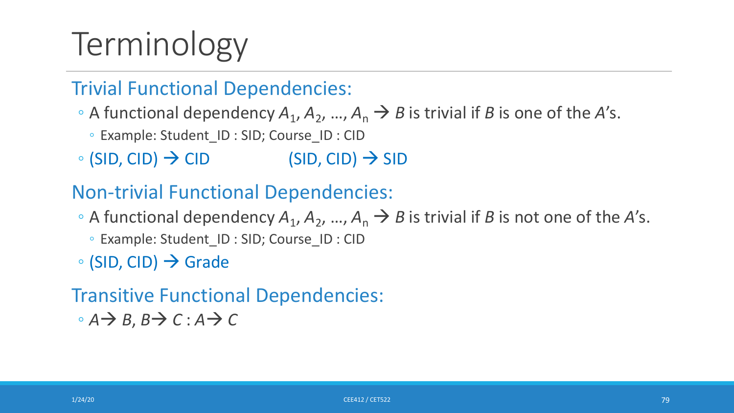# Terminology

## Trivial Functional Dependencies:

- A functional dependency $A_1, A_2, \ldots, A_n \rightarrow B$ is trivial if $B$ is one of the $A$'s.
  - Example: Student_ID : SID; Course_ID : CID
- (SID, CID) → CID          (SID, CID) → SID

## Non-trivial Functional Dependencies:

- A functional dependency $A_1, A_2, \ldots, A_n \rightarrow B$ is trivial if $B$ is not one of the $A$'s.
  - Example: Student_ID : SID; Course_ID : CID
- (SID, CID) → Grade

## Transitive Functional Dependencies:

- $A \rightarrow B$, $B \rightarrow C$ : $A \rightarrow C$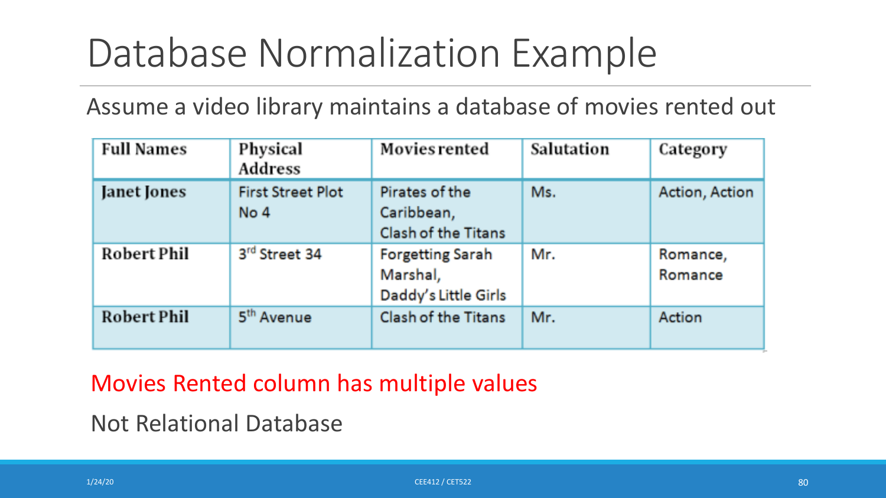# Database Normalization Example

Assume a video library maintains a database of movies rented out

| Full Names | Physical Address | Movies rented | Salutation | Category |
|---|---|---|---|---|
| Janet Jones | First Street Plot No 4 | Pirates of the Caribbean, Clash of the Titans | Ms. | Action, Action |
| Robert Phil | 3rd Street 34 | Forgetting Sarah Marshal, Daddy's Little Girls | Mr. | Romance, Romance |
| Robert Phil | 5th Avenue | Clash of the Titans | Mr. | Action |

Movies Rented column has multiple values

Not Relational Database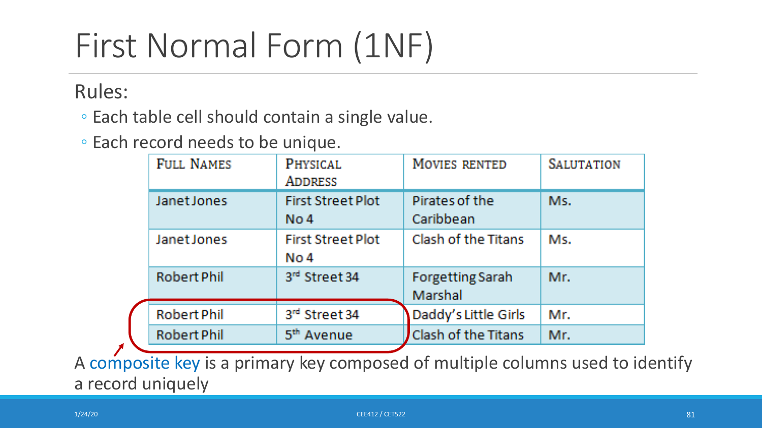# First Normal Form (1NF)

Rules:

- Each table cell should contain a single value.
- Each record needs to be unique.

| Full Names | Physical Address | Movies rented | Salutation |
|---|---|---|---|
| Janet Jones | First Street Plot No 4 | Pirates of the Caribbean | Ms. |
| Janet Jones | First Street Plot No 4 | Clash of the Titans | Ms. |
| Robert Phil | 3rd Street 34 | Forgetting Sarah Marshal | Mr. |
| Robert Phil | 3rd Street 34 | Daddy's Little Girls | Mr. |
| Robert Phil | 5th Avenue | Clash of the Titans | Mr. |

A composite key is a primary key composed of multiple columns used to identify a record uniquely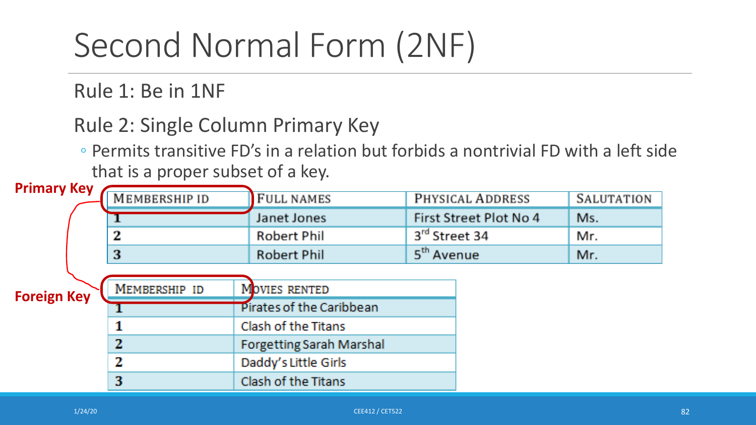# Second Normal Form (2NF)

Rule 1: Be in 1NF

Rule 2: Single Column Primary Key

- Permits transitive FD's in a relation but forbids a nontrivial FD with a left side that is a proper subset of a key.

**Primary Key**

| MEMBERSHIP ID | FULL NAMES | PHYSICAL ADDRESS | SALUTATION |
|---|---|---|---|
| 1 | Janet Jones | First Street Plot No 4 | Ms. |
| 2 | Robert Phil | 3rd Street 34 | Mr. |
| 3 | Robert Phil | 5th Avenue | Mr. |

**Foreign Key**

| MEMBERSHIP ID | MOVIES RENTED |
|---|---|
| 1 | Pirates of the Caribbean |
| 1 | Clash of the Titans |
| 2 | Forgetting Sarah Marshal |
| 2 | Daddy's Little Girls |
| 3 | Clash of the Titans |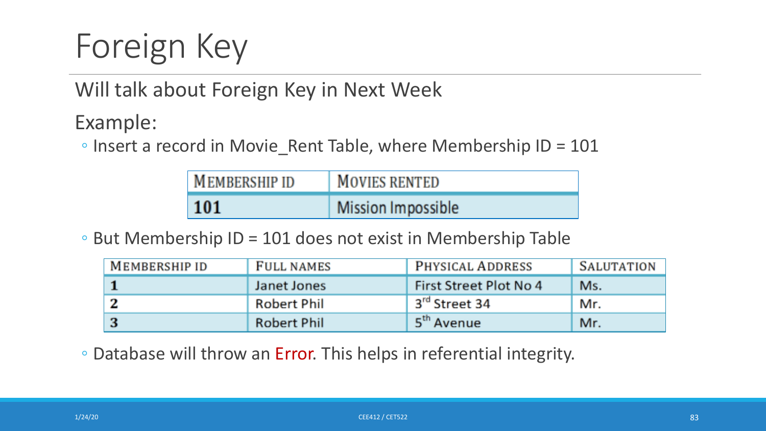# Foreign Key

Will talk about Foreign Key in Next Week

Example:

- Insert a record in Movie_Rent Table, where Membership ID = 101

| MEMBERSHIP ID | MOVIES RENTED |
|---|---|
| **101** | Mission Impossible |

- But Membership ID = 101 does not exist in Membership Table

| MEMBERSHIP ID | FULL NAMES | PHYSICAL ADDRESS | SALUTATION |
|---|---|---|---|
| **1** | Janet Jones | First Street Plot No 4 | Ms. |
| **2** | Robert Phil | 3rd Street 34 | Mr. |
| **3** | Robert Phil | 5th Avenue | Mr. |

- Database will throw an Error. This helps in referential integrity.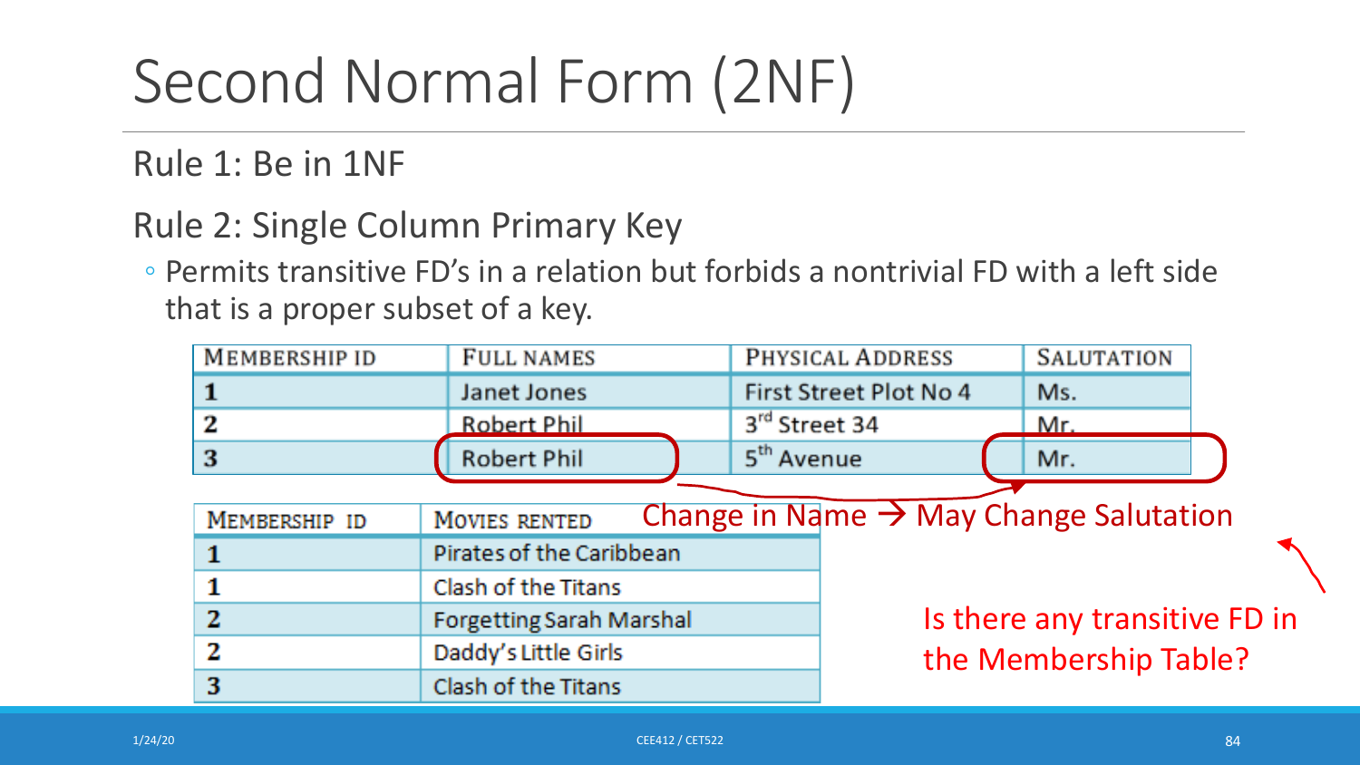# Second Normal Form (2NF)

Rule 1: Be in 1NF

Rule 2: Single Column Primary Key

- Permits transitive FD's in a relation but forbids a nontrivial FD with a left side that is a proper subset of a key.

| MEMBERSHIP ID | FULL NAMES | PHYSICAL ADDRESS | SALUTATION |
|---|---|---|---|
| **1** | Janet Jones | First Street Plot No 4 | Ms. |
| **2** | Robert Phil | 3rd Street 34 | Mr. |
| **3** | Robert Phil | 5th Avenue | Mr. |

Change in Name → May Change Salutation

| MEMBERSHIP ID | MOVIES RENTED |
|---|---|
| **1** | Pirates of the Caribbean |
| **1** | Clash of the Titans |
| **2** | Forgetting Sarah Marshal |
| **2** | Daddy's Little Girls |
| **3** | Clash of the Titans |

Is there any transitive FD in the Membership Table?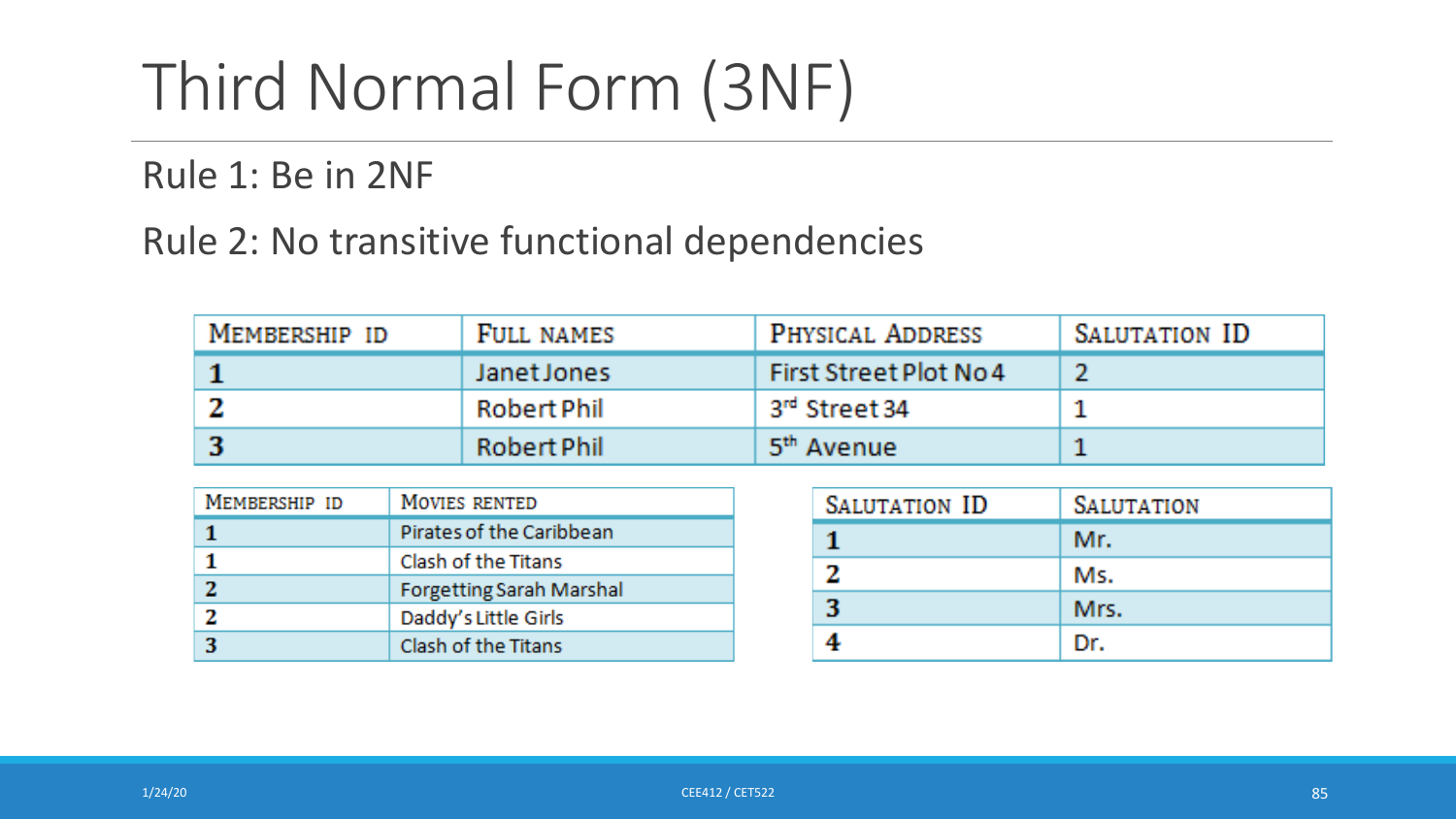# Third Normal Form (3NF)

Rule 1: Be in 2NF

Rule 2: No transitive functional dependencies

| Membership ID | Full names | Physical Address | Salutation ID |
|---|---|---|---|
| **1** | Janet Jones | First Street Plot No 4 | 2 |
| **2** | Robert Phil | 3rd Street 34 | 1 |
| **3** | Robert Phil | 5th Avenue | 1 |

| Membership ID | Movies rented |
|---|---|
| **1** | Pirates of the Caribbean |
| **1** | Clash of the Titans |
| **2** | Forgetting Sarah Marshal |
| **2** | Daddy's Little Girls |
| **3** | Clash of the Titans |

| Salutation ID | Salutation |
|---|---|
| **1** | Mr. |
| **2** | Ms. |
| **3** | Mrs. |
| **4** | Dr. |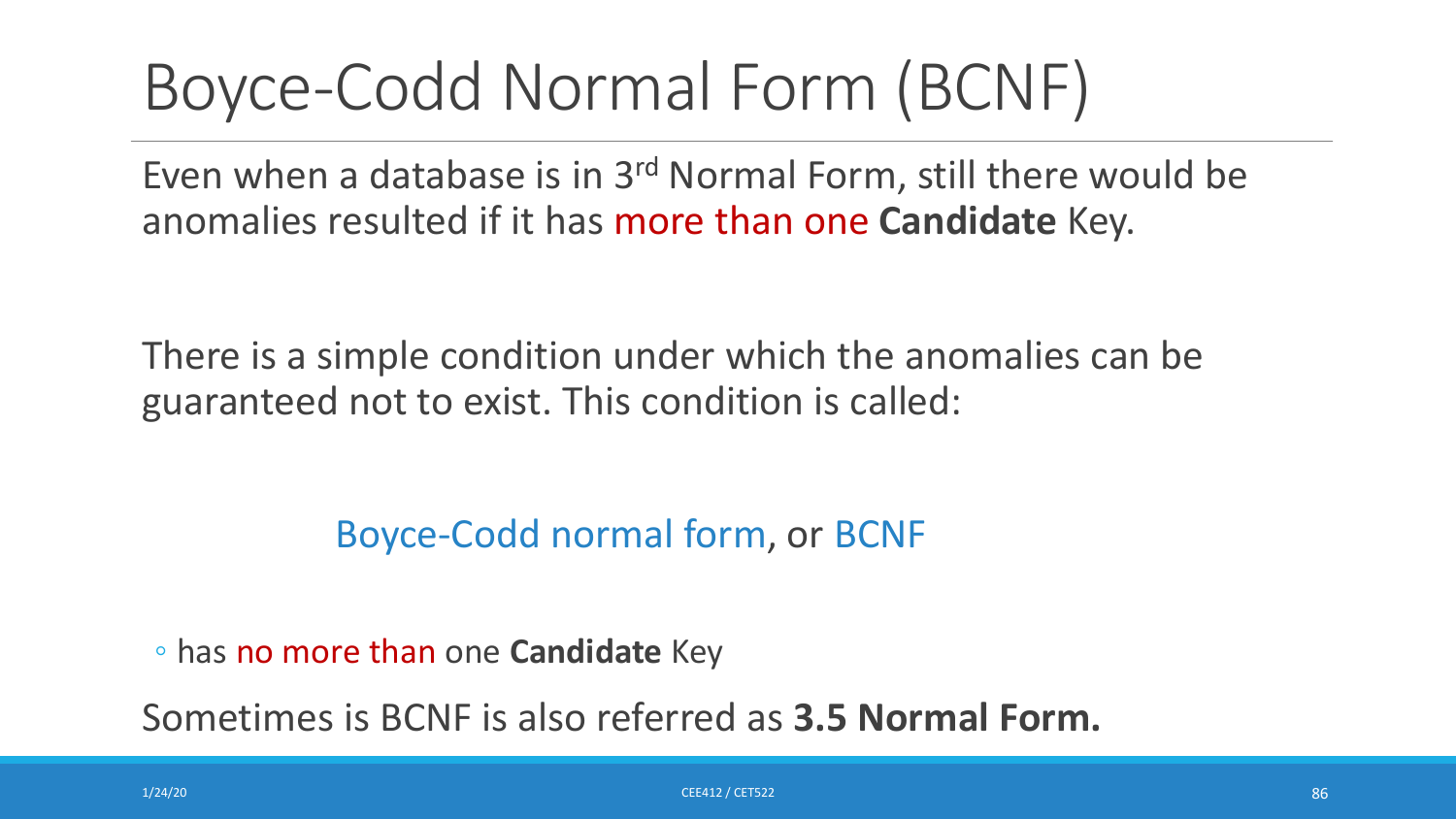# Boyce-Codd Normal Form (BCNF)

Even when a database is in 3rd Normal Form, still there would be anomalies resulted if it has more than one **Candidate** Key.

There is a simple condition under which the anomalies can be guaranteed not to exist. This condition is called:

Boyce-Codd normal form, or BCNF

- has no more than one **Candidate** Key

Sometimes is BCNF is also referred as **3.5 Normal Form.**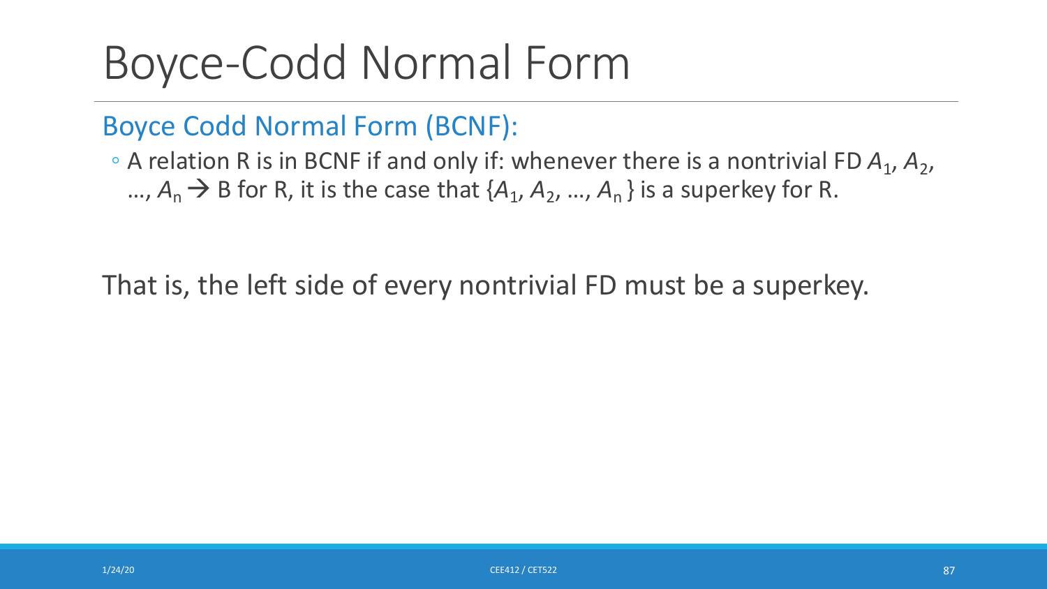# Boyce-Codd Normal Form

## Boyce Codd Normal Form (BCNF):

- A relation R is in BCNF if and only if: whenever there is a nontrivial FD $A_1, A_2, \ldots, A_n \rightarrow B$ for R, it is the case that $\{A_1, A_2, \ldots, A_n\}$ is a superkey for R.

That is, the left side of every nontrivial FD must be a superkey.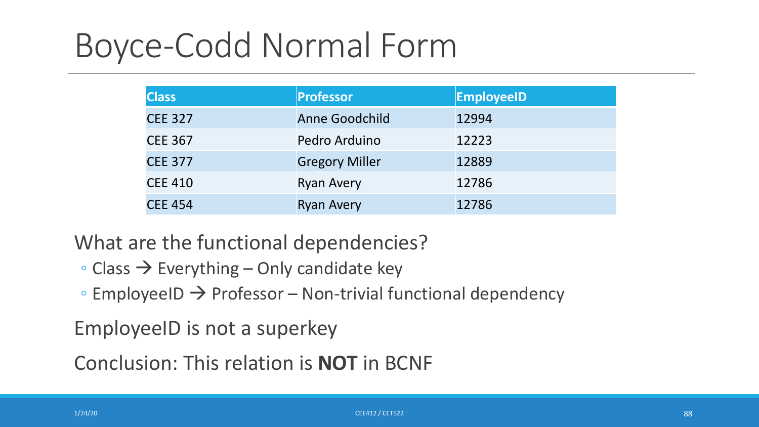# Boyce-Codd Normal Form

| Class | Professor | EmployeeID |
|---|---|---|
| CEE 327 | Anne Goodchild | 12994 |
| CEE 367 | Pedro Arduino | 12223 |
| CEE 377 | Gregory Miller | 12889 |
| CEE 410 | Ryan Avery | 12786 |
| CEE 454 | Ryan Avery | 12786 |

What are the functional dependencies?

- Class → Everything – Only candidate key
- EmployeeID → Professor – Non-trivial functional dependency

EmployeeID is not a superkey

Conclusion: This relation is **NOT** in BCNF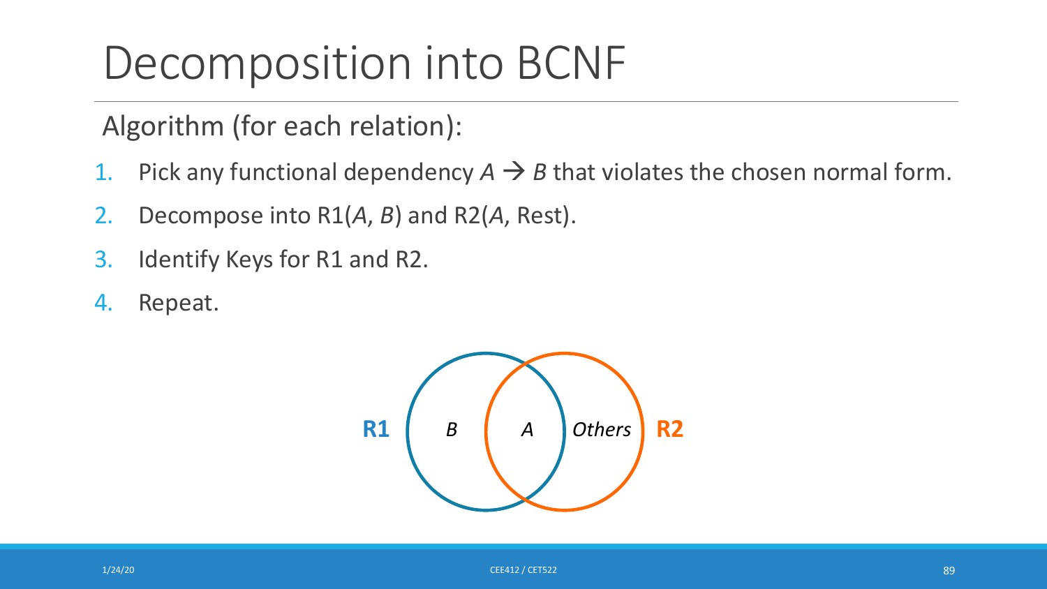# Decomposition into BCNF

Algorithm (for each relation):

1. Pick any functional dependency $A \rightarrow B$ that violates the chosen normal form.
2. Decompose into R1($A$, $B$) and R2($A$, Rest).
3. Identify Keys for R1 and R2.
4. Repeat.

**R1** *B* *A* *Others* **R2**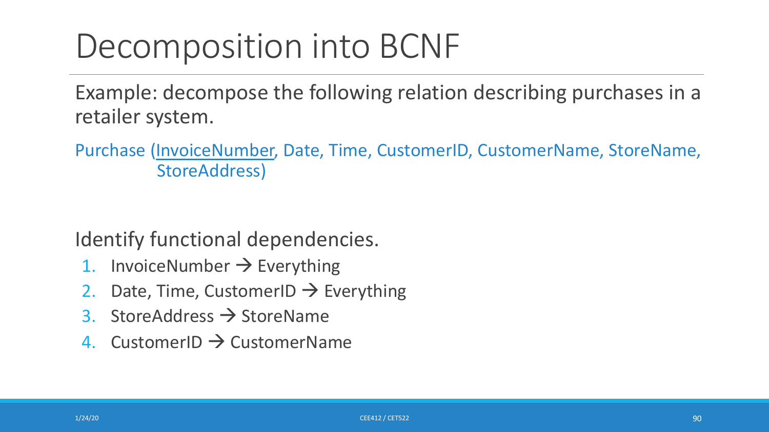# Decomposition into BCNF

Example: decompose the following relation describing purchases in a retailer system.

Purchase (<u>InvoiceNumber</u>, Date, Time, CustomerID, CustomerName, StoreName, StoreAddress)

Identify functional dependencies.

1. InvoiceNumber → Everything
2. Date, Time, CustomerID → Everything
3. StoreAddress → StoreName
4. CustomerID → CustomerName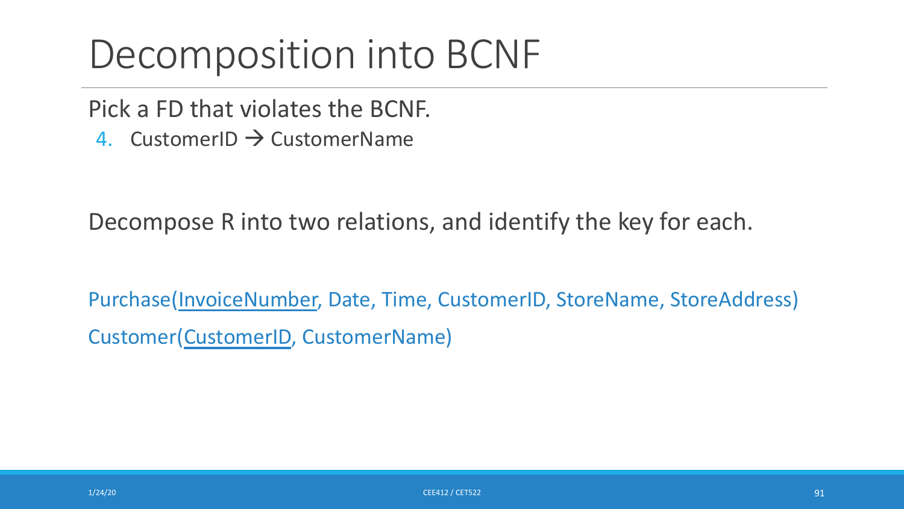# Decomposition into BCNF

Pick a FD that violates the BCNF.

4. CustomerID → CustomerName

Decompose R into two relations, and identify the key for each.

Purchase(<u>InvoiceNumber</u>, Date, Time, CustomerID, StoreName, StoreAddress)

Customer(<u>CustomerID</u>, CustomerName)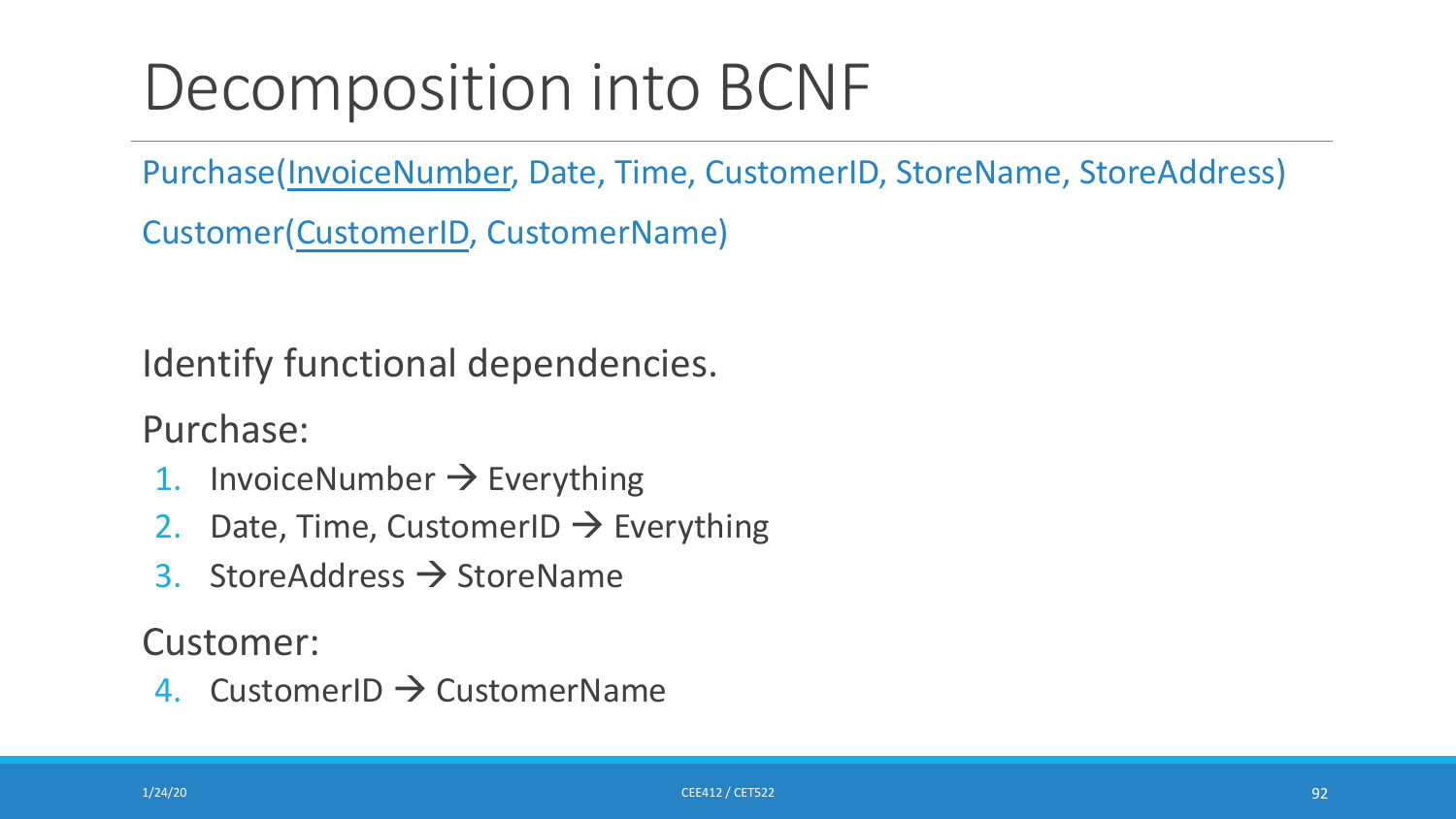# Decomposition into BCNF

Purchase(<u>InvoiceNumber</u>, Date, Time, CustomerID, StoreName, StoreAddress)

Customer(<u>CustomerID</u>, CustomerName)

Identify functional dependencies.

Purchase:

1. InvoiceNumber → Everything
2. Date, Time, CustomerID → Everything
3. StoreAddress → StoreName

Customer:

4. CustomerID → CustomerName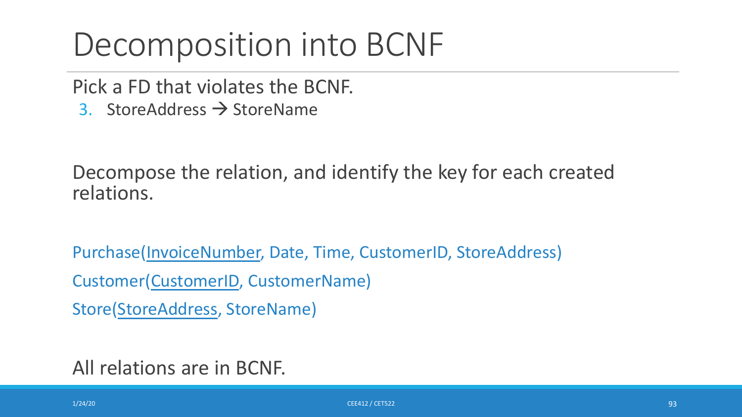# Decomposition into BCNF

Pick a FD that violates the BCNF.

3. StoreAddress → StoreName

Decompose the relation, and identify the key for each created relations.

Purchase(<u>InvoiceNumber</u>, Date, Time, CustomerID, StoreAddress)

Customer(<u>CustomerID</u>, CustomerName)

Store(<u>StoreAddress</u>, StoreName)

All relations are in BCNF.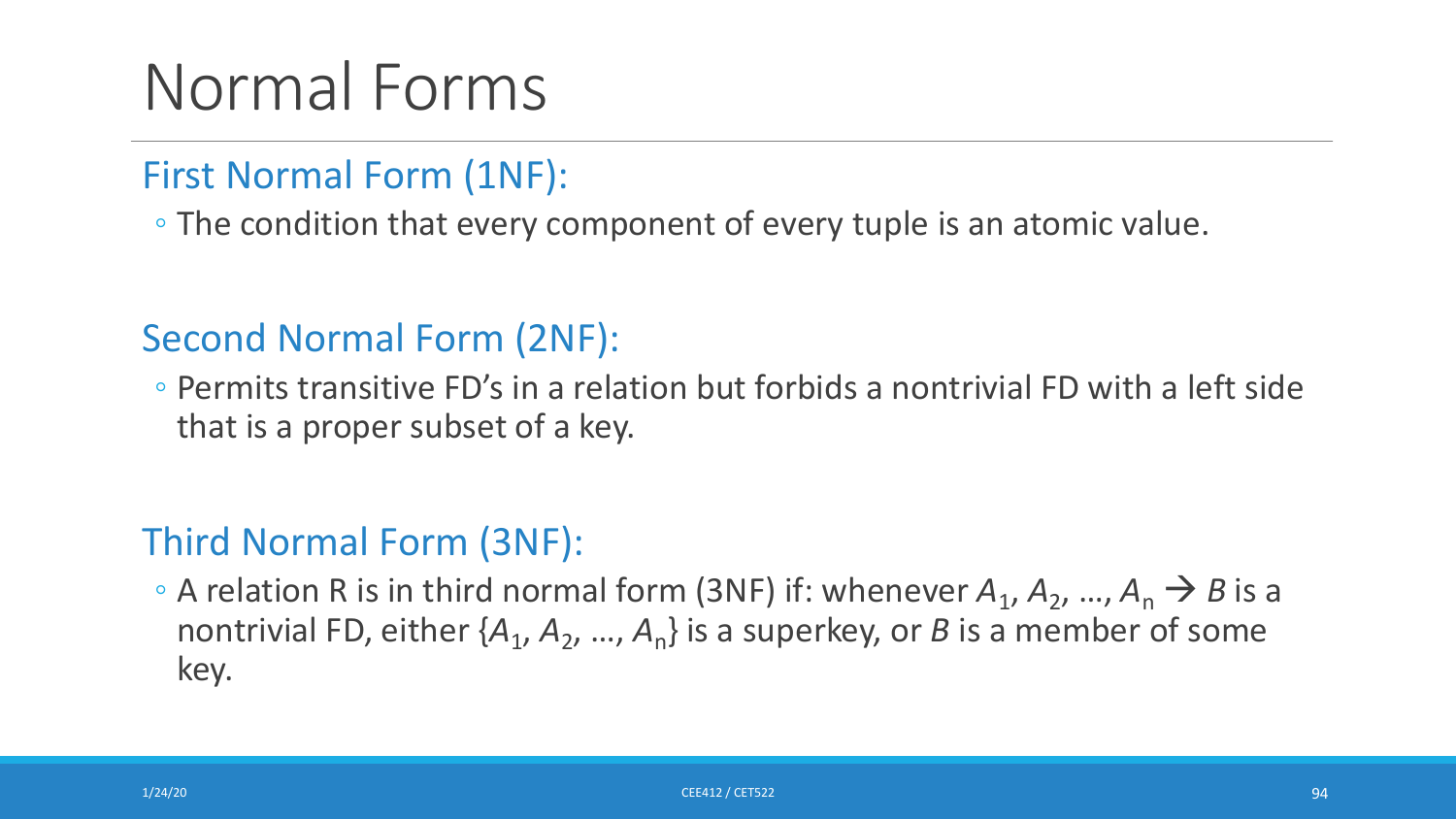# Normal Forms

## First Normal Form (1NF):

- The condition that every component of every tuple is an atomic value.

## Second Normal Form (2NF):

- Permits transitive FD's in a relation but forbids a nontrivial FD with a left side that is a proper subset of a key.

## Third Normal Form (3NF):

- A relation R is in third normal form (3NF) if: whenever $A_1, A_2, \ldots, A_n \rightarrow B$ is a nontrivial FD, either $\{A_1, A_2, \ldots, A_n\}$ is a superkey, or $B$ is a member of some key.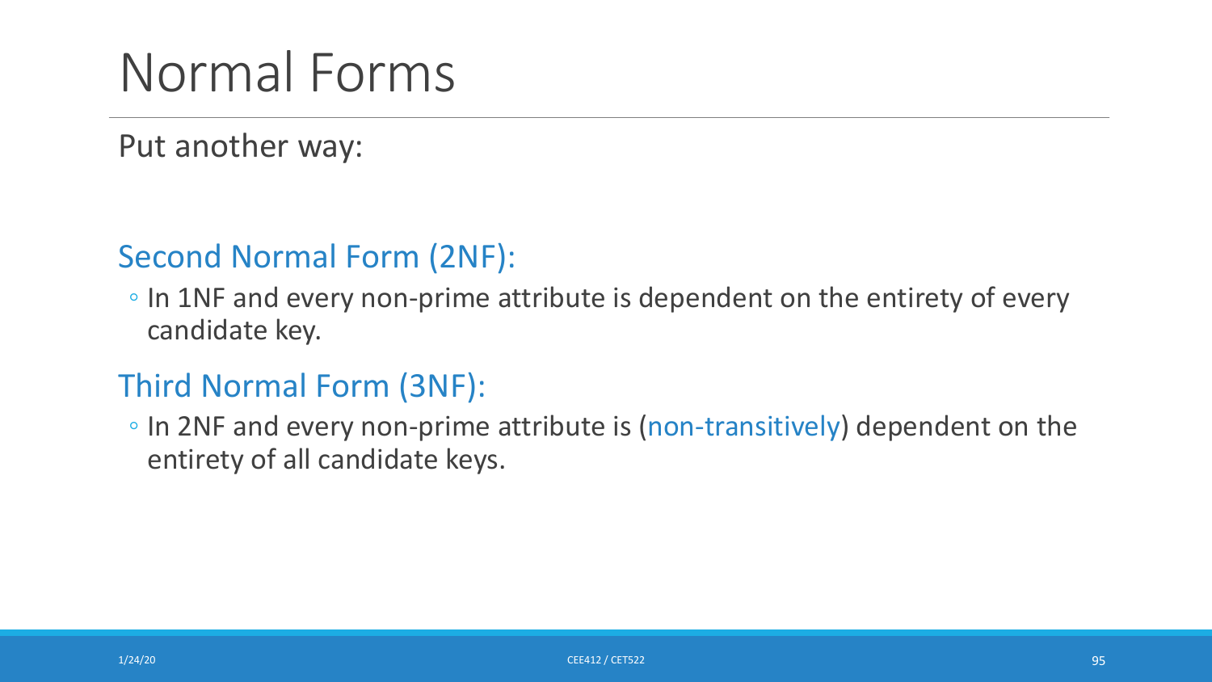# Normal Forms

Put another way:

## Second Normal Form (2NF):

- In 1NF and every non-prime attribute is dependent on the entirety of every candidate key.

## Third Normal Form (3NF):

- In 2NF and every non-prime attribute is (non-transitively) dependent on the entirety of all candidate keys.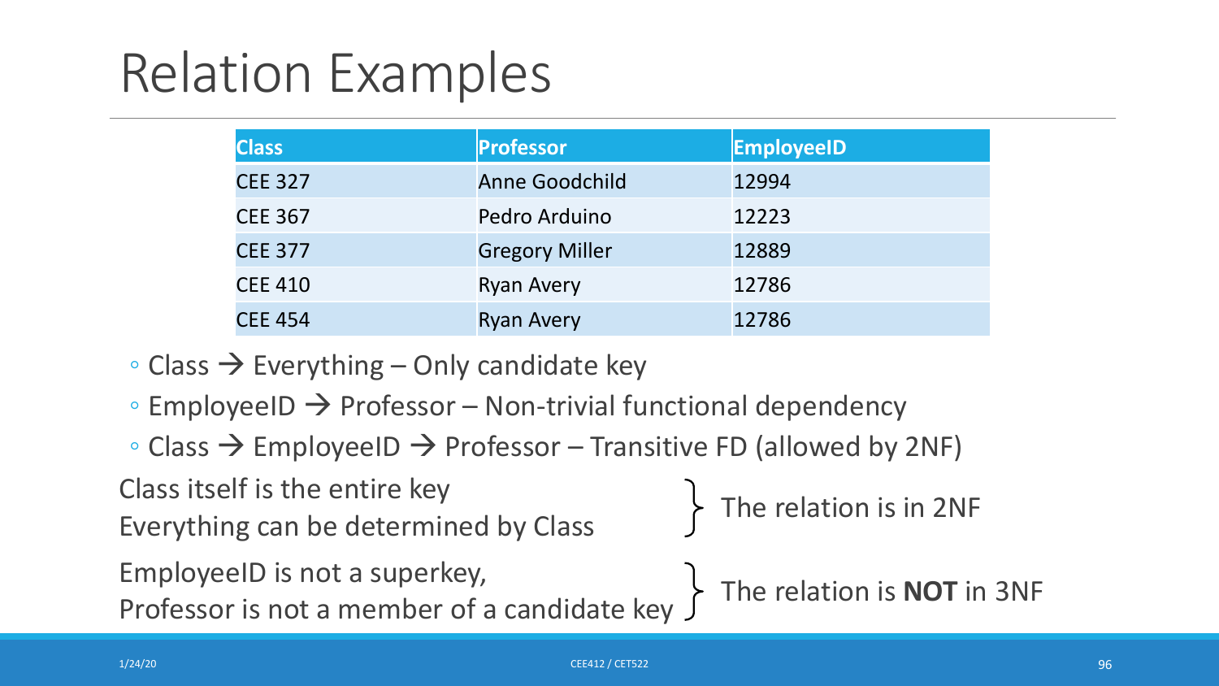# Relation Examples

| Class | Professor | EmployeeID |
|---|---|---|
| CEE 327 | Anne Goodchild | 12994 |
| CEE 367 | Pedro Arduino | 12223 |
| CEE 377 | Gregory Miller | 12889 |
| CEE 410 | Ryan Avery | 12786 |
| CEE 454 | Ryan Avery | 12786 |

- Class → Everything – Only candidate key
- EmployeeID → Professor – Non-trivial functional dependency
- Class → EmployeeID → Professor – Transitive FD (allowed by 2NF)

Class itself is the entire key
Everything can be determined by Class
} The relation is in 2NF

EmployeeID is not a superkey,
Professor is not a member of a candidate key
} The relation is **NOT** in 3NF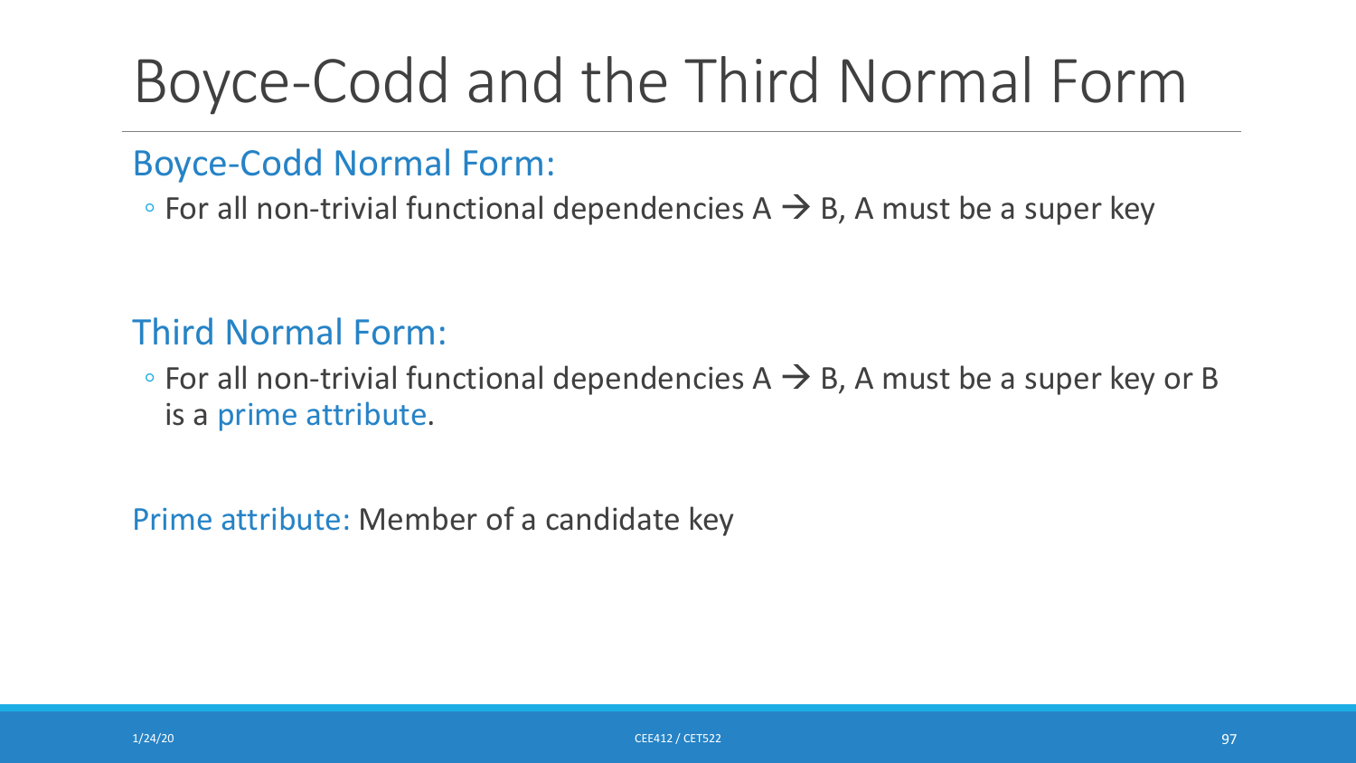# Boyce-Codd and the Third Normal Form

## Boyce-Codd Normal Form:

- For all non-trivial functional dependencies A → B, A must be a super key

## Third Normal Form:

- For all non-trivial functional dependencies A → B, A must be a super key or B is a prime attribute.

Prime attribute: Member of a candidate key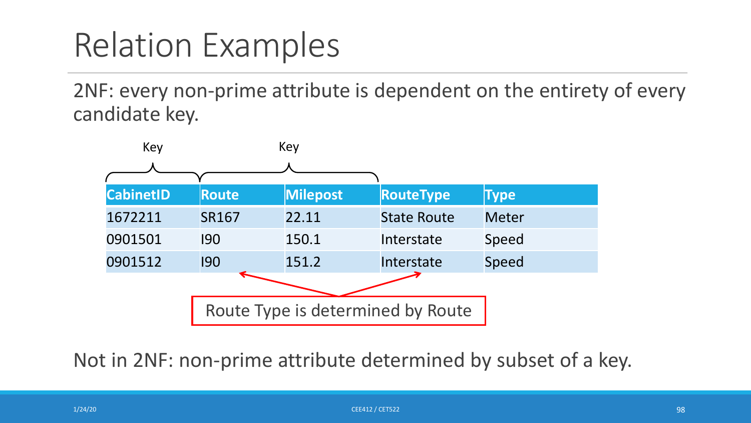# Relation Examples

2NF: every non-prime attribute is dependent on the entirety of every candidate key.

Key: CabinetID

Key: Route, Milepost

| CabinetID | Route | Milepost | RouteType | Type |
| --- | --- | --- | --- | --- |
| 1672211 | SR167 | 22.11 | State Route | Meter |
| 0901501 | I90 | 150.1 | Interstate | Speed |
| 0901512 | I90 | 151.2 | Interstate | Speed |

Route Type is determined by Route

Not in 2NF: non-prime attribute determined by subset of a key.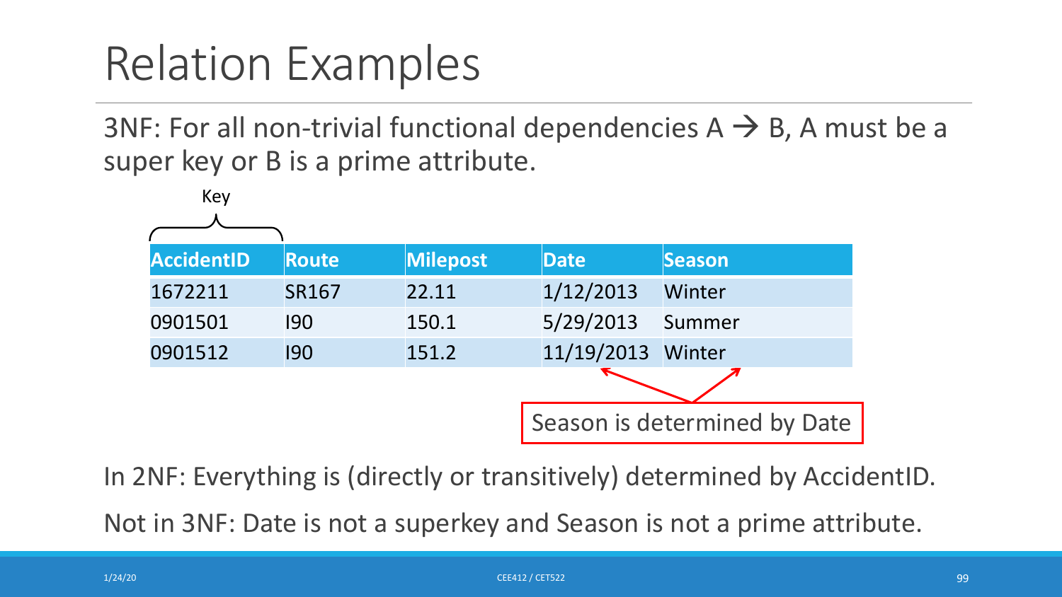# Relation Examples

3NF: For all non-trivial functional dependencies A → B, A must be a super key or B is a prime attribute.

Key

| AccidentID | Route | Milepost | Date | Season |
|---|---|---|---|---|
| 1672211 | SR167 | 22.11 | 1/12/2013 | Winter |
| 0901501 | I90 | 150.1 | 5/29/2013 | Summer |
| 0901512 | I90 | 151.2 | 11/19/2013 | Winter |

Season is determined by Date

In 2NF: Everything is (directly or transitively) determined by AccidentID.

Not in 3NF: Date is not a superkey and Season is not a prime attribute.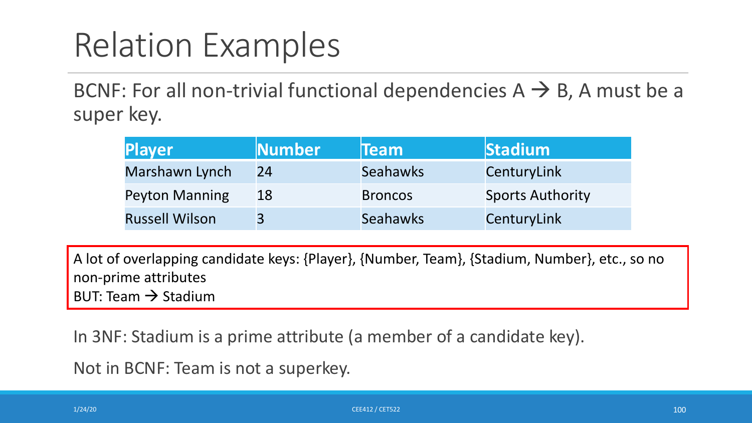# Relation Examples

BCNF: For all non-trivial functional dependencies A → B, A must be a super key.

| Player | Number | Team | Stadium |
|---|---|---|---|
| Marshawn Lynch | 24 | Seahawks | CenturyLink |
| Peyton Manning | 18 | Broncos | Sports Authority |
| Russell Wilson | 3 | Seahawks | CenturyLink |

A lot of overlapping candidate keys: {Player}, {Number, Team}, {Stadium, Number}, etc., so no non-prime attributes
BUT: Team → Stadium

In 3NF: Stadium is a prime attribute (a member of a candidate key).

Not in BCNF: Team is not a superkey.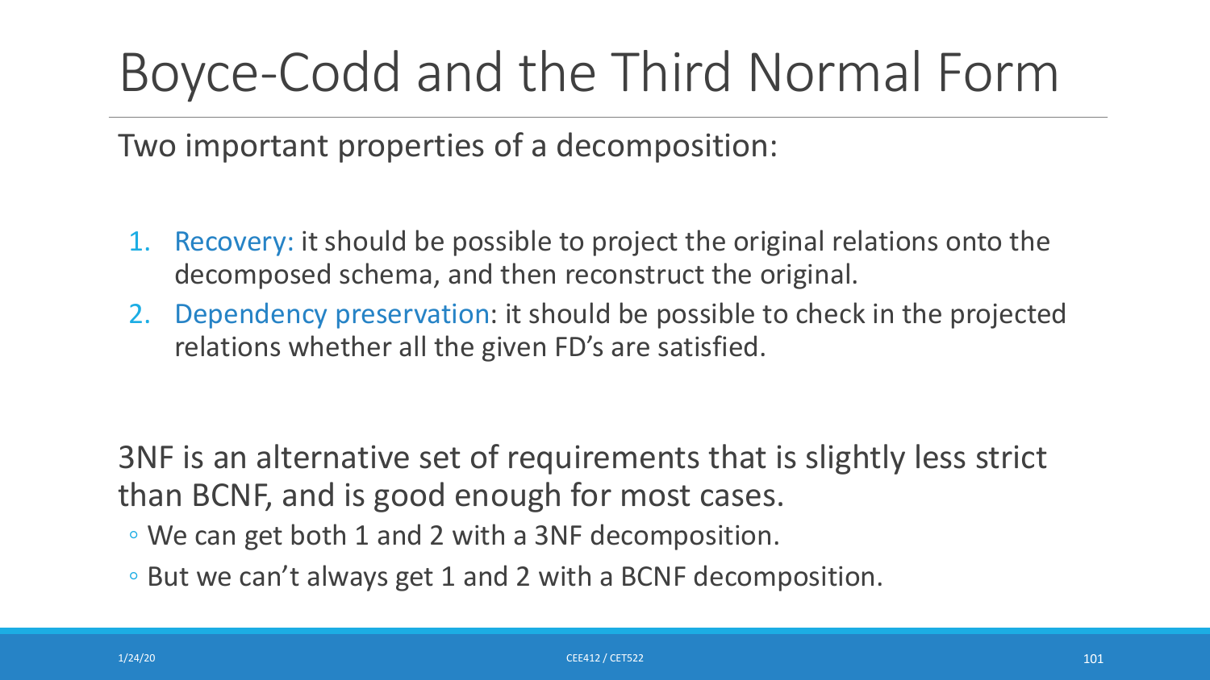# Boyce-Codd and the Third Normal Form

Two important properties of a decomposition:

1. Recovery: it should be possible to project the original relations onto the decomposed schema, and then reconstruct the original.
2. Dependency preservation: it should be possible to check in the projected relations whether all the given FD's are satisfied.

3NF is an alternative set of requirements that is slightly less strict than BCNF, and is good enough for most cases.

- We can get both 1 and 2 with a 3NF decomposition.
- But we can't always get 1 and 2 with a BCNF decomposition.